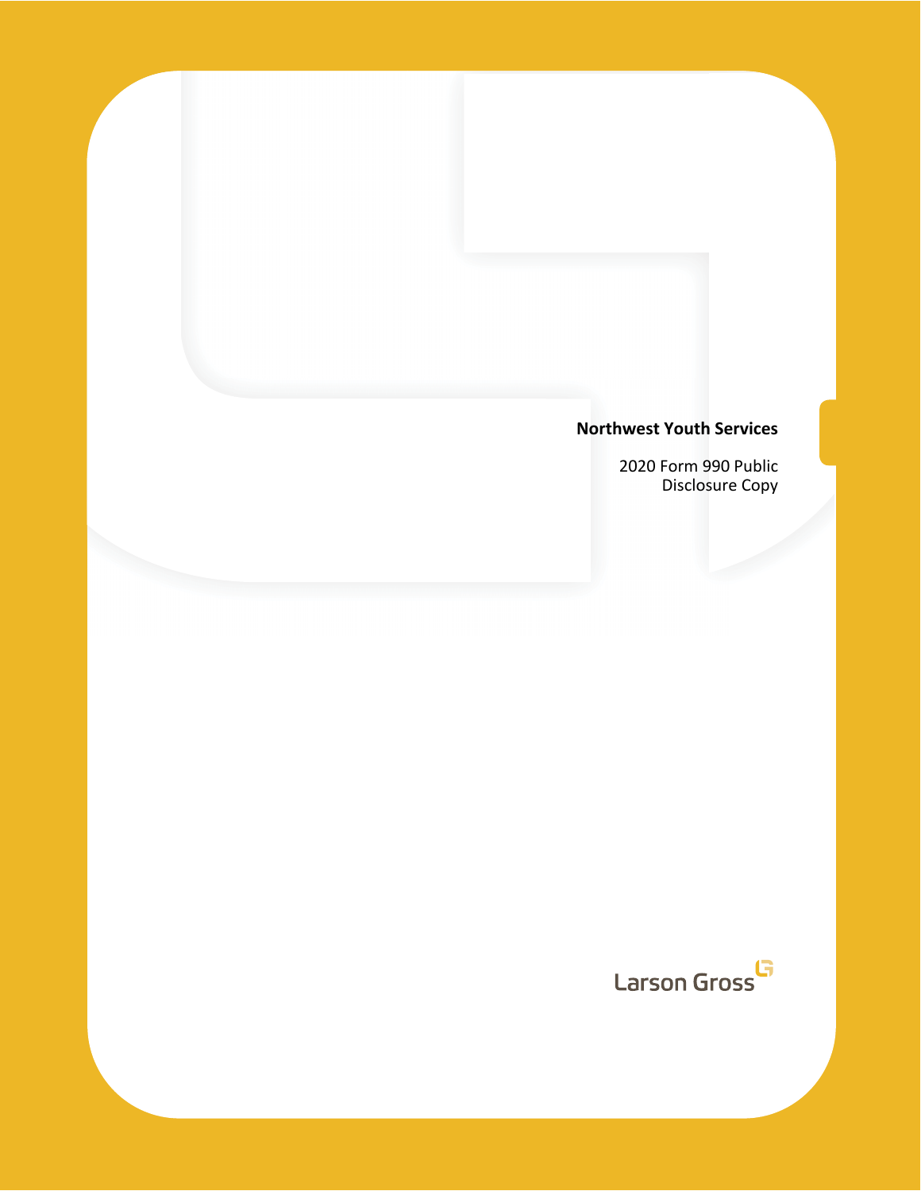**Northwest Youth Services**

2020 Form 990 Public
Disclosure Copy

Larson Gross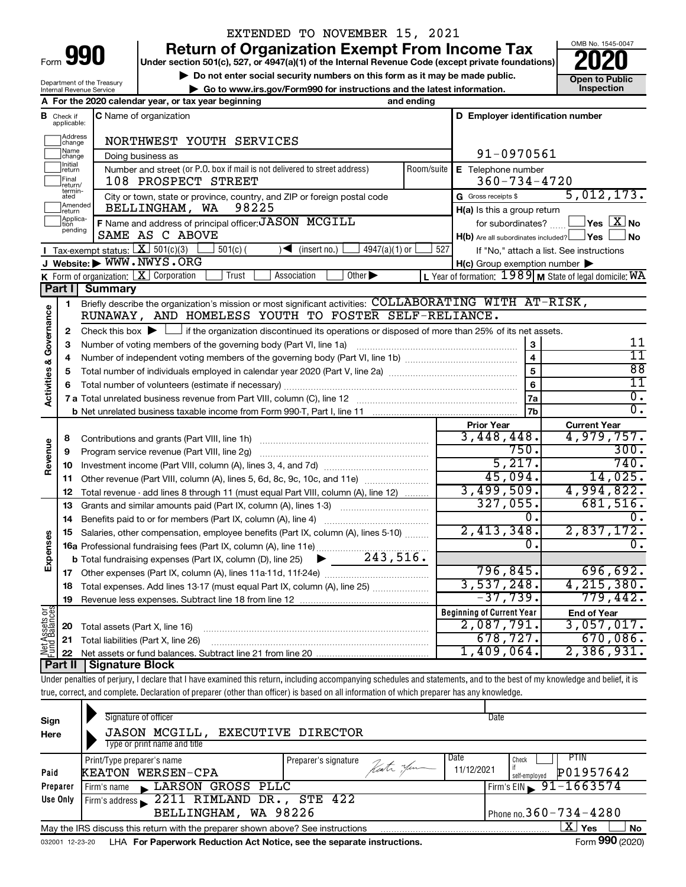EXTENDED TO NOVEMBER 15, 2021

# Form 990 — Return of Organization Exempt From Income Tax — 2020

Under section 501(c), 527, or 4947(a)(1) of the Internal Revenue Code (except private foundations)

▶ Do not enter social security numbers on this form as it may be made public.

▶ Go to www.irs.gov/Form990 for instructions and the latest information.

Department of the Treasury, Internal Revenue Service

OMB No. 1545-0047 — Open to Public Inspection

**A** For the 2020 calendar year, or tax year beginning and ending

**B** Check if applicable: Address change, Name change, Initial return, Final return/terminated, Amended return, Application pending

**C** Name of organization: NORTHWEST YOUTH SERVICES

Doing business as

Number and street (or P.O. box if mail is not delivered to street address): 108 PROSPECT STREET — Room/suite

City or town, state or province, country, and ZIP or foreign postal code: BELLINGHAM, WA 98225

**D** Employer identification number: 91-0970561

**E** Telephone number: 360-734-4720

**G** Gross receipts $ 5,012,173.

**F** Name and address of principal officer: JASON MCGILL, SAME AS C ABOVE

**H(a)** Is this a group return for subordinates? ☐ Yes ☒ No

**H(b)** Are all subordinates included? ☐ Yes ☐ No — If "No," attach a list. See instructions

**H(c)** Group exemption number ▶

**I** Tax-exempt status: ☒ 501(c)(3) ☐ 501(c) ( ) ◀ (insert no.) ☐ 4947(a)(1) or ☐ 527

**J** Website: ▶ WWW.NWYS.ORG

**K** Form of organization: ☒ Corporation ☐ Trust ☐ Association ☐ Other ▶

**L** Year of formation: 1989 **M** State of legal domicile: WA

## Part I Summary

**Activities & Governance**

1 Briefly describe the organization's mission or most significant activities: COLLABORATING WITH AT-RISK, RUNAWAY, AND HOMELESS YOUTH TO FOSTER SELF-RELIANCE.

2 Check this box ▶ ☐ if the organization discontinued its operations or disposed of more than 25% of its net assets.

| | | | |
|---|---|---|---|
| 3 | Number of voting members of the governing body (Part VI, line 1a) | 3 | 11 |
| 4 | Number of independent voting members of the governing body (Part VI, line 1b) | 4 | 11 |
| 5 | Total number of individuals employed in calendar year 2020 (Part V, line 2a) | 5 | 88 |
| 6 | Total number of volunteers (estimate if necessary) | 6 | 11 |
| 7a | Total unrelated business revenue from Part VIII, column (C), line 12 | 7a | 0. |
| b | Net unrelated business taxable income from Form 990-T, Part I, line 11 | 7b | 0. |

| | | Prior Year | Current Year |
|---|---|---|---|
| **Revenue** | | | |
| 8 | Contributions and grants (Part VIII, line 1h) | 3,448,448. | 4,979,757. |
| 9 | Program service revenue (Part VIII, line 2g) | 750. | 300. |
| 10 | Investment income (Part VIII, column (A), lines 3, 4, and 7d) | 5,217. | 740. |
| 11 | Other revenue (Part VIII, column (A), lines 5, 6d, 8c, 9c, 10c, and 11e) | 45,094. | 14,025. |
| 12 | Total revenue - add lines 8 through 11 (must equal Part VIII, column (A), line 12) | 3,499,509. | 4,994,822. |
| **Expenses** | | | |
| 13 | Grants and similar amounts paid (Part IX, column (A), lines 1-3) | 327,055. | 681,516. |
| 14 | Benefits paid to or for members (Part IX, column (A), line 4) | 0. | 0. |
| 15 | Salaries, other compensation, employee benefits (Part IX, column (A), lines 5-10) | 2,413,348. | 2,837,172. |
| 16a | Professional fundraising fees (Part IX, column (A), line 11e) | 0. | 0. |
| b | Total fundraising expenses (Part IX, column (D), line 25) ▶ 243,516. | | |
| 17 | Other expenses (Part IX, column (A), lines 11a-11d, 11f-24e) | 796,845. | 696,692. |
| 18 | Total expenses. Add lines 13-17 (must equal Part IX, column (A), line 25) | 3,537,248. | 4,215,380. |
| 19 | Revenue less expenses. Subtract line 18 from line 12 | -37,739. | 779,442. |
| **Net Assets or Fund Balances** | | **Beginning of Current Year** | **End of Year** |
| 20 | Total assets (Part X, line 16) | 2,087,791. | 3,057,017. |
| 21 | Total liabilities (Part X, line 26) | 678,727. | 670,086. |
| 22 | Net assets or fund balances. Subtract line 21 from line 20 | 1,409,064. | 2,386,931. |

## Part II Signature Block

Under penalties of perjury, I declare that I have examined this return, including accompanying schedules and statements, and to the best of my knowledge and belief, it is true, correct, and complete. Declaration of preparer (other than officer) is based on all information of which preparer has any knowledge.

**Sign Here**

Signature of officer — Date

JASON MCGILL, EXECUTIVE DIRECTOR

Type or print name and title

**Paid Preparer Use Only**

| Print/Type preparer's name | Preparer's signature | Date | Check ☐ if self-employed | PTIN |
|---|---|---|---|---|
| KEATON WERSEN-CPA | | 11/12/2021 | | P01957642 |

Firm's name ▶ LARSON GROSS PLLC — Firm's EIN ▶ 91-1663574

Firm's address ▶ 2211 RIMLAND DR., STE 422, BELLINGHAM, WA 98226 — Phone no. 360-734-4280

May the IRS discuss this return with the preparer shown above? See instructions ☒ Yes ☐ No

032001 12-23-20 LHA For Paperwork Reduction Act Notice, see the separate instructions. Form 990 (2020)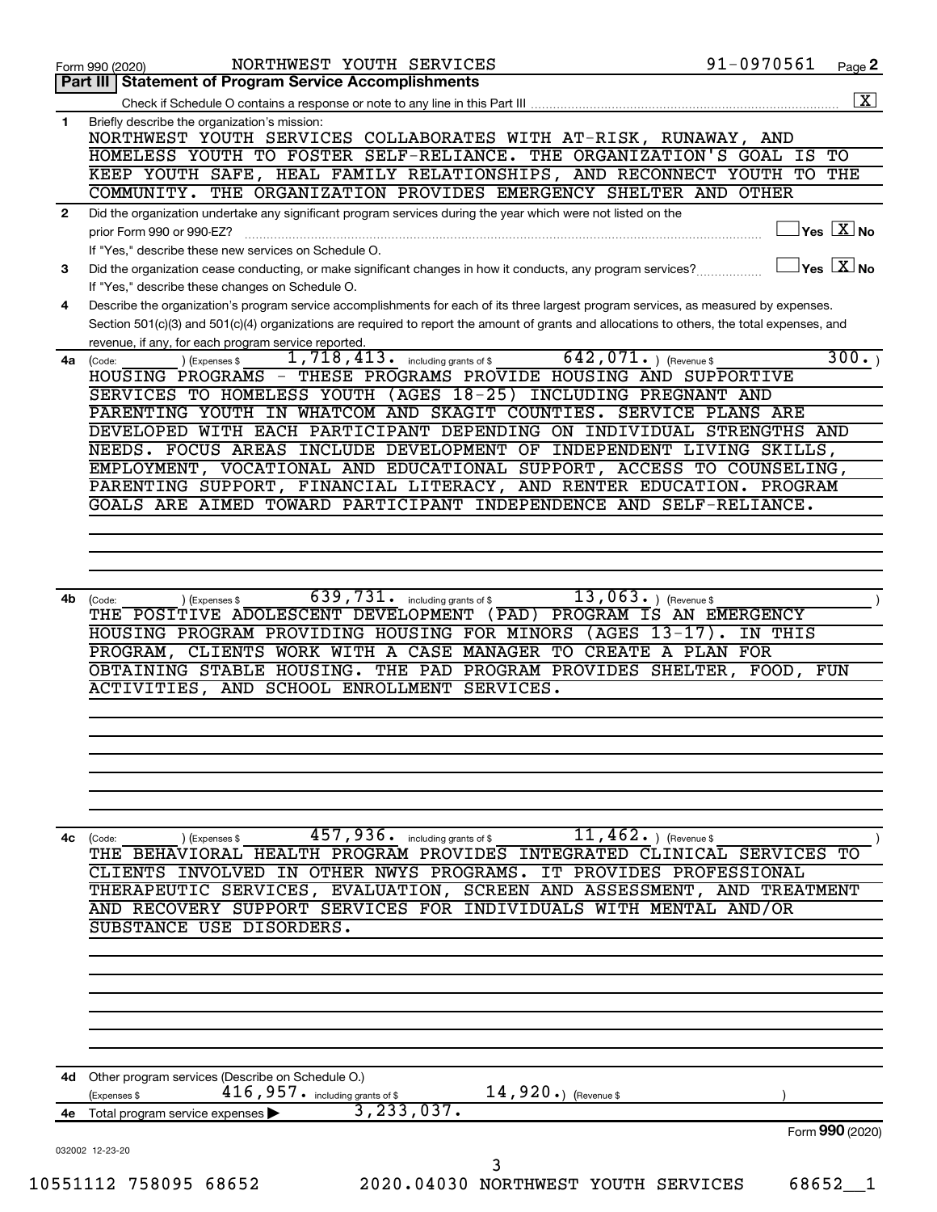Form 990 (2020) NORTHWEST YOUTH SERVICES 91-0970561 Page 2

**Part III | Statement of Program Service Accomplishments**

Check if Schedule O contains a response or note to any line in this Part III .......... [X]

**1** Briefly describe the organization's mission:

NORTHWEST YOUTH SERVICES COLLABORATES WITH AT-RISK, RUNAWAY, AND HOMELESS YOUTH TO FOSTER SELF-RELIANCE. THE ORGANIZATION'S GOAL IS TO KEEP YOUTH SAFE, HEAL FAMILY RELATIONSHIPS, AND RECONNECT YOUTH TO THE COMMUNITY. THE ORGANIZATION PROVIDES EMERGENCY SHELTER AND OTHER

**2** Did the organization undertake any significant program services during the year which were not listed on the prior Form 990 or 990-EZ? [ ] Yes [X] No

If "Yes," describe these new services on Schedule O.

**3** Did the organization cease conducting, or make significant changes in how it conducts, any program services? [ ] Yes [X] No

If "Yes," describe these changes on Schedule O.

**4** Describe the organization's program service accomplishments for each of its three largest program services, as measured by expenses. Section 501(c)(3) and 501(c)(4) organizations are required to report the amount of grants and allocations to others, the total expenses, and revenue, if any, for each program service reported.

**4a** (Code: ) (Expenses $ 1,718,413. including grants of $ 642,071. ) (Revenue $ 300. )

HOUSING PROGRAMS - THESE PROGRAMS PROVIDE HOUSING AND SUPPORTIVE SERVICES TO HOMELESS YOUTH (AGES 18-25) INCLUDING PREGNANT AND PARENTING YOUTH IN WHATCOM AND SKAGIT COUNTIES. SERVICE PLANS ARE DEVELOPED WITH EACH PARTICIPANT DEPENDING ON INDIVIDUAL STRENGTHS AND NEEDS. FOCUS AREAS INCLUDE DEVELOPMENT OF INDEPENDENT LIVING SKILLS, EMPLOYMENT, VOCATIONAL AND EDUCATIONAL SUPPORT, ACCESS TO COUNSELING, PARENTING SUPPORT, FINANCIAL LITERACY, AND RENTER EDUCATION. PROGRAM GOALS ARE AIMED TOWARD PARTICIPANT INDEPENDENCE AND SELF-RELIANCE.

**4b** (Code: ) (Expenses $ 639,731. including grants of $ 13,063. ) (Revenue $ )

THE POSITIVE ADOLESCENT DEVELOPMENT (PAD) PROGRAM IS AN EMERGENCY HOUSING PROGRAM PROVIDING HOUSING FOR MINORS (AGES 13-17). IN THIS PROGRAM, CLIENTS WORK WITH A CASE MANAGER TO CREATE A PLAN FOR OBTAINING STABLE HOUSING. THE PAD PROGRAM PROVIDES SHELTER, FOOD, FUN ACTIVITIES, AND SCHOOL ENROLLMENT SERVICES.

**4c** (Code: ) (Expenses $ 457,936. including grants of $ 11,462. ) (Revenue $ )

THE BEHAVIORAL HEALTH PROGRAM PROVIDES INTEGRATED CLINICAL SERVICES TO CLIENTS INVOLVED IN OTHER NWYS PROGRAMS. IT PROVIDES PROFESSIONAL THERAPEUTIC SERVICES, EVALUATION, SCREEN AND ASSESSMENT, AND TREATMENT AND RECOVERY SUPPORT SERVICES FOR INDIVIDUALS WITH MENTAL AND/OR SUBSTANCE USE DISORDERS.

**4d** Other program services (Describe on Schedule O.)

(Expenses $ 416,957. including grants of $ 14,920.) (Revenue $ )

**4e** Total program service expenses ▶ 3,233,037.

Form **990** (2020)

032002 12-23-20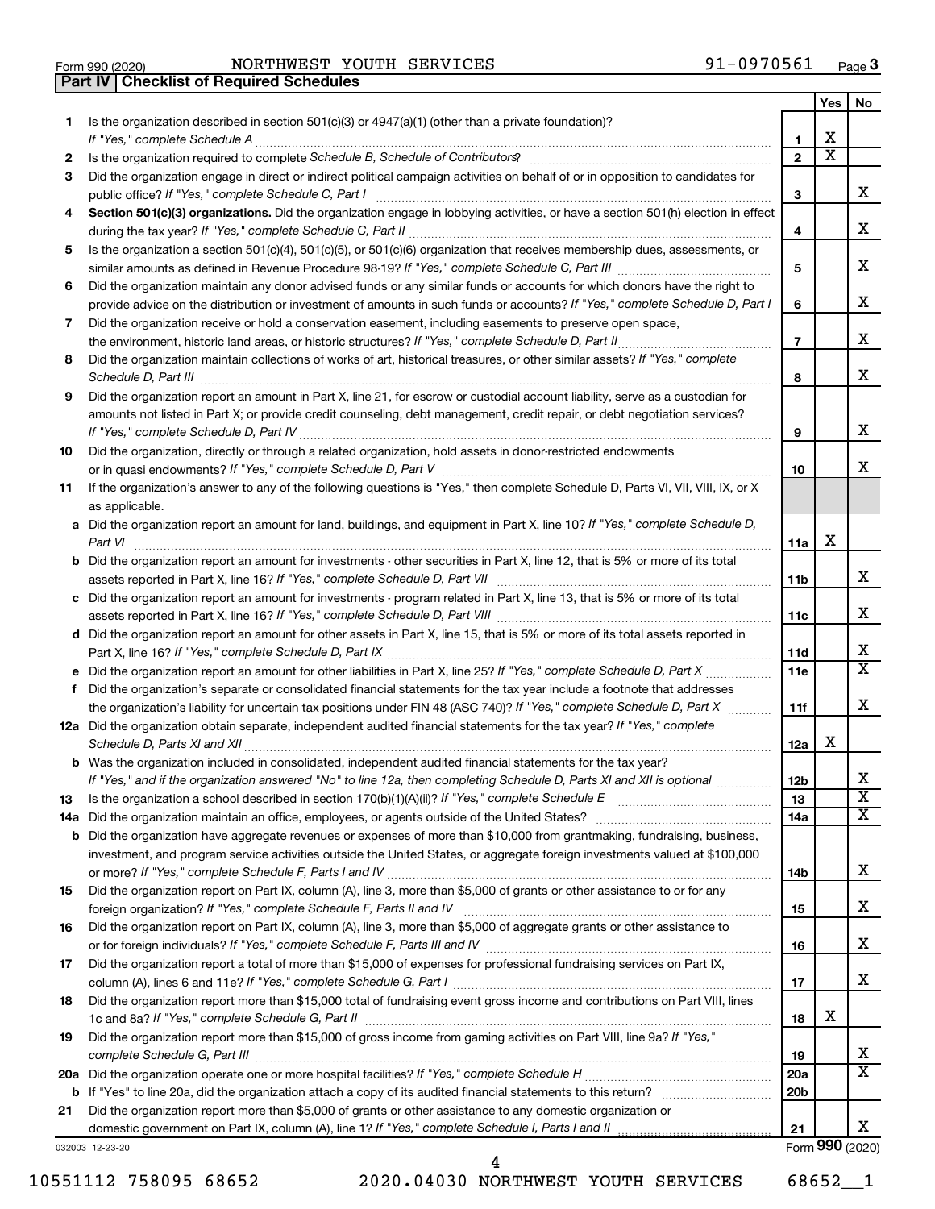Form 990 (2020) NORTHWEST YOUTH SERVICES 91-0970561 Page **3**

## Part IV | Checklist of Required Schedules

| | | | Yes | No |
|---|---|---|---|---|
| **1** | Is the organization described in section 501(c)(3) or 4947(a)(1) (other than a private foundation)? *If "Yes," complete Schedule A* | **1** | X | |
| **2** | Is the organization required to complete *Schedule B, Schedule of Contributors*? | **2** | X | |
| **3** | Did the organization engage in direct or indirect political campaign activities on behalf of or in opposition to candidates for public office? *If "Yes," complete Schedule C, Part I* | **3** | | X |
| **4** | **Section 501(c)(3) organizations.** Did the organization engage in lobbying activities, or have a section 501(h) election in effect during the tax year? *If "Yes," complete Schedule C, Part II* | **4** | | X |
| **5** | Is the organization a section 501(c)(4), 501(c)(5), or 501(c)(6) organization that receives membership dues, assessments, or similar amounts as defined in Revenue Procedure 98-19? *If "Yes," complete Schedule C, Part III* | **5** | | X |
| **6** | Did the organization maintain any donor advised funds or any similar funds or accounts for which donors have the right to provide advice on the distribution or investment of amounts in such funds or accounts? *If "Yes," complete Schedule D, Part I* | **6** | | X |
| **7** | Did the organization receive or hold a conservation easement, including easements to preserve open space, the environment, historic land areas, or historic structures? *If "Yes," complete Schedule D, Part II* | **7** | | X |
| **8** | Did the organization maintain collections of works of art, historical treasures, or other similar assets? *If "Yes," complete Schedule D, Part III* | **8** | | X |
| **9** | Did the organization report an amount in Part X, line 21, for escrow or custodial account liability, serve as a custodian for amounts not listed in Part X; or provide credit counseling, debt management, credit repair, or debt negotiation services? *If "Yes," complete Schedule D, Part IV* | **9** | | X |
| **10** | Did the organization, directly or through a related organization, hold assets in donor-restricted endowments or in quasi endowments? *If "Yes," complete Schedule D, Part V* | **10** | | X |
| **11** | If the organization's answer to any of the following questions is "Yes," then complete Schedule D, Parts VI, VII, VIII, IX, or X as applicable. | | | |
| **a** | Did the organization report an amount for land, buildings, and equipment in Part X, line 10? *If "Yes," complete Schedule D, Part VI* | **11a** | X | |
| **b** | Did the organization report an amount for investments - other securities in Part X, line 12, that is 5% or more of its total assets reported in Part X, line 16? *If "Yes," complete Schedule D, Part VII* | **11b** | | X |
| **c** | Did the organization report an amount for investments - program related in Part X, line 13, that is 5% or more of its total assets reported in Part X, line 16? *If "Yes," complete Schedule D, Part VIII* | **11c** | | X |
| **d** | Did the organization report an amount for other assets in Part X, line 15, that is 5% or more of its total assets reported in Part X, line 16? *If "Yes," complete Schedule D, Part IX* | **11d** | | X |
| **e** | Did the organization report an amount for other liabilities in Part X, line 25? *If "Yes," complete Schedule D, Part X* | **11e** | | X |
| **f** | Did the organization's separate or consolidated financial statements for the tax year include a footnote that addresses the organization's liability for uncertain tax positions under FIN 48 (ASC 740)? *If "Yes," complete Schedule D, Part X* | **11f** | | X |
| **12a** | Did the organization obtain separate, independent audited financial statements for the tax year? *If "Yes," complete Schedule D, Parts XI and XII* | **12a** | X | |
| **b** | Was the organization included in consolidated, independent audited financial statements for the tax year? *If "Yes," and if the organization answered "No" to line 12a, then completing Schedule D, Parts XI and XII is optional* | **12b** | | X |
| **13** | Is the organization a school described in section 170(b)(1)(A)(ii)? *If "Yes," complete Schedule E* | **13** | | X |
| **14a** | Did the organization maintain an office, employees, or agents outside of the United States? | **14a** | | X |
| **b** | Did the organization have aggregate revenues or expenses of more than $10,000 from grantmaking, fundraising, business, investment, and program service activities outside the United States, or aggregate foreign investments valued at $100,000 or more? *If "Yes," complete Schedule F, Parts I and IV* | **14b** | | X |
| **15** | Did the organization report on Part IX, column (A), line 3, more than $5,000 of grants or other assistance to or for any foreign organization? *If "Yes," complete Schedule F, Parts II and IV* | **15** | | X |
| **16** | Did the organization report on Part IX, column (A), line 3, more than $5,000 of aggregate grants or other assistance to or for foreign individuals? *If "Yes," complete Schedule F, Parts III and IV* | **16** | | X |
| **17** | Did the organization report a total of more than $15,000 of expenses for professional fundraising services on Part IX, column (A), lines 6 and 11e? *If "Yes," complete Schedule G, Part I* | **17** | | X |
| **18** | Did the organization report more than $15,000 total of fundraising event gross income and contributions on Part VIII, lines 1c and 8a? *If "Yes," complete Schedule G, Part II* | **18** | X | |
| **19** | Did the organization report more than $15,000 of gross income from gaming activities on Part VIII, line 9a? *If "Yes," complete Schedule G, Part III* | **19** | | X |
| **20a** | Did the organization operate one or more hospital facilities? *If "Yes," complete Schedule H* | **20a** | | X |
| **b** | If "Yes" to line 20a, did the organization attach a copy of its audited financial statements to this return? | **20b** | | |
| **21** | Did the organization report more than $5,000 of grants or other assistance to any domestic organization or domestic government on Part IX, column (A), line 1? *If "Yes," complete Schedule I, Parts I and II* | **21** | | X |

032003 12-23-20 Form **990** (2020)

10551112 758095 68652 2020.04030 NORTHWEST YOUTH SERVICES 68652__1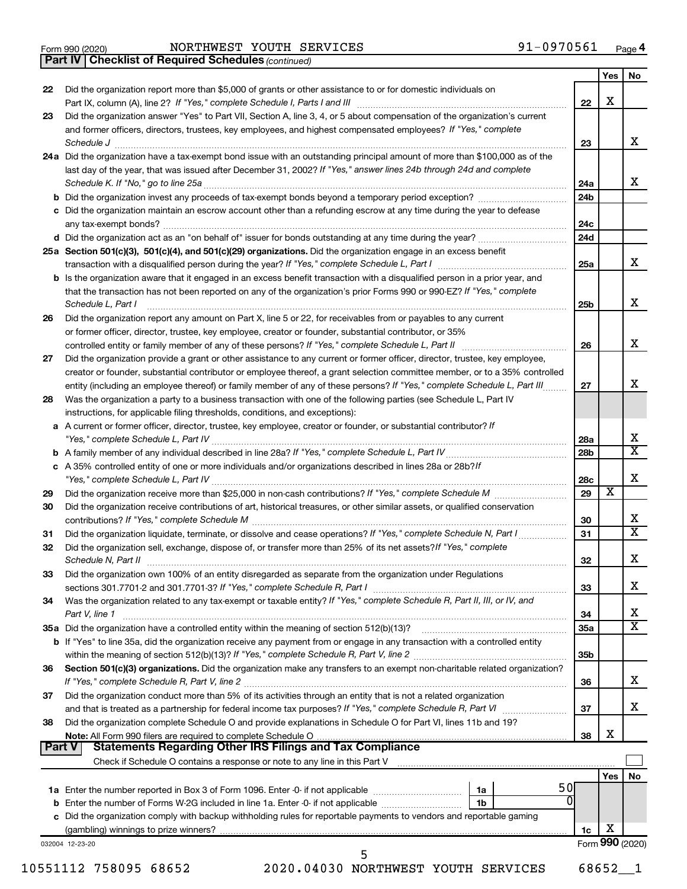Form 990 (2020) NORTHWEST YOUTH SERVICES 91-0970561 Page **4**

**Part IV | Checklist of Required Schedules** *(continued)*

| | | | Yes | No |
|---|---|---|---|---|
| 22 | Did the organization report more than $5,000 of grants or other assistance to or for domestic individuals on Part IX, column (A), line 2? *If "Yes," complete Schedule I, Parts I and III* | 22 | X | |
| 23 | Did the organization answer "Yes" to Part VII, Section A, line 3, 4, or 5 about compensation of the organization's current and former officers, directors, trustees, key employees, and highest compensated employees? *If "Yes," complete Schedule J* | 23 | | X |
| 24a | Did the organization have a tax-exempt bond issue with an outstanding principal amount of more than $100,000 as of the last day of the year, that was issued after December 31, 2002? *If "Yes," answer lines 24b through 24d and complete Schedule K. If "No," go to line 25a* | 24a | | X |
| b | Did the organization invest any proceeds of tax-exempt bonds beyond a temporary period exception? | 24b | | |
| c | Did the organization maintain an escrow account other than a refunding escrow at any time during the year to defease any tax-exempt bonds? | 24c | | |
| d | Did the organization act as an "on behalf of" issuer for bonds outstanding at any time during the year? | 24d | | |
| 25a | **Section 501(c)(3), 501(c)(4), and 501(c)(29) organizations.** Did the organization engage in an excess benefit transaction with a disqualified person during the year? *If "Yes," complete Schedule L, Part I* | 25a | | X |
| b | Is the organization aware that it engaged in an excess benefit transaction with a disqualified person in a prior year, and that the transaction has not been reported on any of the organization's prior Forms 990 or 990-EZ? *If "Yes," complete Schedule L, Part I* | 25b | | X |
| 26 | Did the organization report any amount on Part X, line 5 or 22, for receivables from or payables to any current or former officer, director, trustee, key employee, creator or founder, substantial contributor, or 35% controlled entity or family member of any of these persons? *If "Yes," complete Schedule L, Part II* | 26 | | X |
| 27 | Did the organization provide a grant or other assistance to any current or former officer, director, trustee, key employee, creator or founder, substantial contributor or employee thereof, a grant selection committee member, or to a 35% controlled entity (including an employee thereof) or family member of any of these persons? *If "Yes," complete Schedule L, Part III* | 27 | | X |
| 28 | Was the organization a party to a business transaction with one of the following parties (see Schedule L, Part IV instructions, for applicable filing thresholds, conditions, and exceptions): | | | |
| a | A current or former officer, director, trustee, key employee, creator or founder, or substantial contributor? *If "Yes," complete Schedule L, Part IV* | 28a | | X |
| b | A family member of any individual described in line 28a? *If "Yes," complete Schedule L, Part IV* | 28b | | X |
| c | A 35% controlled entity of one or more individuals and/or organizations described in lines 28a or 28b? *If "Yes," complete Schedule L, Part IV* | 28c | | X |
| 29 | Did the organization receive more than $25,000 in non-cash contributions? *If "Yes," complete Schedule M* | 29 | X | |
| 30 | Did the organization receive contributions of art, historical treasures, or other similar assets, or qualified conservation contributions? *If "Yes," complete Schedule M* | 30 | | X |
| 31 | Did the organization liquidate, terminate, or dissolve and cease operations? *If "Yes," complete Schedule N, Part I* | 31 | | X |
| 32 | Did the organization sell, exchange, dispose of, or transfer more than 25% of its net assets? *If "Yes," complete Schedule N, Part II* | 32 | | X |
| 33 | Did the organization own 100% of an entity disregarded as separate from the organization under Regulations sections 301.7701-2 and 301.7701-3? *If "Yes," complete Schedule R, Part I* | 33 | | X |
| 34 | Was the organization related to any tax-exempt or taxable entity? *If "Yes," complete Schedule R, Part II, III, or IV, and Part V, line 1* | 34 | | X |
| 35a | Did the organization have a controlled entity within the meaning of section 512(b)(13)? | 35a | | X |
| b | If "Yes" to line 35a, did the organization receive any payment from or engage in any transaction with a controlled entity within the meaning of section 512(b)(13)? *If "Yes," complete Schedule R, Part V, line 2* | 35b | | |
| 36 | **Section 501(c)(3) organizations.** Did the organization make any transfers to an exempt non-charitable related organization? *If "Yes," complete Schedule R, Part V, line 2* | 36 | | X |
| 37 | Did the organization conduct more than 5% of its activities through an entity that is not a related organization and that is treated as a partnership for federal income tax purposes? *If "Yes," complete Schedule R, Part VI* | 37 | | X |
| 38 | Did the organization complete Schedule O and provide explanations in Schedule O for Part VI, lines 11b and 19? **Note:** All Form 990 filers are required to complete Schedule O | 38 | X | |

**Part V | Statements Regarding Other IRS Filings and Tax Compliance**

Check if Schedule O contains a response or note to any line in this Part V ☐

| | | | | Yes | No |
|---|---|---|---|---|---|
| 1a | Enter the number reported in Box 3 of Form 1096. Enter -0- if not applicable | 1a | 50 | | |
| b | Enter the number of Forms W-2G included in line 1a. Enter -0- if not applicable | 1b | 0 | | |
| c | Did the organization comply with backup withholding rules for reportable payments to vendors and reportable gaming (gambling) winnings to prize winners? | | 1c | X | |

032004 12-23-20 Form **990** (2020)

10551112 758095 68652 2020.04030 NORTHWEST YOUTH SERVICES 68652__1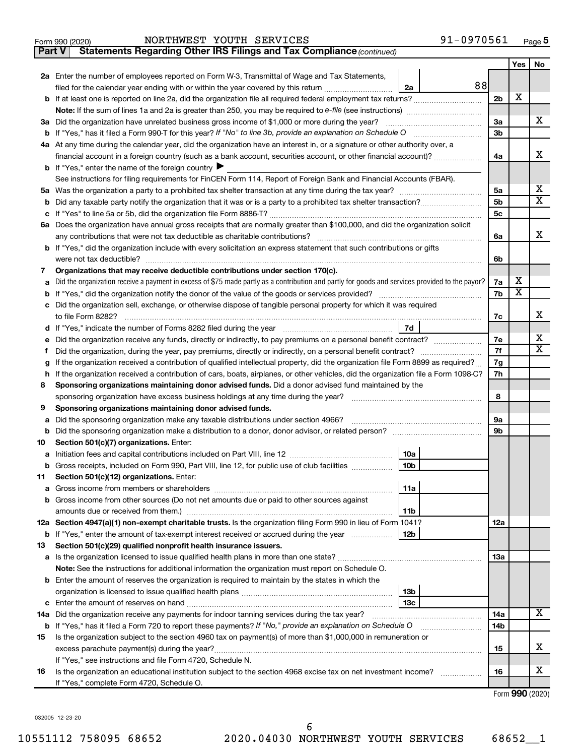Form 990 (2020) NORTHWEST YOUTH SERVICES 91-0970561 Page 5

**Part V Statements Regarding Other IRS Filings and Tax Compliance** *(continued)*

| | | | | Yes | No |
|---|---|---|---|---|---|
| **2a** | Enter the number of employees reported on Form W-3, Transmittal of Wage and Tax Statements, filed for the calendar year ending with or within the year covered by this return | 2a | 88 | | |
| **b** | If at least one is reported on line 2a, did the organization file all required federal employment tax returns? | | 2b | X | |
| | **Note:** If the sum of lines 1a and 2a is greater than 250, you may be required to *e-file* (see instructions) | | | | |
| **3a** | Did the organization have unrelated business gross income of $1,000 or more during the year? | | 3a | | X |
| **b** | If "Yes," has it filed a Form 990-T for this year? *If "No" to line 3b, provide an explanation on Schedule O* | | 3b | | |
| **4a** | At any time during the calendar year, did the organization have an interest in, or a signature or other authority over, a financial account in a foreign country (such as a bank account, securities account, or other financial account)? | | 4a | | X |
| **b** | If "Yes," enter the name of the foreign country ▶ | | | | |
| | See instructions for filing requirements for FinCEN Form 114, Report of Foreign Bank and Financial Accounts (FBAR). | | | | |
| **5a** | Was the organization a party to a prohibited tax shelter transaction at any time during the tax year? | | 5a | | X |
| **b** | Did any taxable party notify the organization that it was or is a party to a prohibited tax shelter transaction? | | 5b | | X |
| **c** | If "Yes" to line 5a or 5b, did the organization file Form 8886-T? | | 5c | | |
| **6a** | Does the organization have annual gross receipts that are normally greater than $100,000, and did the organization solicit any contributions that were not tax deductible as charitable contributions? | | 6a | | X |
| **b** | If "Yes," did the organization include with every solicitation an express statement that such contributions or gifts were not tax deductible? | | 6b | | |
| **7** | **Organizations that may receive deductible contributions under section 170(c).** | | | | |
| **a** | Did the organization receive a payment in excess of $75 made partly as a contribution and partly for goods and services provided to the payor? | | 7a | X | |
| **b** | If "Yes," did the organization notify the donor of the value of the goods or services provided? | | 7b | X | |
| **c** | Did the organization sell, exchange, or otherwise dispose of tangible personal property for which it was required to file Form 8282? | | 7c | | X |
| **d** | If "Yes," indicate the number of Forms 8282 filed during the year | 7d | | | |
| **e** | Did the organization receive any funds, directly or indirectly, to pay premiums on a personal benefit contract? | | 7e | | X |
| **f** | Did the organization, during the year, pay premiums, directly or indirectly, on a personal benefit contract? | | 7f | | X |
| **g** | If the organization received a contribution of qualified intellectual property, did the organization file Form 8899 as required? | | 7g | | |
| **h** | If the organization received a contribution of cars, boats, airplanes, or other vehicles, did the organization file a Form 1098-C? | | 7h | | |
| **8** | **Sponsoring organizations maintaining donor advised funds.** Did a donor advised fund maintained by the sponsoring organization have excess business holdings at any time during the year? | | 8 | | |
| **9** | **Sponsoring organizations maintaining donor advised funds.** | | | | |
| **a** | Did the sponsoring organization make any taxable distributions under section 4966? | | 9a | | |
| **b** | Did the sponsoring organization make a distribution to a donor, donor advisor, or related person? | | 9b | | |
| **10** | **Section 501(c)(7) organizations.** Enter: | | | | |
| **a** | Initiation fees and capital contributions included on Part VIII, line 12 | 10a | | | |
| **b** | Gross receipts, included on Form 990, Part VIII, line 12, for public use of club facilities | 10b | | | |
| **11** | **Section 501(c)(12) organizations.** Enter: | | | | |
| **a** | Gross income from members or shareholders | 11a | | | |
| **b** | Gross income from other sources (Do not net amounts due or paid to other sources against amounts due or received from them.) | 11b | | | |
| **12a** | **Section 4947(a)(1) non-exempt charitable trusts.** Is the organization filing Form 990 in lieu of Form 1041? | | 12a | | |
| **b** | If "Yes," enter the amount of tax-exempt interest received or accrued during the year | 12b | | | |
| **13** | **Section 501(c)(29) qualified nonprofit health insurance issuers.** | | | | |
| **a** | Is the organization licensed to issue qualified health plans in more than one state? | | 13a | | |
| | **Note:** See the instructions for additional information the organization must report on Schedule O. | | | | |
| **b** | Enter the amount of reserves the organization is required to maintain by the states in which the organization is licensed to issue qualified health plans | 13b | | | |
| **c** | Enter the amount of reserves on hand | 13c | | | |
| **14a** | Did the organization receive any payments for indoor tanning services during the tax year? | | 14a | | X |
| **b** | If "Yes," has it filed a Form 720 to report these payments? *If "No," provide an explanation on Schedule O* | | 14b | | |
| **15** | Is the organization subject to the section 4960 tax on payment(s) of more than $1,000,000 in remuneration or excess parachute payment(s) during the year? | | 15 | | X |
| | If "Yes," see instructions and file Form 4720, Schedule N. | | | | |
| **16** | Is the organization an educational institution subject to the section 4968 excise tax on net investment income? | | 16 | | X |
| | If "Yes," complete Form 4720, Schedule O. | | | | |

Form **990** (2020)

032005 12-23-20

10551112 758095 68652 2020.04030 NORTHWEST YOUTH SERVICES 68652__1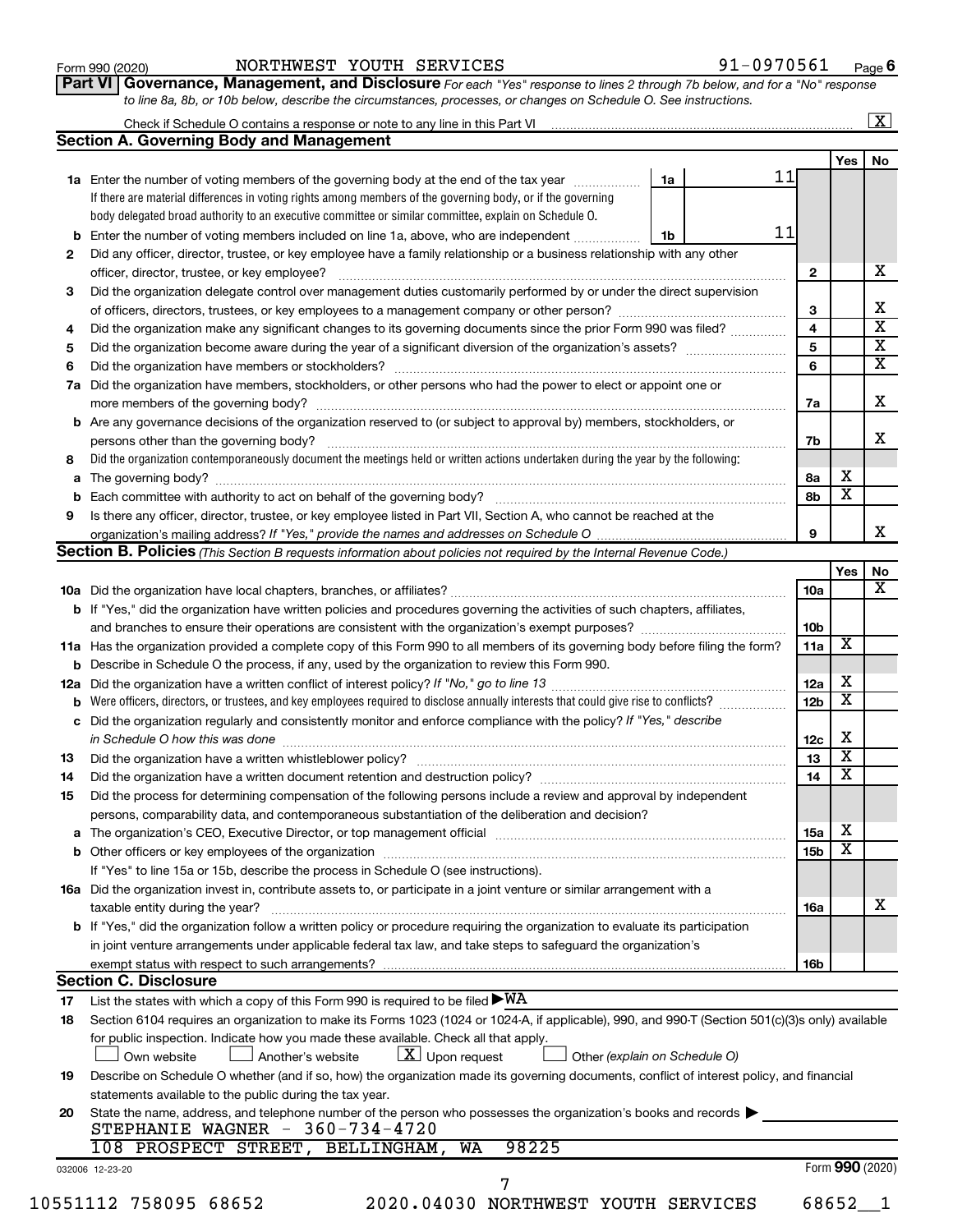Form 990 (2020) NORTHWEST YOUTH SERVICES 91-0970561 Page 6

**Part VI Governance, Management, and Disclosure** *For each "Yes" response to lines 2 through 7b below, and for a "No" response to line 8a, 8b, or 10b below, describe the circumstances, processes, or changes on Schedule O. See instructions.*

Check if Schedule O contains a response or note to any line in this Part VI [X]

## Section A. Governing Body and Management

| | | | | Yes | No |
|---|---|---|---|---|---|
| **1a** | Enter the number of voting members of the governing body at the end of the tax year. If there are material differences in voting rights among members of the governing body, or if the governing body delegated broad authority to an executive committee or similar committee, explain on Schedule O. | 1a: 11 | | | |
| **b** | Enter the number of voting members included on line 1a, above, who are independent | 1b: 11 | | | |
| **2** | Did any officer, director, trustee, or key employee have a family relationship or a business relationship with any other officer, director, trustee, or key employee? | | 2 | | X |
| **3** | Did the organization delegate control over management duties customarily performed by or under the direct supervision of officers, directors, trustees, or key employees to a management company or other person? | | 3 | | X |
| **4** | Did the organization make any significant changes to its governing documents since the prior Form 990 was filed? | | 4 | | X |
| **5** | Did the organization become aware during the year of a significant diversion of the organization's assets? | | 5 | | X |
| **6** | Did the organization have members or stockholders? | | 6 | | X |
| **7a** | Did the organization have members, stockholders, or other persons who had the power to elect or appoint one or more members of the governing body? | | 7a | | X |
| **b** | Are any governance decisions of the organization reserved to (or subject to approval by) members, stockholders, or persons other than the governing body? | | 7b | | X |
| **8** | Did the organization contemporaneously document the meetings held or written actions undertaken during the year by the following: | | | | |
| **a** | The governing body? | | 8a | X | |
| **b** | Each committee with authority to act on behalf of the governing body? | | 8b | X | |
| **9** | Is there any officer, director, trustee, or key employee listed in Part VII, Section A, who cannot be reached at the organization's mailing address? *If "Yes," provide the names and addresses on Schedule O* | | 9 | | X |

## Section B. Policies *(This Section B requests information about policies not required by the Internal Revenue Code.)*

| | | | Yes | No |
|---|---|---|---|---|
| **10a** | Did the organization have local chapters, branches, or affiliates? | 10a | | X |
| **b** | If "Yes," did the organization have written policies and procedures governing the activities of such chapters, affiliates, and branches to ensure their operations are consistent with the organization's exempt purposes? | 10b | | |
| **11a** | Has the organization provided a complete copy of this Form 990 to all members of its governing body before filing the form? | 11a | X | |
| **b** | Describe in Schedule O the process, if any, used by the organization to review this Form 990. | | | |
| **12a** | Did the organization have a written conflict of interest policy? *If "No," go to line 13* | 12a | X | |
| **b** | Were officers, directors, or trustees, and key employees required to disclose annually interests that could give rise to conflicts? | 12b | X | |
| **c** | Did the organization regularly and consistently monitor and enforce compliance with the policy? *If "Yes," describe in Schedule O how this was done* | 12c | X | |
| **13** | Did the organization have a written whistleblower policy? | 13 | X | |
| **14** | Did the organization have a written document retention and destruction policy? | 14 | X | |
| **15** | Did the process for determining compensation of the following persons include a review and approval by independent persons, comparability data, and contemporaneous substantiation of the deliberation and decision? | | | |
| **a** | The organization's CEO, Executive Director, or top management official | 15a | X | |
| **b** | Other officers or key employees of the organization | 15b | X | |
| | If "Yes" to line 15a or 15b, describe the process in Schedule O (see instructions). | | | |
| **16a** | Did the organization invest in, contribute assets to, or participate in a joint venture or similar arrangement with a taxable entity during the year? | 16a | | X |
| **b** | If "Yes," did the organization follow a written policy or procedure requiring the organization to evaluate its participation in joint venture arrangements under applicable federal tax law, and take steps to safeguard the organization's exempt status with respect to such arrangements? | 16b | | |

## Section C. Disclosure

**17** List the states with which a copy of this Form 990 is required to be filed ▶ WA

**18** Section 6104 requires an organization to make its Forms 1023 (1024 or 1024-A, if applicable), 990, and 990-T (Section 501(c)(3)s only) available for public inspection. Indicate how you made these available. Check all that apply.

[ ] Own website [ ] Another's website [X] Upon request [ ] Other *(explain on Schedule O)*

**19** Describe on Schedule O whether (and if so, how) the organization made its governing documents, conflict of interest policy, and financial statements available to the public during the tax year.

**20** State the name, address, and telephone number of the person who possesses the organization's books and records ▶

STEPHANIE WAGNER - 360-734-4720
108 PROSPECT STREET, BELLINGHAM, WA 98225

032006 12-23-20 Form **990** (2020)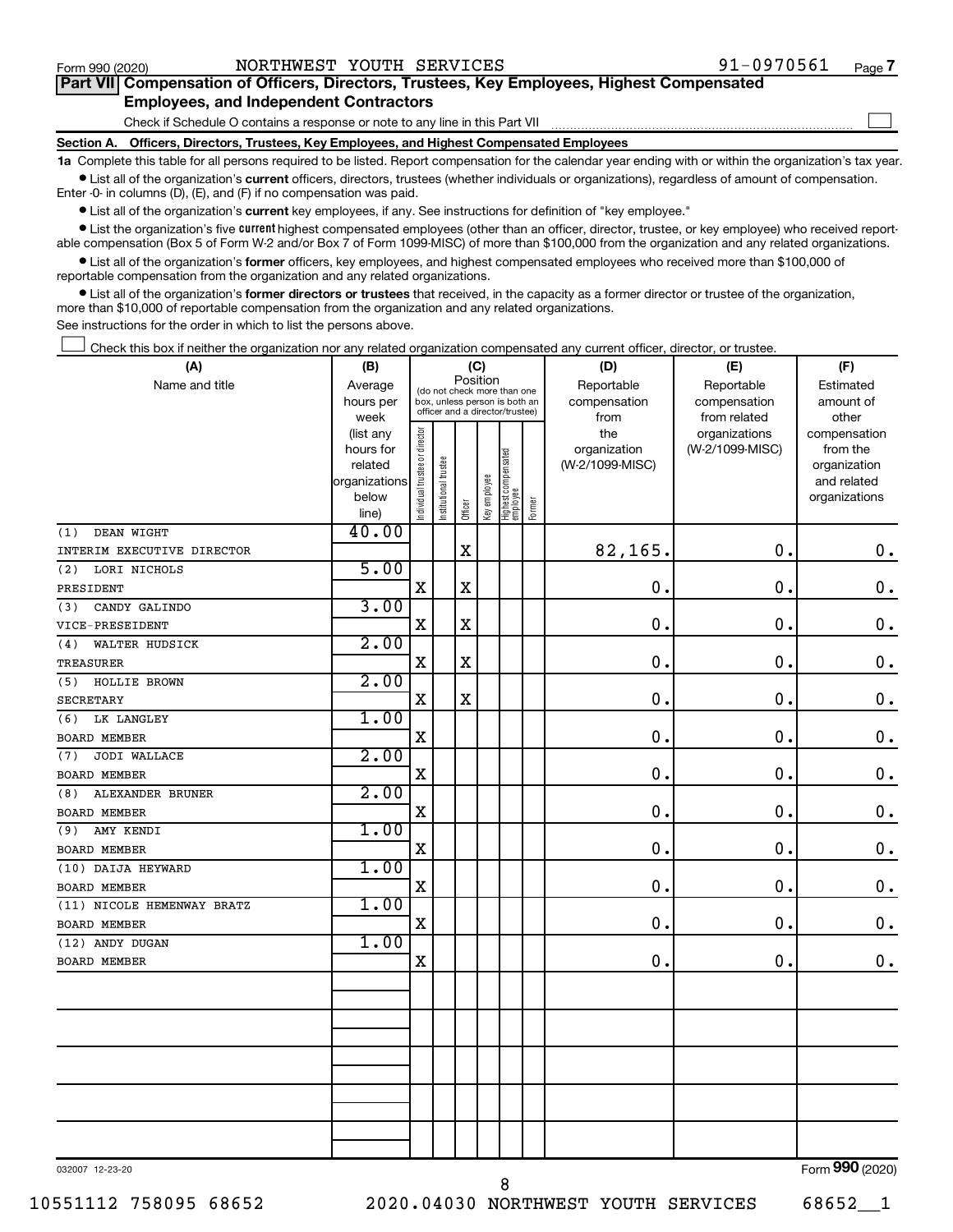Form 990 (2020) NORTHWEST YOUTH SERVICES 91-0970561 Page 7

## Part VII Compensation of Officers, Directors, Trustees, Key Employees, Highest Compensated Employees, and Independent Contractors

Check if Schedule O contains a response or note to any line in this Part VII ☐

### Section A. Officers, Directors, Trustees, Key Employees, and Highest Compensated Employees

**1a** Complete this table for all persons required to be listed. Report compensation for the calendar year ending with or within the organization's tax year.

- List all of the organization's **current** officers, directors, trustees (whether individuals or organizations), regardless of amount of compensation. Enter -0- in columns (D), (E), and (F) if no compensation was paid.
- List all of the organization's **current** key employees, if any. See instructions for definition of "key employee."
- List the organization's five **current** highest compensated employees (other than an officer, director, trustee, or key employee) who received reportable compensation (Box 5 of Form W-2 and/or Box 7 of Form 1099-MISC) of more than $100,000 from the organization and any related organizations.
- List all of the organization's **former** officers, key employees, and highest compensated employees who received more than $100,000 of reportable compensation from the organization and any related organizations.
- List all of the organization's **former directors or trustees** that received, in the capacity as a former director or trustee of the organization, more than $10,000 of reportable compensation from the organization and any related organizations.

See instructions for the order in which to list the persons above.

☐ Check this box if neither the organization nor any related organization compensated any current officer, director, or trustee.

| (A) Name and title | (B) Average hours per week (list any hours for related organizations below line) | (C) Position: Individual trustee or director | Institutional trustee | Officer | Key employee | Highest compensated employee | Former | (D) Reportable compensation from the organization (W-2/1099-MISC) | (E) Reportable compensation from related organizations (W-2/1099-MISC) | (F) Estimated amount of other compensation from the organization and related organizations |
|---|---|---|---|---|---|---|---|---|---|---|
| (1) DEAN WIGHT<br>INTERIM EXECUTIVE DIRECTOR | 40.00 | | | X | | | | 82,165. | 0. | 0. |
| (2) LORI NICHOLS<br>PRESIDENT | 5.00 | X | | X | | | | 0. | 0. | 0. |
| (3) CANDY GALINDO<br>VICE-PRESEIDENT | 3.00 | X | | X | | | | 0. | 0. | 0. |
| (4) WALTER HUDSICK<br>TREASURER | 2.00 | X | | X | | | | 0. | 0. | 0. |
| (5) HOLLIE BROWN<br>SECRETARY | 2.00 | X | | X | | | | 0. | 0. | 0. |
| (6) LK LANGLEY<br>BOARD MEMBER | 1.00 | X | | | | | | 0. | 0. | 0. |
| (7) JODI WALLACE<br>BOARD MEMBER | 2.00 | X | | | | | | 0. | 0. | 0. |
| (8) ALEXANDER BRUNER<br>BOARD MEMBER | 2.00 | X | | | | | | 0. | 0. | 0. |
| (9) AMY KENDI<br>BOARD MEMBER | 1.00 | X | | | | | | 0. | 0. | 0. |
| (10) DAIJA HEYWARD<br>BOARD MEMBER | 1.00 | X | | | | | | 0. | 0. | 0. |
| (11) NICOLE HEMENWAY BRATZ<br>BOARD MEMBER | 1.00 | X | | | | | | 0. | 0. | 0. |
| (12) ANDY DUGAN<br>BOARD MEMBER | 1.00 | X | | | | | | 0. | 0. | 0. |

032007 12-23-20 Form **990** (2020)

10551112 758095 68652 2020.04030 NORTHWEST YOUTH SERVICES 68652__1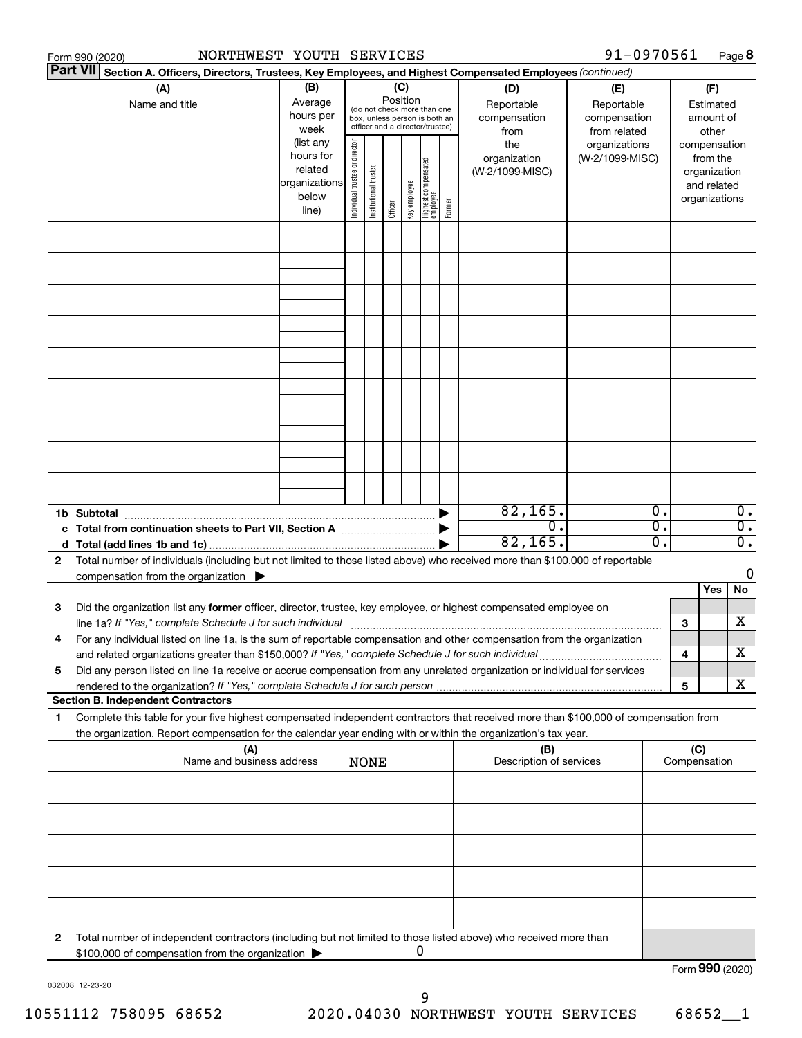Form 990 (2020) NORTHWEST YOUTH SERVICES 91-0970561 Page 8

**Part VII Section A. Officers, Directors, Trustees, Key Employees, and Highest Compensated Employees** *(continued)*

| (A) Name and title | (B) Average hours per week (list any hours for related organizations below line) | (C) Position (do not check more than one box, unless person is both an officer and a director/trustee): Individual trustee or director | Institutional trustee | Officer | Key employee | Highest compensated employee | Former | (D) Reportable compensation from the organization (W-2/1099-MISC) | (E) Reportable compensation from related organizations (W-2/1099-MISC) | (F) Estimated amount of other compensation from the organization and related organizations |
|---|---|---|---|---|---|---|---|---|---|---|
| | | | | | | | | | | |
| | | | | | | | | | | |
| | | | | | | | | | | |
| | | | | | | | | | | |
| | | | | | | | | | | |
| | | | | | | | | | | |
| | | | | | | | | | | |
| | | | | | | | | | | |
| | | | | | | | | | | |
| **1b Subtotal** | | | | | | | ▶ | 82,165. | 0. | 0. |
| **c Total from continuation sheets to Part VII, Section A** | | | | | | | ▶ | 0. | 0. | 0. |
| **d Total (add lines 1b and 1c)** | | | | | | | ▶ | 82,165. | 0. | 0. |

**2** Total number of individuals (including but not limited to those listed above) who received more than $100,000 of reportable compensation from the organization ▶ 0

| | | | Yes | No |
|---|---|---|---|---|
| **3** | Did the organization list any **former** officer, director, trustee, key employee, or highest compensated employee on line 1a? *If "Yes," complete Schedule J for such individual* | 3 | | X |
| **4** | For any individual listed on line 1a, is the sum of reportable compensation and other compensation from the organization and related organizations greater than $150,000? *If "Yes," complete Schedule J for such individual* | 4 | | X |
| **5** | Did any person listed on line 1a receive or accrue compensation from any unrelated organization or individual for services rendered to the organization? *If "Yes," complete Schedule J for such person* | 5 | | X |

**Section B. Independent Contractors**

**1** Complete this table for your five highest compensated independent contractors that received more than $100,000 of compensation from the organization. Report compensation for the calendar year ending with or within the organization's tax year.

| (A) Name and business address | (B) Description of services | (C) Compensation |
|---|---|---|
| NONE | | |
| | | |
| | | |
| | | |
| | | |
| | | |

**2** Total number of independent contractors (including but not limited to those listed above) who received more than $100,000 of compensation from the organization ▶ 0

Form **990** (2020)

032008 12-23-20

10551112 758095 68652 2020.04030 NORTHWEST YOUTH SERVICES 68652__1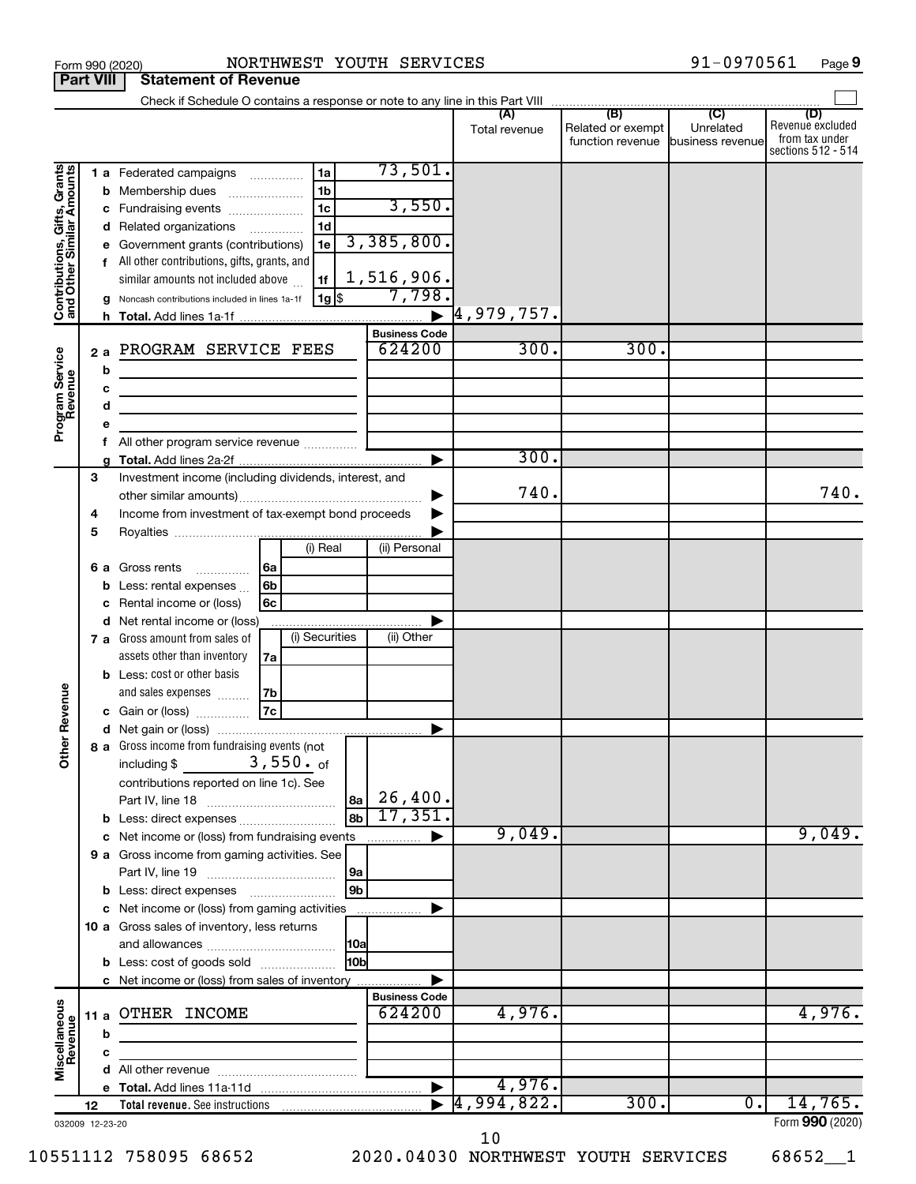Form 990 (2020) NORTHWEST YOUTH SERVICES 91-0970561 Page 9

**Part VIII Statement of Revenue**

Check if Schedule O contains a response or note to any line in this Part VIII

| | | | | (A) Total revenue | (B) Related or exempt function revenue | (C) Unrelated business revenue | (D) Revenue excluded from tax under sections 512 - 514 |
|---|---|---|---|---|---|---|---|
| **Contributions, Gifts, Grants and Other Similar Amounts** | 1 a Federated campaigns | 1a | 73,501. | | | | |
| | b Membership dues | 1b | | | | | |
| | c Fundraising events | 1c | 3,550. | | | | |
| | d Related organizations | 1d | | | | | |
| | e Government grants (contributions) | 1e | 3,385,800. | | | | |
| | f All other contributions, gifts, grants, and similar amounts not included above | 1f | 1,516,906. | | | | |
| | g Noncash contributions included in lines 1a-1f | 1g $ | 7,798. | | | | |
| | h **Total.** Add lines 1a-1f | | ▶ | 4,979,757. | | | |
| | | | **Business Code** | | | | |
| **Program Service Revenue** | 2 a PROGRAM SERVICE FEES | | 624200 | 300. | 300. | | |
| | b | | | | | | |
| | c | | | | | | |
| | d | | | | | | |
| | e | | | | | | |
| | f All other program service revenue | | | | | | |
| | g **Total.** Add lines 2a-2f | | ▶ | 300. | | | |
| **Other Revenue** | 3 Investment income (including dividends, interest, and other similar amounts) | | ▶ | 740. | | | 740. |
| | 4 Income from investment of tax-exempt bond proceeds | | ▶ | | | | |
| | 5 Royalties | | ▶ | | | | |
| | | (i) Real | (ii) Personal | | | | |
| | 6 a Gross rents 6a | | | | | | |
| | b Less: rental expenses 6b | | | | | | |
| | c Rental income or (loss) 6c | | | | | | |
| | d Net rental income or (loss) | | ▶ | | | | |
| | | (i) Securities | (ii) Other | | | | |
| | 7 a Gross amount from sales of assets other than inventory 7a | | | | | | |
| | b Less: cost or other basis and sales expenses 7b | | | | | | |
| | c Gain or (loss) 7c | | | | | | |
| | d Net gain or (loss) | | ▶ | | | | |
| | 8 a Gross income from fundraising events (not including $ 3,550. of contributions reported on line 1c). See Part IV, line 18 | 8a | 26,400. | | | | |
| | b Less: direct expenses | 8b | 17,351. | | | | |
| | c Net income or (loss) from fundraising events | | ▶ | 9,049. | | | 9,049. |
| | 9 a Gross income from gaming activities. See Part IV, line 19 | 9a | | | | | |
| | b Less: direct expenses | 9b | | | | | |
| | c Net income or (loss) from gaming activities | | ▶ | | | | |
| | 10 a Gross sales of inventory, less returns and allowances | 10a | | | | | |
| | b Less: cost of goods sold | 10b | | | | | |
| | c Net income or (loss) from sales of inventory | | ▶ | | | | |
| | | | **Business Code** | | | | |
| **Miscellaneous Revenue** | 11 a OTHER INCOME | | 624200 | 4,976. | | | 4,976. |
| | b | | | | | | |
| | c | | | | | | |
| | d All other revenue | | | | | | |
| | e **Total.** Add lines 11a-11d | | ▶ | 4,976. | | | |
| | 12 **Total revenue.** See instructions | | ▶ | 4,994,822. | 300. | 0. | 14,765. |

032009 12-23-20

Form **990** (2020)

10551112 758095 68652 2020.04030 NORTHWEST YOUTH SERVICES 68652__1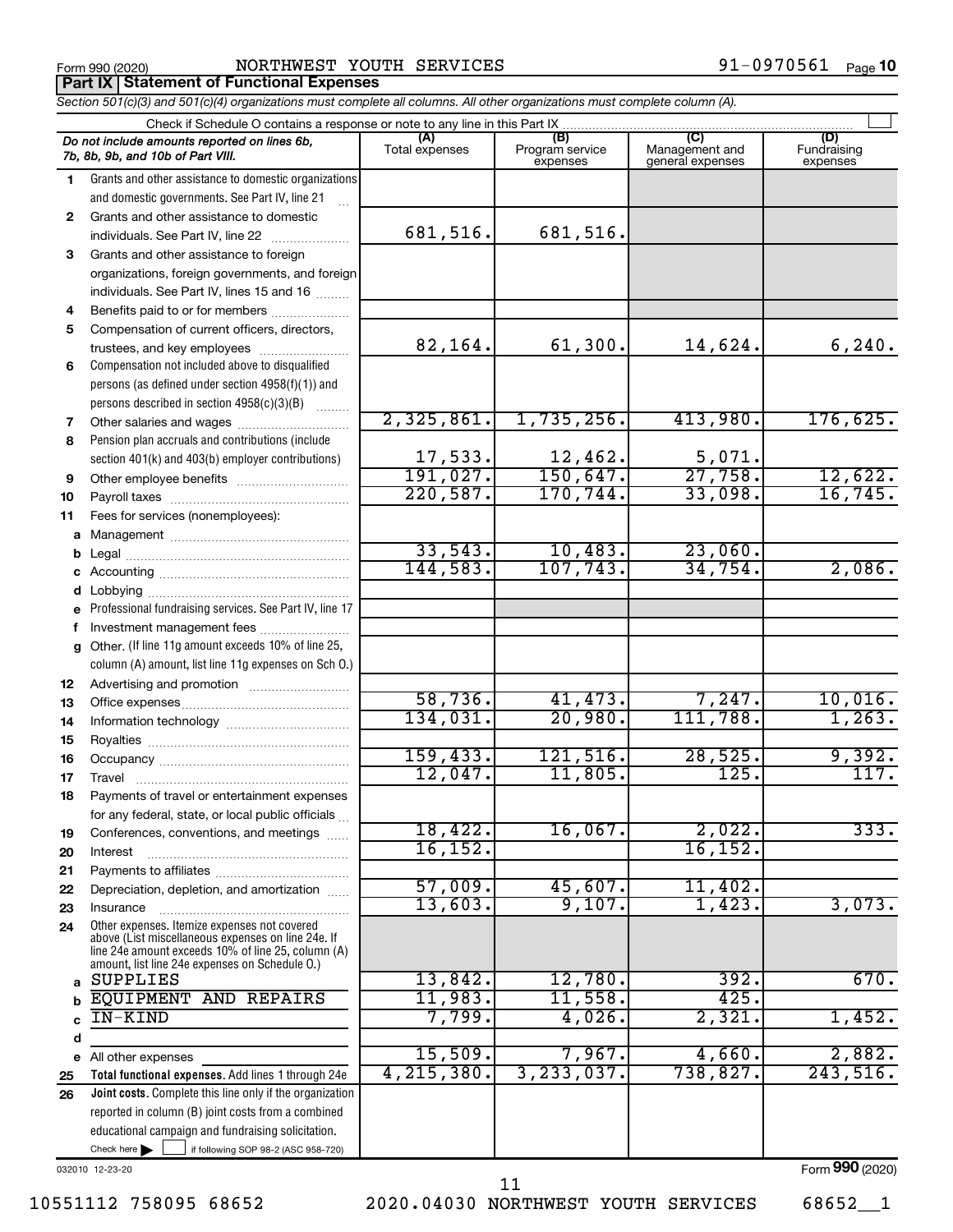Form 990 (2020) NORTHWEST YOUTH SERVICES 91-0970561

## Part IX Statement of Functional Expenses

*Section 501(c)(3) and 501(c)(4) organizations must complete all columns. All other organizations must complete column (A).*

Check if Schedule O contains a response or note to any line in this Part IX

| | *Do not include amounts reported on lines 6b, 7b, 8b, 9b, and 10b of Part VIII.* | (A) Total expenses | (B) Program service expenses | (C) Management and general expenses | (D) Fundraising expenses |
|---|---|---|---|---|---|
| 1 | Grants and other assistance to domestic organizations and domestic governments. See Part IV, line 21 | | | | |
| 2 | Grants and other assistance to domestic individuals. See Part IV, line 22 | 681,516. | 681,516. | | |
| 3 | Grants and other assistance to foreign organizations, foreign governments, and foreign individuals. See Part IV, lines 15 and 16 | | | | |
| 4 | Benefits paid to or for members | | | | |
| 5 | Compensation of current officers, directors, trustees, and key employees | 82,164. | 61,300. | 14,624. | 6,240. |
| 6 | Compensation not included above to disqualified persons (as defined under section 4958(f)(1)) and persons described in section 4958(c)(3)(B) | | | | |
| 7 | Other salaries and wages | 2,325,861. | 1,735,256. | 413,980. | 176,625. |
| 8 | Pension plan accruals and contributions (include section 401(k) and 403(b) employer contributions) | 17,533. | 12,462. | 5,071. | |
| 9 | Other employee benefits | 191,027. | 150,647. | 27,758. | 12,622. |
| 10 | Payroll taxes | 220,587. | 170,744. | 33,098. | 16,745. |
| 11 | Fees for services (nonemployees): | | | | |
| a | Management | | | | |
| b | Legal | 33,543. | 10,483. | 23,060. | |
| c | Accounting | 144,583. | 107,743. | 34,754. | 2,086. |
| d | Lobbying | | | | |
| e | Professional fundraising services. See Part IV, line 17 | | | | |
| f | Investment management fees | | | | |
| g | Other. (If line 11g amount exceeds 10% of line 25, column (A) amount, list line 11g expenses on Sch O.) | | | | |
| 12 | Advertising and promotion | | | | |
| 13 | Office expenses | 58,736. | 41,473. | 7,247. | 10,016. |
| 14 | Information technology | 134,031. | 20,980. | 111,788. | 1,263. |
| 15 | Royalties | | | | |
| 16 | Occupancy | 159,433. | 121,516. | 28,525. | 9,392. |
| 17 | Travel | 12,047. | 11,805. | 125. | 117. |
| 18 | Payments of travel or entertainment expenses for any federal, state, or local public officials | | | | |
| 19 | Conferences, conventions, and meetings | 18,422. | 16,067. | 2,022. | 333. |
| 20 | Interest | 16,152. | | 16,152. | |
| 21 | Payments to affiliates | | | | |
| 22 | Depreciation, depletion, and amortization | 57,009. | 45,607. | 11,402. | |
| 23 | Insurance | 13,603. | 9,107. | 1,423. | 3,073. |
| 24 | Other expenses. Itemize expenses not covered above (List miscellaneous expenses on line 24e. If line 24e amount exceeds 10% of line 25, column (A) amount, list line 24e expenses on Schedule O.) | | | | |
| a | SUPPLIES | 13,842. | 12,780. | 392. | 670. |
| b | EQUIPMENT AND REPAIRS | 11,983. | 11,558. | 425. | |
| c | IN-KIND | 7,799. | 4,026. | 2,321. | 1,452. |
| d | | | | | |
| e | All other expenses | 15,509. | 7,967. | 4,660. | 2,882. |
| 25 | **Total functional expenses.** Add lines 1 through 24e | 4,215,380. | 3,233,037. | 738,827. | 243,516. |
| 26 | **Joint costs.** Complete this line only if the organization reported in column (B) joint costs from a combined educational campaign and fundraising solicitation. Check here ☐ if following SOP 98-2 (ASC 958-720) | | | | |

032010 12-23-20 Form 990 (2020)

10551112 758095 68652 2020.04030 NORTHWEST YOUTH SERVICES 68652__1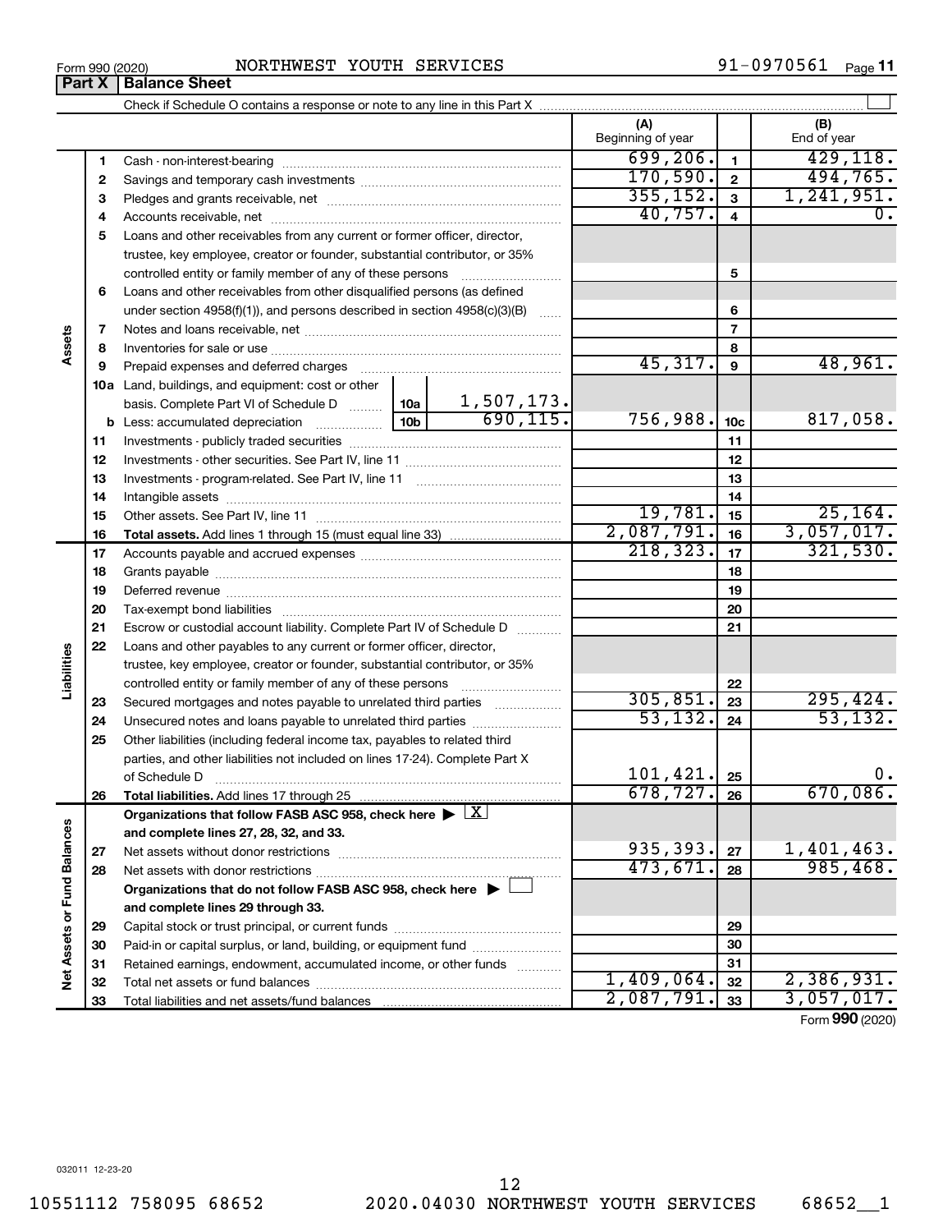Form 990 (2020) NORTHWEST YOUTH SERVICES 91-0970561

## Part X Balance Sheet

Check if Schedule O contains a response or note to any line in this Part X

| | | | (A) Beginning of year | | (B) End of year |
|---|---|---|---|---|---|
| Assets | 1 | Cash - non-interest-bearing | 699,206. | 1 | 429,118. |
| | 2 | Savings and temporary cash investments | 170,590. | 2 | 494,765. |
| | 3 | Pledges and grants receivable, net | 355,152. | 3 | 1,241,951. |
| | 4 | Accounts receivable, net | 40,757. | 4 | 0. |
| | 5 | Loans and other receivables from any current or former officer, director, trustee, key employee, creator or founder, substantial contributor, or 35% controlled entity or family member of any of these persons | | 5 | |
| | 6 | Loans and other receivables from other disqualified persons (as defined under section 4958(f)(1)), and persons described in section 4958(c)(3)(B) | | 6 | |
| | 7 | Notes and loans receivable, net | | 7 | |
| | 8 | Inventories for sale or use | | 8 | |
| | 9 | Prepaid expenses and deferred charges | 45,317. | 9 | 48,961. |
| | 10a | Land, buildings, and equipment: cost or other basis. Complete Part VI of Schedule D — 10a: 1,507,173. | | | |
| | b | Less: accumulated depreciation — 10b: 690,115. | 756,988. | 10c | 817,058. |
| | 11 | Investments - publicly traded securities | | 11 | |
| | 12 | Investments - other securities. See Part IV, line 11 | | 12 | |
| | 13 | Investments - program-related. See Part IV, line 11 | | 13 | |
| | 14 | Intangible assets | | 14 | |
| | 15 | Other assets. See Part IV, line 11 | 19,781. | 15 | 25,164. |
| | 16 | **Total assets.** Add lines 1 through 15 (must equal line 33) | 2,087,791. | 16 | 3,057,017. |
| Liabilities | 17 | Accounts payable and accrued expenses | 218,323. | 17 | 321,530. |
| | 18 | Grants payable | | 18 | |
| | 19 | Deferred revenue | | 19 | |
| | 20 | Tax-exempt bond liabilities | | 20 | |
| | 21 | Escrow or custodial account liability. Complete Part IV of Schedule D | | 21 | |
| | 22 | Loans and other payables to any current or former officer, director, trustee, key employee, creator or founder, substantial contributor, or 35% controlled entity or family member of any of these persons | | 22 | |
| | 23 | Secured mortgages and notes payable to unrelated third parties | 305,851. | 23 | 295,424. |
| | 24 | Unsecured notes and loans payable to unrelated third parties | 53,132. | 24 | 53,132. |
| | 25 | Other liabilities (including federal income tax, payables to related third parties, and other liabilities not included on lines 17-24). Complete Part X of Schedule D | 101,421. | 25 | 0. |
| | 26 | **Total liabilities.** Add lines 17 through 25 | 678,727. | 26 | 670,086. |
| Net Assets or Fund Balances | | **Organizations that follow FASB ASC 958, check here** ▶ [X] **and complete lines 27, 28, 32, and 33.** | | | |
| | 27 | Net assets without donor restrictions | 935,393. | 27 | 1,401,463. |
| | 28 | Net assets with donor restrictions | 473,671. | 28 | 985,468. |
| | | **Organizations that do not follow FASB ASC 958, check here** ▶ [ ] **and complete lines 29 through 33.** | | | |
| | 29 | Capital stock or trust principal, or current funds | | 29 | |
| | 30 | Paid-in or capital surplus, or land, building, or equipment fund | | 30 | |
| | 31 | Retained earnings, endowment, accumulated income, or other funds | | 31 | |
| | 32 | Total net assets or fund balances | 1,409,064. | 32 | 2,386,931. |
| | 33 | Total liabilities and net assets/fund balances | 2,087,791. | 33 | 3,057,017. |

Form **990** (2020)

032011 12-23-20

10551112 758095 68652 2020.04030 NORTHWEST YOUTH SERVICES 68652__1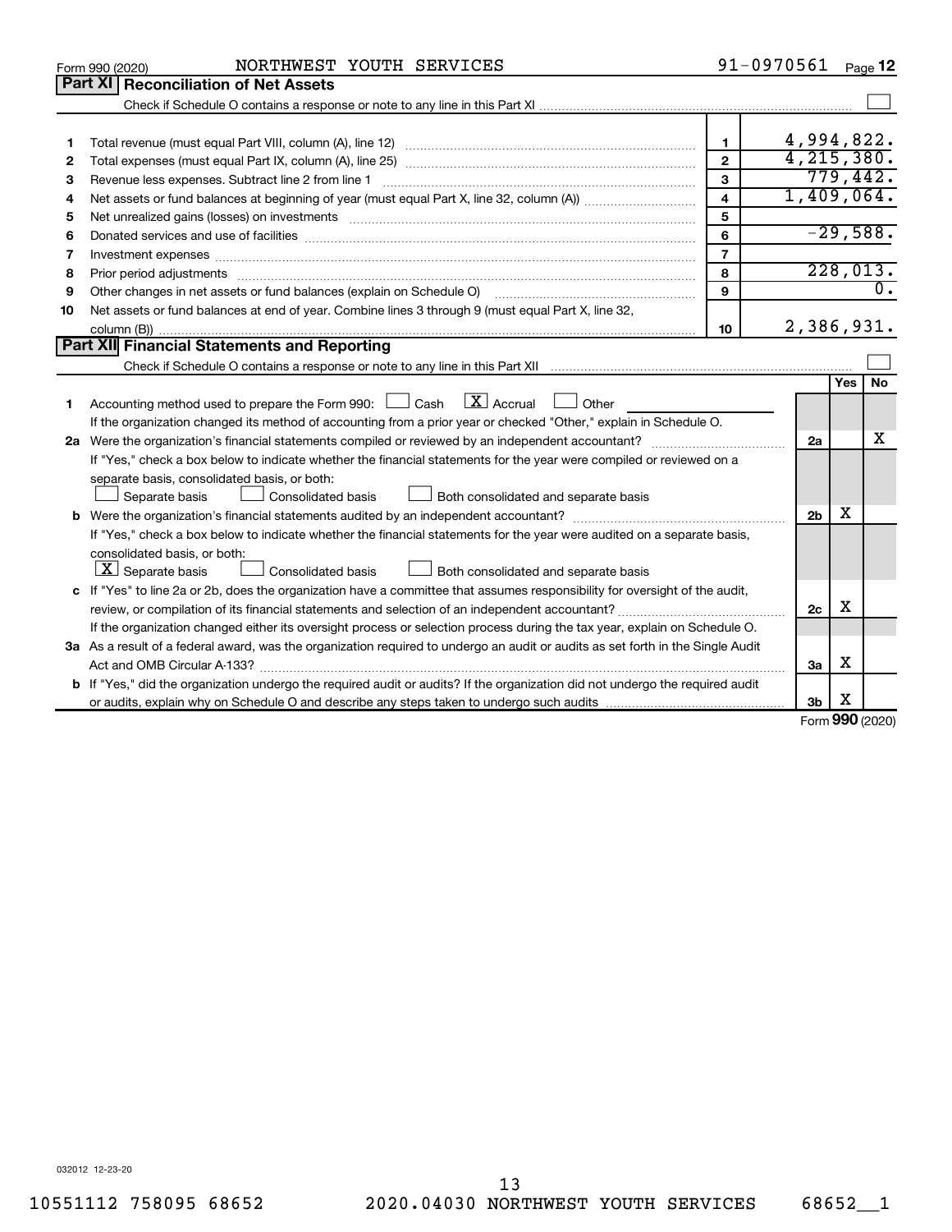Form 990 (2020) NORTHWEST YOUTH SERVICES 91-0970561

## Part XI Reconciliation of Net Assets

Check if Schedule O contains a response or note to any line in this Part XI ☐

| | | | |
|---|---|---|---|
| 1 | Total revenue (must equal Part VIII, column (A), line 12) | 1 | 4,994,822. |
| 2 | Total expenses (must equal Part IX, column (A), line 25) | 2 | 4,215,380. |
| 3 | Revenue less expenses. Subtract line 2 from line 1 | 3 | 779,442. |
| 4 | Net assets or fund balances at beginning of year (must equal Part X, line 32, column (A)) | 4 | 1,409,064. |
| 5 | Net unrealized gains (losses) on investments | 5 | |
| 6 | Donated services and use of facilities | 6 | -29,588. |
| 7 | Investment expenses | 7 | |
| 8 | Prior period adjustments | 8 | 228,013. |
| 9 | Other changes in net assets or fund balances (explain on Schedule O) | 9 | 0. |
| 10 | Net assets or fund balances at end of year. Combine lines 3 through 9 (must equal Part X, line 32, column (B)) | 10 | 2,386,931. |

## Part XII Financial Statements and Reporting

Check if Schedule O contains a response or note to any line in this Part XII ☐

| | | | Yes | No |
|---|---|---|---|---|
| 1 | Accounting method used to prepare the Form 990: ☐ Cash ☒ Accrual ☐ Other<br>If the organization changed its method of accounting from a prior year or checked "Other," explain in Schedule O. | | | |
| 2a | Were the organization's financial statements compiled or reviewed by an independent accountant?<br>If "Yes," check a box below to indicate whether the financial statements for the year were compiled or reviewed on a separate basis, consolidated basis, or both:<br>☐ Separate basis ☐ Consolidated basis ☐ Both consolidated and separate basis | 2a | | X |
| b | Were the organization's financial statements audited by an independent accountant?<br>If "Yes," check a box below to indicate whether the financial statements for the year were audited on a separate basis, consolidated basis, or both:<br>☒ Separate basis ☐ Consolidated basis ☐ Both consolidated and separate basis | 2b | X | |
| c | If "Yes" to line 2a or 2b, does the organization have a committee that assumes responsibility for oversight of the audit, review, or compilation of its financial statements and selection of an independent accountant?<br>If the organization changed either its oversight process or selection process during the tax year, explain on Schedule O. | 2c | X | |
| 3a | As a result of a federal award, was the organization required to undergo an audit or audits as set forth in the Single Audit Act and OMB Circular A-133? | 3a | X | |
| b | If "Yes," did the organization undergo the required audit or audits? If the organization did not undergo the required audit or audits, explain why on Schedule O and describe any steps taken to undergo such audits | 3b | X | |

Form 990 (2020)

032012 12-23-20

10551112 758095 68652 2020.04030 NORTHWEST YOUTH SERVICES 68652__1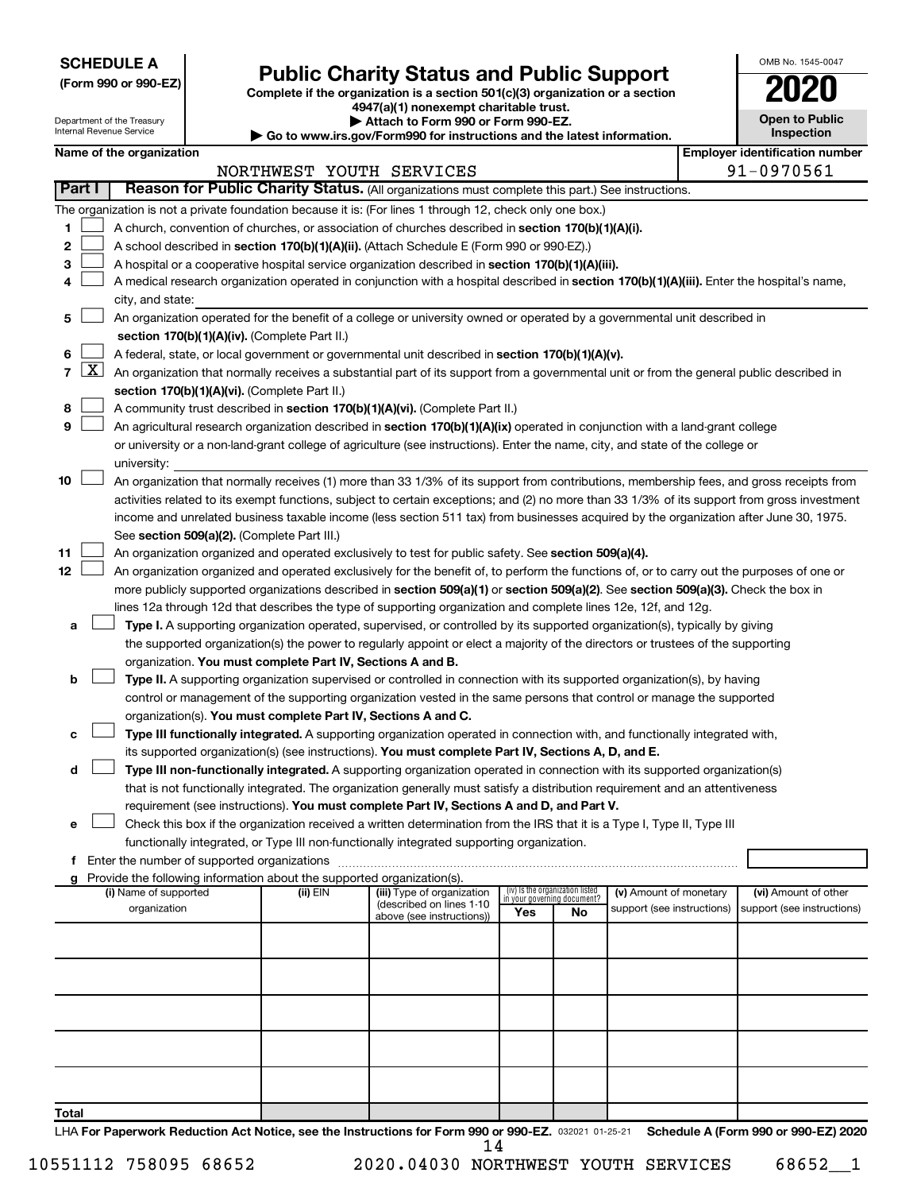**SCHEDULE A**
**(Form 990 or 990-EZ)**

Department of the Treasury
Internal Revenue Service

# Public Charity Status and Public Support

**Complete if the organization is a section 501(c)(3) organization or a section 4947(a)(1) nonexempt charitable trust.**
**▶ Attach to Form 990 or Form 990-EZ.**
**▶ Go to www.irs.gov/Form990 for instructions and the latest information.**

OMB No. 1545-0047
**2020**
**Open to Public Inspection**

**Name of the organization:** NORTHWEST YOUTH SERVICES
**Employer identification number:** 91-0970561

## Part I Reason for Public Charity Status. (All organizations must complete this part.) See instructions.

The organization is not a private foundation because it is: (For lines 1 through 12, check only one box.)

1. ☐ A church, convention of churches, or association of churches described in **section 170(b)(1)(A)(i).**
2. ☐ A school described in **section 170(b)(1)(A)(ii).** (Attach Schedule E (Form 990 or 990-EZ).)
3. ☐ A hospital or a cooperative hospital service organization described in **section 170(b)(1)(A)(iii).**
4. ☐ A medical research organization operated in conjunction with a hospital described in **section 170(b)(1)(A)(iii).** Enter the hospital's name, city, and state:
5. ☐ An organization operated for the benefit of a college or university owned or operated by a governmental unit described in **section 170(b)(1)(A)(iv).** (Complete Part II.)
6. ☐ A federal, state, or local government or governmental unit described in **section 170(b)(1)(A)(v).**
7. ☒ An organization that normally receives a substantial part of its support from a governmental unit or from the general public described in **section 170(b)(1)(A)(vi).** (Complete Part II.)
8. ☐ A community trust described in **section 170(b)(1)(A)(vi).** (Complete Part II.)
9. ☐ An agricultural research organization described in **section 170(b)(1)(A)(ix)** operated in conjunction with a land-grant college or university or a non-land-grant college of agriculture (see instructions). Enter the name, city, and state of the college or university:
10. ☐ An organization that normally receives (1) more than 33 1/3% of its support from contributions, membership fees, and gross receipts from activities related to its exempt functions, subject to certain exceptions; and (2) no more than 33 1/3% of its support from gross investment income and unrelated business taxable income (less section 511 tax) from businesses acquired by the organization after June 30, 1975. See **section 509(a)(2).** (Complete Part III.)
11. ☐ An organization organized and operated exclusively to test for public safety. See **section 509(a)(4).**
12. ☐ An organization organized and operated exclusively for the benefit of, to perform the functions of, or to carry out the purposes of one or more publicly supported organizations described in **section 509(a)(1)** or **section 509(a)(2)**. See **section 509(a)(3).** Check the box in lines 12a through 12d that describes the type of supporting organization and complete lines 12e, 12f, and 12g.
   - **a** ☐ **Type I.** A supporting organization operated, supervised, or controlled by its supported organization(s), typically by giving the supported organization(s) the power to regularly appoint or elect a majority of the directors or trustees of the supporting organization. **You must complete Part IV, Sections A and B.**
   - **b** ☐ **Type II.** A supporting organization supervised or controlled in connection with its supported organization(s), by having control or management of the supporting organization vested in the same persons that control or manage the supported organization(s). **You must complete Part IV, Sections A and C.**
   - **c** ☐ **Type III functionally integrated.** A supporting organization operated in connection with, and functionally integrated with, its supported organization(s) (see instructions). **You must complete Part IV, Sections A, D, and E.**
   - **d** ☐ **Type III non-functionally integrated.** A supporting organization operated in connection with its supported organization(s) that is not functionally integrated. The organization generally must satisfy a distribution requirement and an attentiveness requirement (see instructions). **You must complete Part IV, Sections A and D, and Part V.**
   - **e** ☐ Check this box if the organization received a written determination from the IRS that it is a Type I, Type II, Type III functionally integrated, or Type III non-functionally integrated supporting organization.
   - **f** Enter the number of supported organizations
   - **g** Provide the following information about the supported organization(s).

| (i) Name of supported organization | (ii) EIN | (iii) Type of organization (described on lines 1-10 above (see instructions)) | (iv) Is the organization listed in your governing document? Yes | No | (v) Amount of monetary support (see instructions) | (vi) Amount of other support (see instructions) |
|---|---|---|---|---|---|---|
| | | | | | | |
| | | | | | | |
| | | | | | | |
| | | | | | | |
| | | | | | | |
| **Total** | | | | | | |

LHA **For Paperwork Reduction Act Notice, see the Instructions for Form 990 or 990-EZ.** 032021 01-25-21 **Schedule A (Form 990 or 990-EZ) 2020**

10551112 758095 68652 2020.04030 NORTHWEST YOUTH SERVICES 68652__1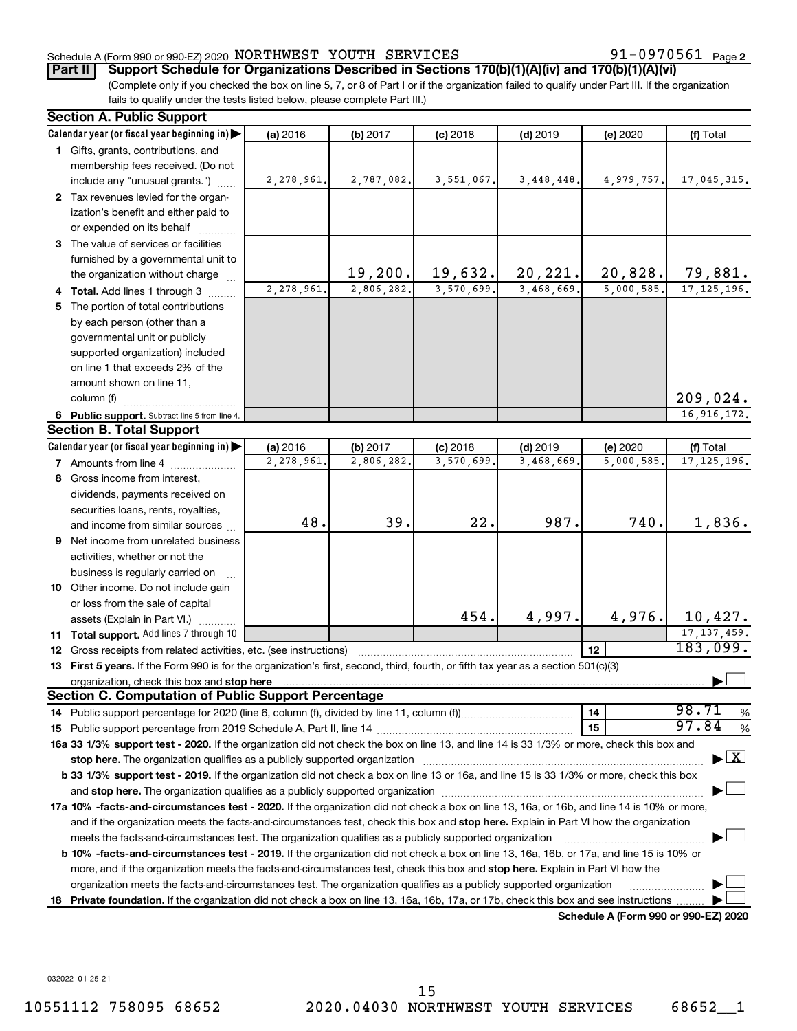Schedule A (Form 990 or 990-EZ) 2020 NORTHWEST YOUTH SERVICES 91-0970561 Page 2

**Part II Support Schedule for Organizations Described in Sections 170(b)(1)(A)(iv) and 170(b)(1)(A)(vi)**

(Complete only if you checked the box on line 5, 7, or 8 of Part I or if the organization failed to qualify under Part III. If the organization fails to qualify under the tests listed below, please complete Part III.)

## Section A. Public Support

| Calendar year (or fiscal year beginning in) | (a) 2016 | (b) 2017 | (c) 2018 | (d) 2019 | (e) 2020 | (f) Total |
|---|---|---|---|---|---|---|
| 1 Gifts, grants, contributions, and membership fees received. (Do not include any "unusual grants.") | 2,278,961. | 2,787,082. | 3,551,067. | 3,448,448. | 4,979,757. | 17,045,315. |
| 2 Tax revenues levied for the organization's benefit and either paid to or expended on its behalf | | | | | | |
| 3 The value of services or facilities furnished by a governmental unit to the organization without charge | | 19,200. | 19,632. | 20,221. | 20,828. | 79,881. |
| 4 **Total.** Add lines 1 through 3 | 2,278,961. | 2,806,282. | 3,570,699. | 3,468,669. | 5,000,585. | 17,125,196. |
| 5 The portion of total contributions by each person (other than a governmental unit or publicly supported organization) included on line 1 that exceeds 2% of the amount shown on line 11, column (f) | | | | | | 209,024. |
| 6 **Public support.** Subtract line 5 from line 4. | | | | | | 16,916,172. |

## Section B. Total Support

| Calendar year (or fiscal year beginning in) | (a) 2016 | (b) 2017 | (c) 2018 | (d) 2019 | (e) 2020 | (f) Total |
|---|---|---|---|---|---|---|
| 7 Amounts from line 4 | 2,278,961. | 2,806,282. | 3,570,699. | 3,468,669. | 5,000,585. | 17,125,196. |
| 8 Gross income from interest, dividends, payments received on securities loans, rents, royalties, and income from similar sources | 48. | 39. | 22. | 987. | 740. | 1,836. |
| 9 Net income from unrelated business activities, whether or not the business is regularly carried on | | | | | | |
| 10 Other income. Do not include gain or loss from the sale of capital assets (Explain in Part VI.) | | | 454. | 4,997. | 4,976. | 10,427. |
| 11 **Total support.** Add lines 7 through 10 | | | | | | 17,137,459. |
| 12 Gross receipts from related activities, etc. (see instructions) | | | | | 12 | 183,099. |

13 **First 5 years.** If the Form 990 is for the organization's first, second, third, fourth, or fifth tax year as a section 501(c)(3) organization, check this box and **stop here** ☐

## Section C. Computation of Public Support Percentage

| | | |
|---|---|---|
| 14 Public support percentage for 2020 (line 6, column (f), divided by line 11, column (f)) | 14 | 98.71 % |
| 15 Public support percentage from 2019 Schedule A, Part II, line 14 | 15 | 97.84 % |

**16a 33 1/3% support test - 2020.** If the organization did not check the box on line 13, and line 14 is 33 1/3% or more, check this box and **stop here.** The organization qualifies as a publicly supported organization ☒

**b 33 1/3% support test - 2019.** If the organization did not check a box on line 13 or 16a, and line 15 is 33 1/3% or more, check this box and **stop here.** The organization qualifies as a publicly supported organization ☐

**17a 10% -facts-and-circumstances test - 2020.** If the organization did not check a box on line 13, 16a, or 16b, and line 14 is 10% or more, and if the organization meets the facts-and-circumstances test, check this box and **stop here.** Explain in Part VI how the organization meets the facts-and-circumstances test. The organization qualifies as a publicly supported organization ☐

**b 10% -facts-and-circumstances test - 2019.** If the organization did not check a box on line 13, 16a, 16b, or 17a, and line 15 is 10% or more, and if the organization meets the facts-and-circumstances test, check this box and **stop here.** Explain in Part VI how the organization meets the facts-and-circumstances test. The organization qualifies as a publicly supported organization ☐

**18 Private foundation.** If the organization did not check a box on line 13, 16a, 16b, 17a, or 17b, check this box and see instructions ☐

**Schedule A (Form 990 or 990-EZ) 2020**

032022 01-25-21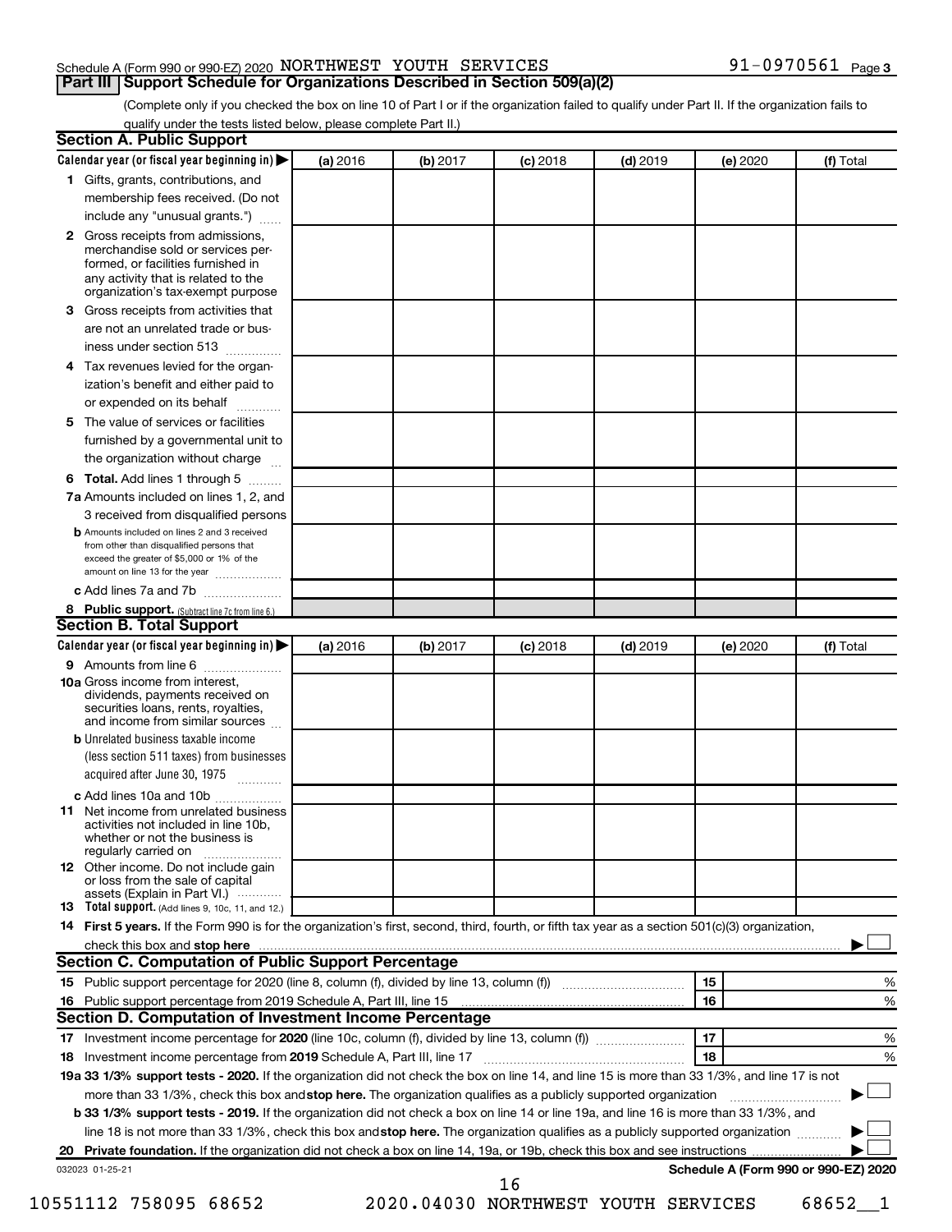Schedule A (Form 990 or 990-EZ) 2020 NORTHWEST YOUTH SERVICES 91-0970561 Page 3

## Part III Support Schedule for Organizations Described in Section 509(a)(2)

(Complete only if you checked the box on line 10 of Part I or if the organization failed to qualify under Part II. If the organization fails to qualify under the tests listed below, please complete Part II.)

### Section A. Public Support

| Calendar year (or fiscal year beginning in) ▶ | (a) 2016 | (b) 2017 | (c) 2018 | (d) 2019 | (e) 2020 | (f) Total |
|---|---|---|---|---|---|---|
| **1** Gifts, grants, contributions, and membership fees received. (Do not include any "unusual grants.") | | | | | | |
| **2** Gross receipts from admissions, merchandise sold or services performed, or facilities furnished in any activity that is related to the organization's tax-exempt purpose | | | | | | |
| **3** Gross receipts from activities that are not an unrelated trade or business under section 513 | | | | | | |
| **4** Tax revenues levied for the organization's benefit and either paid to or expended on its behalf | | | | | | |
| **5** The value of services or facilities furnished by a governmental unit to the organization without charge | | | | | | |
| **6 Total.** Add lines 1 through 5 | | | | | | |
| **7a** Amounts included on lines 1, 2, and 3 received from disqualified persons | | | | | | |
| **b** Amounts included on lines 2 and 3 received from other than disqualified persons that exceed the greater of $5,000 or 1% of the amount on line 13 for the year | | | | | | |
| **c** Add lines 7a and 7b | | | | | | |
| **8 Public support.** (Subtract line 7c from line 6.) | | | | | | |

### Section B. Total Support

| Calendar year (or fiscal year beginning in) ▶ | (a) 2016 | (b) 2017 | (c) 2018 | (d) 2019 | (e) 2020 | (f) Total |
|---|---|---|---|---|---|---|
| **9** Amounts from line 6 | | | | | | |
| **10a** Gross income from interest, dividends, payments received on securities loans, rents, royalties, and income from similar sources | | | | | | |
| **b** Unrelated business taxable income (less section 511 taxes) from businesses acquired after June 30, 1975 | | | | | | |
| **c** Add lines 10a and 10b | | | | | | |
| **11** Net income from unrelated business activities not included in line 10b, whether or not the business is regularly carried on | | | | | | |
| **12** Other income. Do not include gain or loss from the sale of capital assets (Explain in Part VI.) | | | | | | |
| **13 Total support.** (Add lines 9, 10c, 11, and 12.) | | | | | | |

**14 First 5 years.** If the Form 990 is for the organization's first, second, third, fourth, or fifth tax year as a section 501(c)(3) organization, check this box and **stop here** ▶ ☐

### Section C. Computation of Public Support Percentage

| | | | |
|---|---|---|---|
| **15** Public support percentage for 2020 (line 8, column (f), divided by line 13, column (f)) | 15 | | % |
| **16** Public support percentage from 2019 Schedule A, Part III, line 15 | 16 | | % |

### Section D. Computation of Investment Income Percentage

| | | | |
|---|---|---|---|
| **17** Investment income percentage for **2020** (line 10c, column (f), divided by line 13, column (f)) | 17 | | % |
| **18** Investment income percentage from **2019** Schedule A, Part III, line 17 | 18 | | % |

**19a 33 1/3% support tests - 2020.** If the organization did not check the box on line 14, and line 15 is more than 33 1/3%, and line 17 is not more than 33 1/3%, check this box and **stop here.** The organization qualifies as a publicly supported organization ▶ ☐

**b 33 1/3% support tests - 2019.** If the organization did not check a box on line 14 or line 19a, and line 16 is more than 33 1/3%, and line 18 is not more than 33 1/3%, check this box and **stop here.** The organization qualifies as a publicly supported organization ▶ ☐

**20 Private foundation.** If the organization did not check a box on line 14, 19a, or 19b, check this box and see instructions ▶ ☐

032023 01-25-21 **Schedule A (Form 990 or 990-EZ) 2020**

10551112 758095 68652 2020.04030 NORTHWEST YOUTH SERVICES 68652__1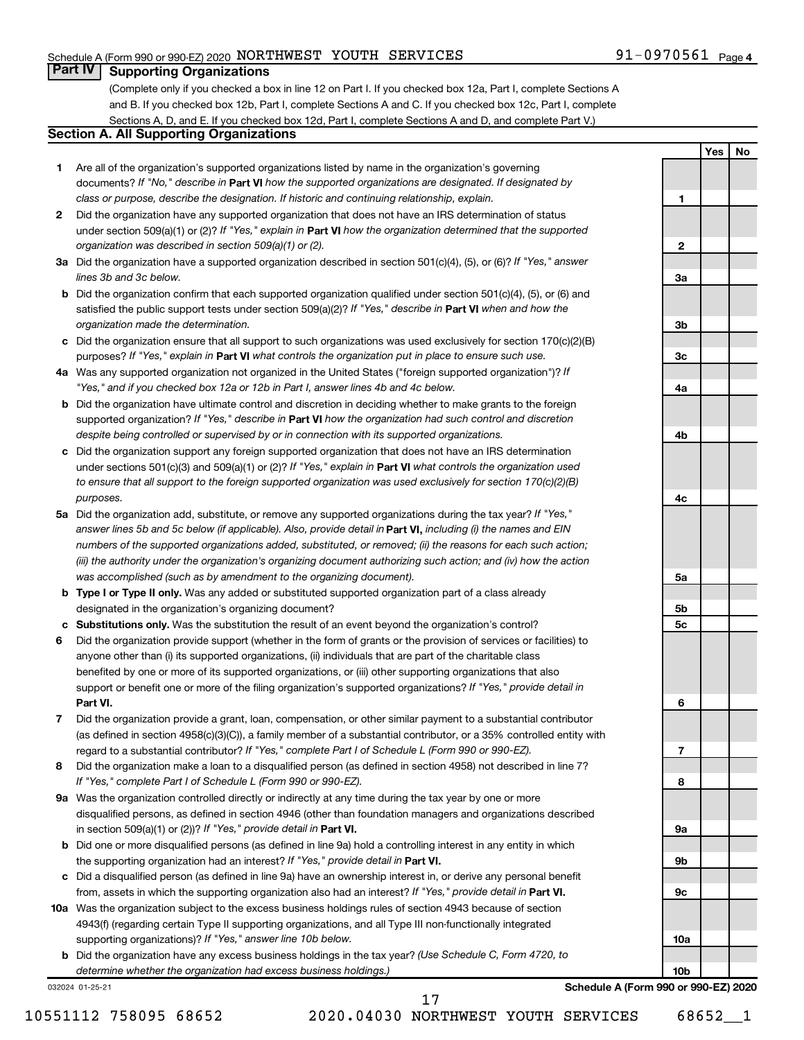Schedule A (Form 990 or 990-EZ) 2020 NORTHWEST YOUTH SERVICES 91-0970561 Page 4

## Part IV Supporting Organizations

(Complete only if you checked a box in line 12 on Part I. If you checked box 12a, Part I, complete Sections A and B. If you checked box 12b, Part I, complete Sections A and C. If you checked box 12c, Part I, complete Sections A, D, and E. If you checked box 12d, Part I, complete Sections A and D, and complete Part V.)

### Section A. All Supporting Organizations

| | | | Yes | No |
|---|---|---|---|---|
| **1** | Are all of the organization's supported organizations listed by name in the organization's governing documents? *If "No," describe in* **Part VI** *how the supported organizations are designated. If designated by class or purpose, describe the designation. If historic and continuing relationship, explain.* | 1 | | |
| **2** | Did the organization have any supported organization that does not have an IRS determination of status under section 509(a)(1) or (2)? *If "Yes," explain in* **Part VI** *how the organization determined that the supported organization was described in section 509(a)(1) or (2).* | 2 | | |
| **3a** | Did the organization have a supported organization described in section 501(c)(4), (5), or (6)? *If "Yes," answer lines 3b and 3c below.* | 3a | | |
| **b** | Did the organization confirm that each supported organization qualified under section 501(c)(4), (5), or (6) and satisfied the public support tests under section 509(a)(2)? *If "Yes," describe in* **Part VI** *when and how the organization made the determination.* | 3b | | |
| **c** | Did the organization ensure that all support to such organizations was used exclusively for section 170(c)(2)(B) purposes? *If "Yes," explain in* **Part VI** *what controls the organization put in place to ensure such use.* | 3c | | |
| **4a** | Was any supported organization not organized in the United States ("foreign supported organization")? *If "Yes," and if you checked box 12a or 12b in Part I, answer lines 4b and 4c below.* | 4a | | |
| **b** | Did the organization have ultimate control and discretion in deciding whether to make grants to the foreign supported organization? *If "Yes," describe in* **Part VI** *how the organization had such control and discretion despite being controlled or supervised by or in connection with its supported organizations.* | 4b | | |
| **c** | Did the organization support any foreign supported organization that does not have an IRS determination under sections 501(c)(3) and 509(a)(1) or (2)? *If "Yes," explain in* **Part VI** *what controls the organization used to ensure that all support to the foreign supported organization was used exclusively for section 170(c)(2)(B) purposes.* | 4c | | |
| **5a** | Did the organization add, substitute, or remove any supported organizations during the tax year? *If "Yes," answer lines 5b and 5c below (if applicable). Also, provide detail in* **Part VI,** *including (i) the names and EIN numbers of the supported organizations added, substituted, or removed; (ii) the reasons for each such action; (iii) the authority under the organization's organizing document authorizing such action; and (iv) how the action was accomplished (such as by amendment to the organizing document).* | 5a | | |
| **b** | **Type I or Type II only.** Was any added or substituted supported organization part of a class already designated in the organization's organizing document? | 5b | | |
| **c** | **Substitutions only.** Was the substitution the result of an event beyond the organization's control? | 5c | | |
| **6** | Did the organization provide support (whether in the form of grants or the provision of services or facilities) to anyone other than (i) its supported organizations, (ii) individuals that are part of the charitable class benefited by one or more of its supported organizations, or (iii) other supporting organizations that also support or benefit one or more of the filing organization's supported organizations? *If "Yes," provide detail in* **Part VI.** | 6 | | |
| **7** | Did the organization provide a grant, loan, compensation, or other similar payment to a substantial contributor (as defined in section 4958(c)(3)(C)), a family member of a substantial contributor, or a 35% controlled entity with regard to a substantial contributor? *If "Yes," complete Part I of Schedule L (Form 990 or 990-EZ).* | 7 | | |
| **8** | Did the organization make a loan to a disqualified person (as defined in section 4958) not described in line 7? *If "Yes," complete Part I of Schedule L (Form 990 or 990-EZ).* | 8 | | |
| **9a** | Was the organization controlled directly or indirectly at any time during the tax year by one or more disqualified persons, as defined in section 4946 (other than foundation managers and organizations described in section 509(a)(1) or (2))? *If "Yes," provide detail in* **Part VI.** | 9a | | |
| **b** | Did one or more disqualified persons (as defined in line 9a) hold a controlling interest in any entity in which the supporting organization had an interest? *If "Yes," provide detail in* **Part VI.** | 9b | | |
| **c** | Did a disqualified person (as defined in line 9a) have an ownership interest in, or derive any personal benefit from, assets in which the supporting organization also had an interest? *If "Yes," provide detail in* **Part VI.** | 9c | | |
| **10a** | Was the organization subject to the excess business holdings rules of section 4943 because of section 4943(f) (regarding certain Type II supporting organizations, and all Type III non-functionally integrated supporting organizations)? *If "Yes," answer line 10b below.* | 10a | | |
| **b** | Did the organization have any excess business holdings in the tax year? *(Use Schedule C, Form 4720, to determine whether the organization had excess business holdings.)* | 10b | | |

032024 01-25-21

**Schedule A (Form 990 or 990-EZ) 2020**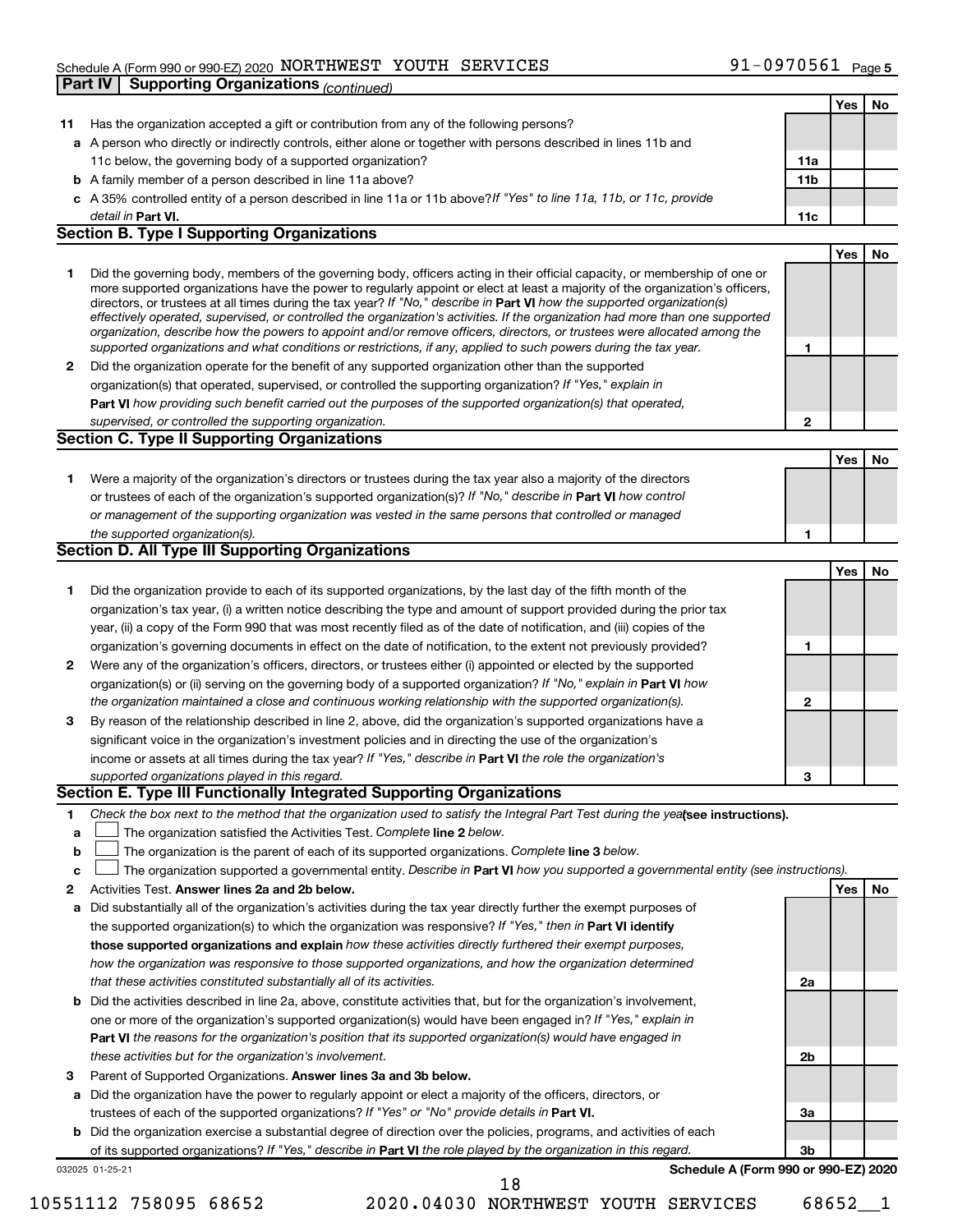Schedule A (Form 990 or 990-EZ) 2020 NORTHWEST YOUTH SERVICES 91-0970561 Page 5

**Part IV | Supporting Organizations** *(continued)*

| | | | Yes | No |
|---|---|---|---|---|
| **11** | Has the organization accepted a gift or contribution from any of the following persons? | | | |
| **a** | A person who directly or indirectly controls, either alone or together with persons described in lines 11b and 11c below, the governing body of a supported organization? | **11a** | | |
| **b** | A family member of a person described in line 11a above? | **11b** | | |
| **c** | A 35% controlled entity of a person described in line 11a or 11b above? *If "Yes" to line 11a, 11b, or 11c, provide detail in* **Part VI.** | **11c** | | |

## Section B. Type I Supporting Organizations

| | | | Yes | No |
|---|---|---|---|---|
| **1** | Did the governing body, members of the governing body, officers acting in their official capacity, or membership of one or more supported organizations have the power to regularly appoint or elect at least a majority of the organization's officers, directors, or trustees at all times during the tax year? *If "No," describe in* **Part VI** *how the supported organization(s) effectively operated, supervised, or controlled the organization's activities. If the organization had more than one supported organization, describe how the powers to appoint and/or remove officers, directors, or trustees were allocated among the supported organizations and what conditions or restrictions, if any, applied to such powers during the tax year.* | **1** | | |
| **2** | Did the organization operate for the benefit of any supported organization other than the supported organization(s) that operated, supervised, or controlled the supporting organization? *If "Yes," explain in* **Part VI** *how providing such benefit carried out the purposes of the supported organization(s) that operated, supervised, or controlled the supporting organization.* | **2** | | |

## Section C. Type II Supporting Organizations

| | | | Yes | No |
|---|---|---|---|---|
| **1** | Were a majority of the organization's directors or trustees during the tax year also a majority of the directors or trustees of each of the organization's supported organization(s)? *If "No," describe in* **Part VI** *how control or management of the supporting organization was vested in the same persons that controlled or managed the supported organization(s).* | **1** | | |

## Section D. All Type III Supporting Organizations

| | | | Yes | No |
|---|---|---|---|---|
| **1** | Did the organization provide to each of its supported organizations, by the last day of the fifth month of the organization's tax year, (i) a written notice describing the type and amount of support provided during the prior tax year, (ii) a copy of the Form 990 that was most recently filed as of the date of notification, and (iii) copies of the organization's governing documents in effect on the date of notification, to the extent not previously provided? | **1** | | |
| **2** | Were any of the organization's officers, directors, or trustees either (i) appointed or elected by the supported organization(s) or (ii) serving on the governing body of a supported organization? *If "No," explain in* **Part VI** *how the organization maintained a close and continuous working relationship with the supported organization(s).* | **2** | | |
| **3** | By reason of the relationship described in line 2, above, did the organization's supported organizations have a significant voice in the organization's investment policies and in directing the use of the organization's income or assets at all times during the tax year? *If "Yes," describe in* **Part VI** *the role the organization's supported organizations played in this regard.* | **3** | | |

## Section E. Type III Functionally Integrated Supporting Organizations

**1** *Check the box next to the method that the organization used to satisfy the Integral Part Test during the year* **(see instructions).**

- **a** ☐ The organization satisfied the Activities Test. *Complete* **line 2** *below.*
- **b** ☐ The organization is the parent of each of its supported organizations. *Complete* **line 3** *below.*
- **c** ☐ The organization supported a governmental entity. *Describe in* **Part VI** *how you supported a governmental entity (see instructions).*

| | | | Yes | No |
|---|---|---|---|---|
| **2** | Activities Test. **Answer lines 2a and 2b below.** | | | |
| **a** | Did substantially all of the organization's activities during the tax year directly further the exempt purposes of the supported organization(s) to which the organization was responsive? *If "Yes," then in* **Part VI identify those supported organizations and explain** *how these activities directly furthered their exempt purposes, how the organization was responsive to those supported organizations, and how the organization determined that these activities constituted substantially all of its activities.* | **2a** | | |
| **b** | Did the activities described in line 2a, above, constitute activities that, but for the organization's involvement, one or more of the organization's supported organization(s) would have been engaged in? *If "Yes," explain in* **Part VI** *the reasons for the organization's position that its supported organization(s) would have engaged in these activities but for the organization's involvement.* | **2b** | | |
| **3** | Parent of Supported Organizations. **Answer lines 3a and 3b below.** | | | |
| **a** | Did the organization have the power to regularly appoint or elect a majority of the officers, directors, or trustees of each of the supported organizations? *If "Yes" or "No" provide details in* **Part VI.** | **3a** | | |
| **b** | Did the organization exercise a substantial degree of direction over the policies, programs, and activities of each of its supported organizations? *If "Yes," describe in* **Part VI** *the role played by the organization in this regard.* | **3b** | | |

032025 01-25-21 **Schedule A (Form 990 or 990-EZ) 2020**

10551112 758095 68652 2020.04030 NORTHWEST YOUTH SERVICES 68652__1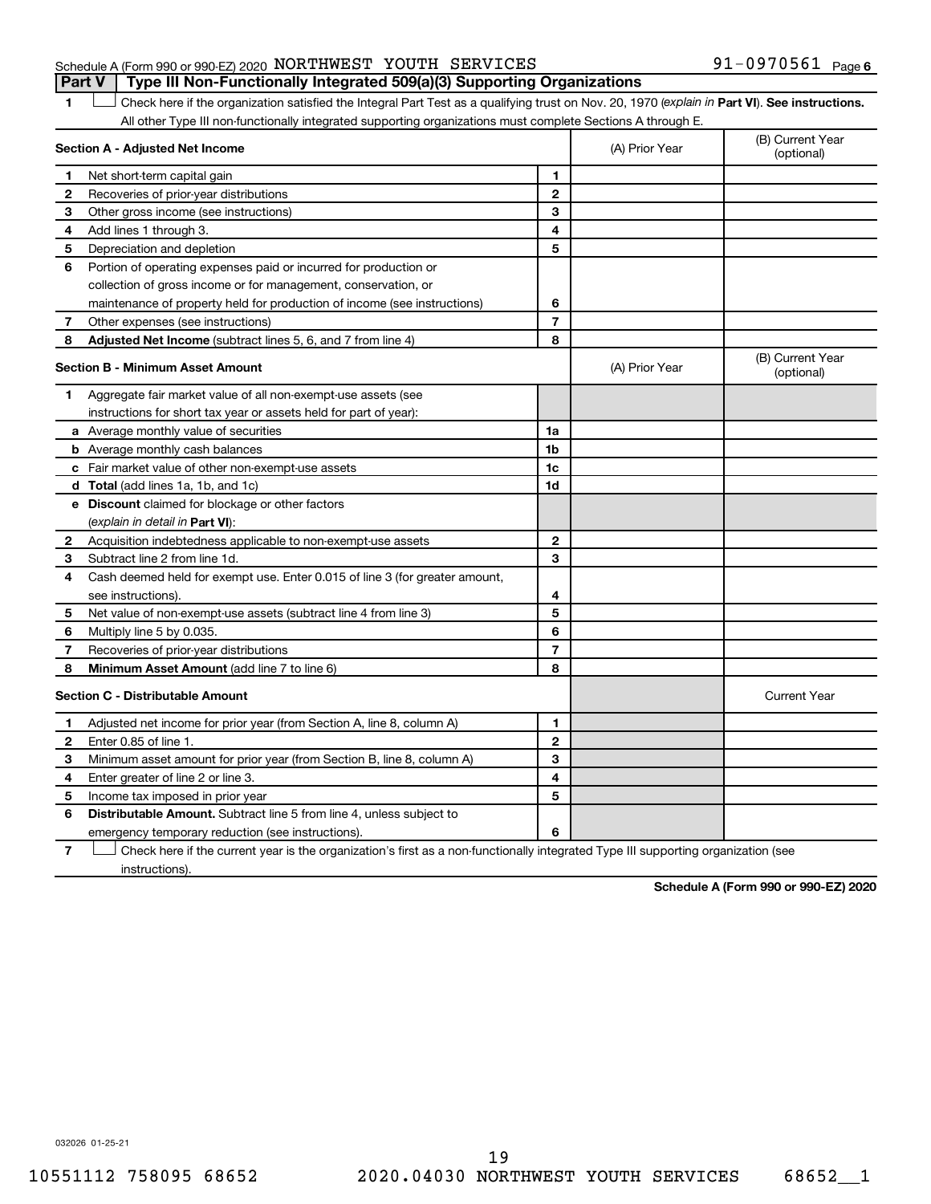Schedule A (Form 990 or 990-EZ) 2020 NORTHWEST YOUTH SERVICES 91-0970561 Page 6

## Part V | Type III Non-Functionally Integrated 509(a)(3) Supporting Organizations

**1** ☐ Check here if the organization satisfied the Integral Part Test as a qualifying trust on Nov. 20, 1970 (*explain in* **Part VI**). **See instructions.** All other Type III non-functionally integrated supporting organizations must complete Sections A through E.

| **Section A - Adjusted Net Income** | | | (A) Prior Year | (B) Current Year (optional) |
|---|---|---|---|---|
| **1** | Net short-term capital gain | 1 | | |
| **2** | Recoveries of prior-year distributions | 2 | | |
| **3** | Other gross income (see instructions) | 3 | | |
| **4** | Add lines 1 through 3. | 4 | | |
| **5** | Depreciation and depletion | 5 | | |
| **6** | Portion of operating expenses paid or incurred for production or collection of gross income or for management, conservation, or maintenance of property held for production of income (see instructions) | 6 | | |
| **7** | Other expenses (see instructions) | 7 | | |
| **8** | **Adjusted Net Income** (subtract lines 5, 6, and 7 from line 4) | 8 | | |

| **Section B - Minimum Asset Amount** | | | (A) Prior Year | (B) Current Year (optional) |
|---|---|---|---|---|
| **1** | Aggregate fair market value of all non-exempt-use assets (see instructions for short tax year or assets held for part of year): | | | |
| **a** | Average monthly value of securities | 1a | | |
| **b** | Average monthly cash balances | 1b | | |
| **c** | Fair market value of other non-exempt-use assets | 1c | | |
| **d** | **Total** (add lines 1a, 1b, and 1c) | 1d | | |
| **e** | **Discount** claimed for blockage or other factors (*explain in detail in* **Part VI**): | | | |
| **2** | Acquisition indebtedness applicable to non-exempt-use assets | 2 | | |
| **3** | Subtract line 2 from line 1d. | 3 | | |
| **4** | Cash deemed held for exempt use. Enter 0.015 of line 3 (for greater amount, see instructions). | 4 | | |
| **5** | Net value of non-exempt-use assets (subtract line 4 from line 3) | 5 | | |
| **6** | Multiply line 5 by 0.035. | 6 | | |
| **7** | Recoveries of prior-year distributions | 7 | | |
| **8** | **Minimum Asset Amount** (add line 7 to line 6) | 8 | | |

| **Section C - Distributable Amount** | | | | Current Year |
|---|---|---|---|---|
| **1** | Adjusted net income for prior year (from Section A, line 8, column A) | 1 | | |
| **2** | Enter 0.85 of line 1. | 2 | | |
| **3** | Minimum asset amount for prior year (from Section B, line 8, column A) | 3 | | |
| **4** | Enter greater of line 2 or line 3. | 4 | | |
| **5** | Income tax imposed in prior year | 5 | | |
| **6** | **Distributable Amount.** Subtract line 5 from line 4, unless subject to emergency temporary reduction (see instructions). | 6 | | |

**7** ☐ Check here if the current year is the organization's first as a non-functionally integrated Type III supporting organization (see instructions).

**Schedule A (Form 990 or 990-EZ) 2020**

032026 01-25-21

10551112 758095 68652 2020.04030 NORTHWEST YOUTH SERVICES 68652__1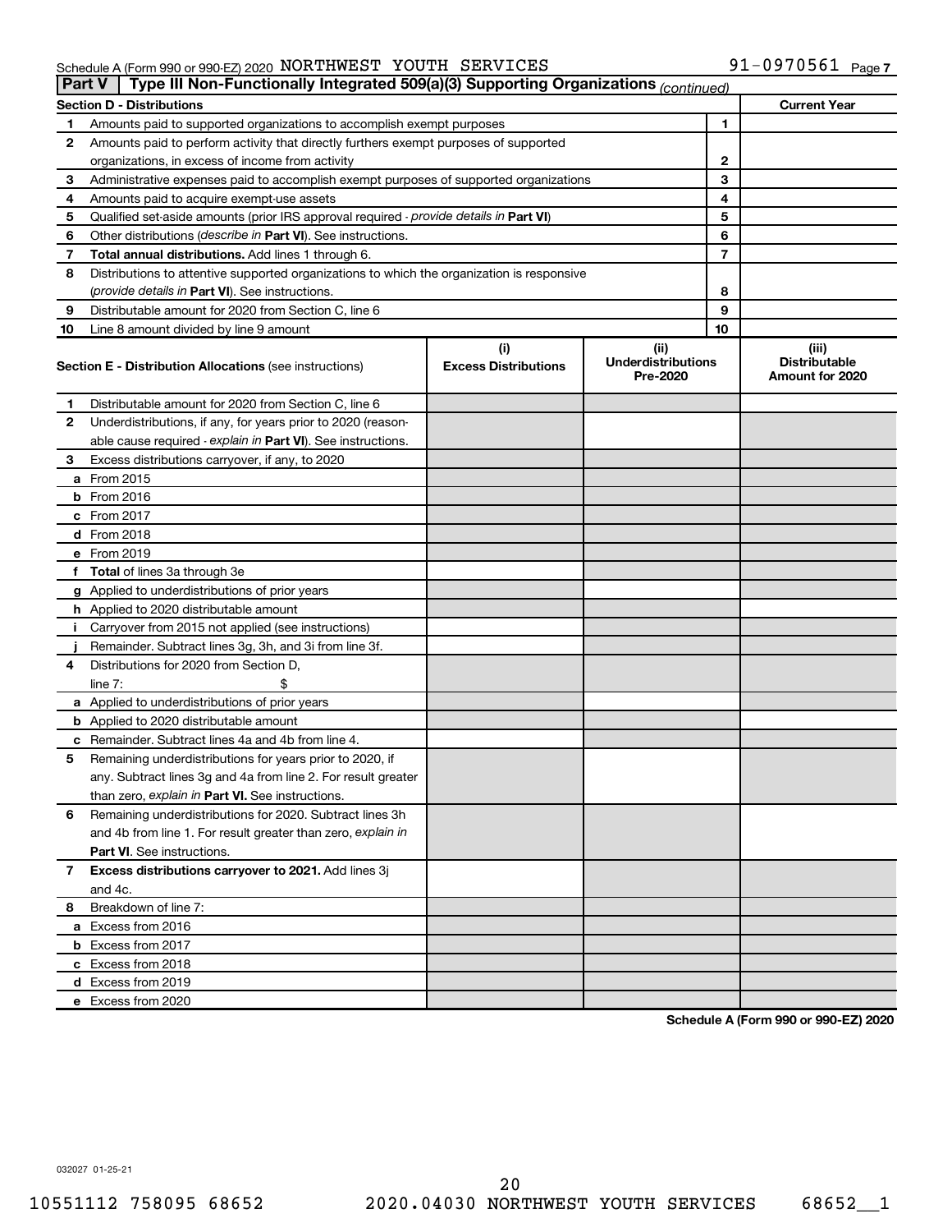Schedule A (Form 990 or 990-EZ) 2020 NORTHWEST YOUTH SERVICES 91-0970561 Page 7

**Part V** Type III Non-Functionally Integrated 509(a)(3) Supporting Organizations *(continued)*

| Section D - Distributions | | | Current Year |
|---|---|---|---|
| 1 | Amounts paid to supported organizations to accomplish exempt purposes | 1 | |
| 2 | Amounts paid to perform activity that directly furthers exempt purposes of supported organizations, in excess of income from activity | 2 | |
| 3 | Administrative expenses paid to accomplish exempt purposes of supported organizations | 3 | |
| 4 | Amounts paid to acquire exempt-use assets | 4 | |
| 5 | Qualified set-aside amounts (prior IRS approval required - *provide details in* **Part VI**) | 5 | |
| 6 | Other distributions (*describe in* **Part VI**). See instructions. | 6 | |
| 7 | **Total annual distributions.** Add lines 1 through 6. | 7 | |
| 8 | Distributions to attentive supported organizations to which the organization is responsive (*provide details in* **Part VI**). See instructions. | 8 | |
| 9 | Distributable amount for 2020 from Section C, line 6 | 9 | |
| 10 | Line 8 amount divided by line 9 amount | 10 | |

| **Section E - Distribution Allocations** (see instructions) | (i) Excess Distributions | (ii) Underdistributions Pre-2020 | (iii) Distributable Amount for 2020 |
|---|---|---|---|
| **1** Distributable amount for 2020 from Section C, line 6 | | | |
| **2** Underdistributions, if any, for years prior to 2020 (reasonable cause required - *explain in* **Part VI**). See instructions. | | | |
| **3** Excess distributions carryover, if any, to 2020 | | | |
| **a** From 2015 | | | |
| **b** From 2016 | | | |
| **c** From 2017 | | | |
| **d** From 2018 | | | |
| **e** From 2019 | | | |
| **f** **Total** of lines 3a through 3e | | | |
| **g** Applied to underdistributions of prior years | | | |
| **h** Applied to 2020 distributable amount | | | |
| **i** Carryover from 2015 not applied (see instructions) | | | |
| **j** Remainder. Subtract lines 3g, 3h, and 3i from line 3f. | | | |
| **4** Distributions for 2020 from Section D, line 7: $ | | | |
| **a** Applied to underdistributions of prior years | | | |
| **b** Applied to 2020 distributable amount | | | |
| **c** Remainder. Subtract lines 4a and 4b from line 4. | | | |
| **5** Remaining underdistributions for years prior to 2020, if any. Subtract lines 3g and 4a from line 2. For result greater than zero, *explain in* **Part VI.** See instructions. | | | |
| **6** Remaining underdistributions for 2020. Subtract lines 3h and 4b from line 1. For result greater than zero, *explain in* **Part VI**. See instructions. | | | |
| **7** **Excess distributions carryover to 2021.** Add lines 3j and 4c. | | | |
| **8** Breakdown of line 7: | | | |
| **a** Excess from 2016 | | | |
| **b** Excess from 2017 | | | |
| **c** Excess from 2018 | | | |
| **d** Excess from 2019 | | | |
| **e** Excess from 2020 | | | |

**Schedule A (Form 990 or 990-EZ) 2020**

032027 01-25-21

10551112 758095 68652 2020.04030 NORTHWEST YOUTH SERVICES 68652__1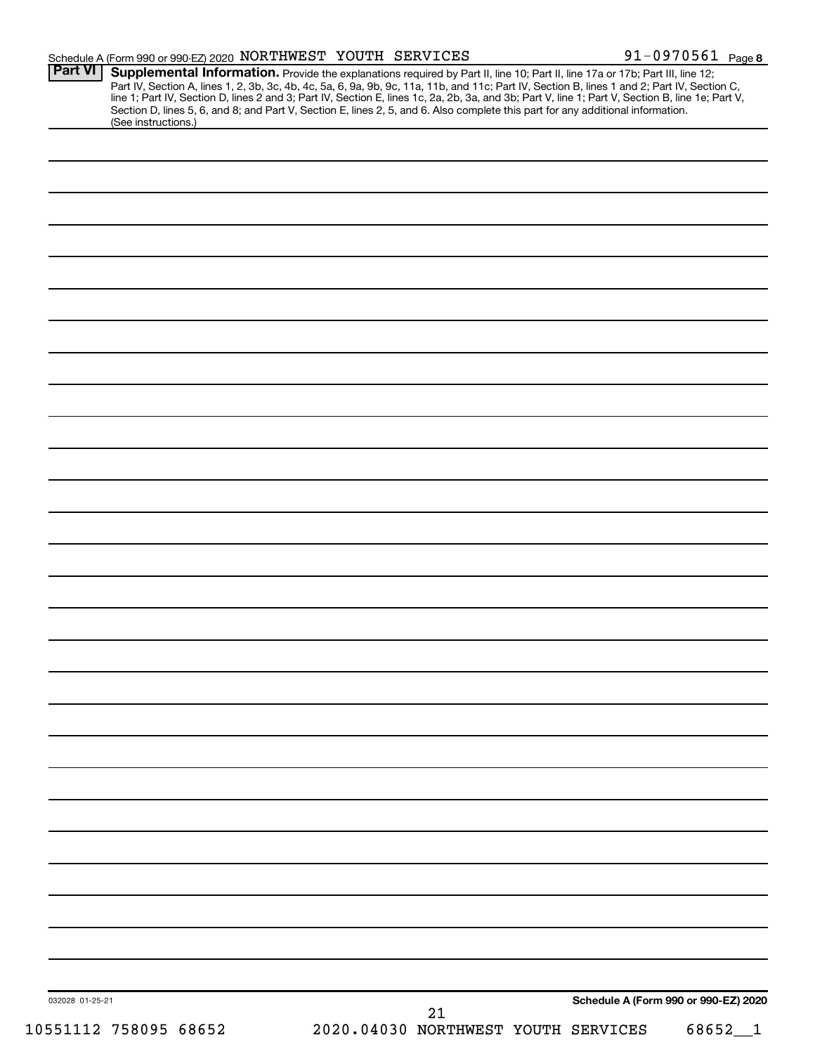Schedule A (Form 990 or 990-EZ) 2020 NORTHWEST YOUTH SERVICES 91-0970561 Page 8

**Part VI** **Supplemental Information.** Provide the explanations required by Part II, line 10; Part II, line 17a or 17b; Part III, line 12; Part IV, Section A, lines 1, 2, 3b, 3c, 4b, 4c, 5a, 6, 9a, 9b, 9c, 11a, 11b, and 11c; Part IV, Section B, lines 1 and 2; Part IV, Section C, line 1; Part IV, Section D, lines 2 and 3; Part IV, Section E, lines 1c, 2a, 2b, 3a, and 3b; Part V, line 1; Part V, Section B, line 1e; Part V, Section D, lines 5, 6, and 8; and Part V, Section E, lines 2, 5, and 6. Also complete this part for any additional information. (See instructions.)

032028 01-25-21

**Schedule A (Form 990 or 990-EZ) 2020**

10551112 758095 68652 2020.04030 NORTHWEST YOUTH SERVICES 68652__1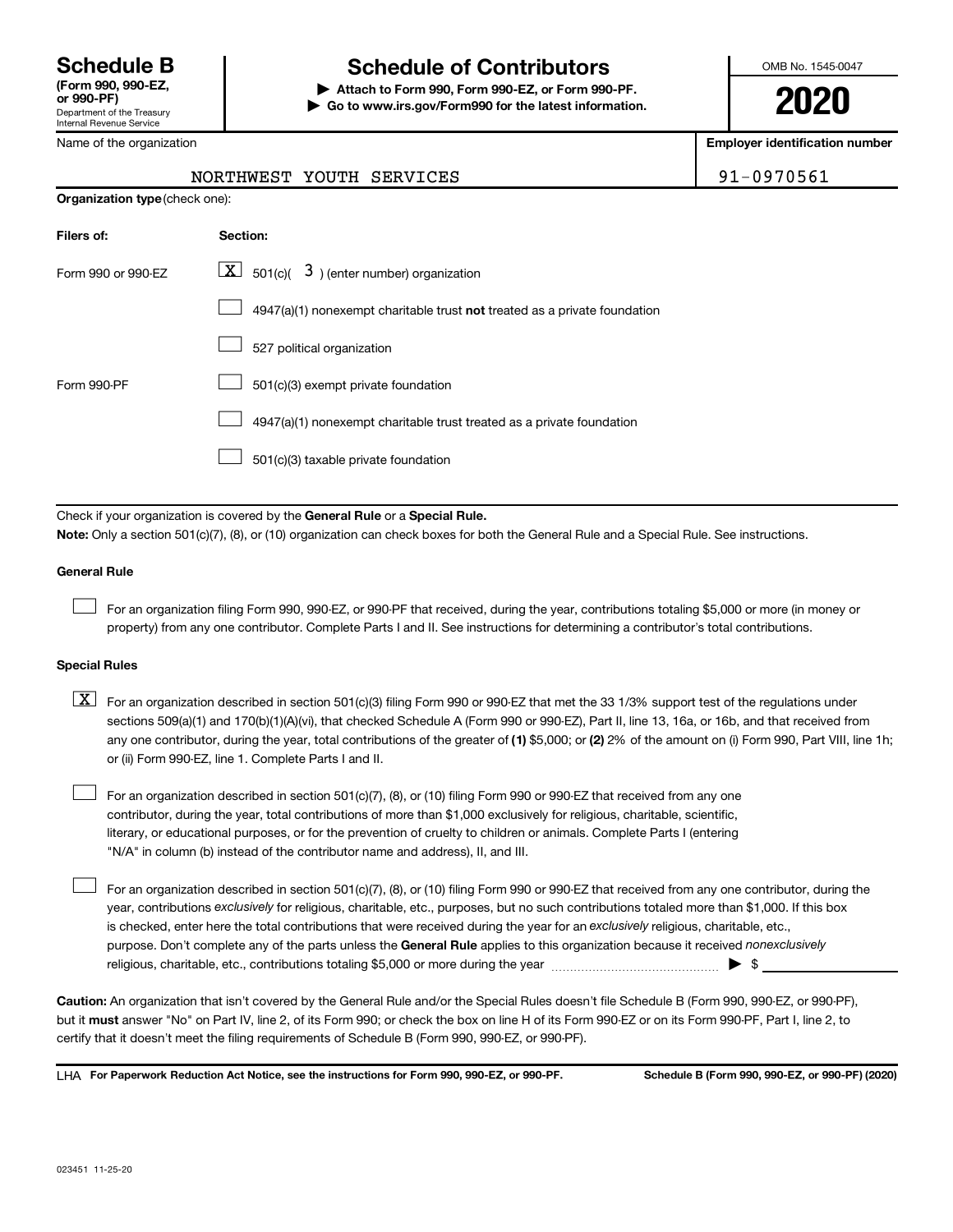# Schedule B

**(Form 990, 990-EZ, or 990-PF)**

Department of the Treasury
Internal Revenue Service

# Schedule of Contributors

▶ **Attach to Form 990, Form 990-EZ, or Form 990-PF.**

▶ **Go to www.irs.gov/Form990 for the latest information.**

OMB No. 1545-0047

**2020**

| Name of the organization | Employer identification number |
|---|---|
| NORTHWEST YOUTH SERVICES | 91-0970561 |

**Organization type** (check one):

| Filers of: | Section: |
|---|---|
| Form 990 or 990-EZ | [X] 501(c)( 3 ) (enter number) organization |
| | [ ] 4947(a)(1) nonexempt charitable trust **not** treated as a private foundation |
| | [ ] 527 political organization |
| Form 990-PF | [ ] 501(c)(3) exempt private foundation |
| | [ ] 4947(a)(1) nonexempt charitable trust treated as a private foundation |
| | [ ] 501(c)(3) taxable private foundation |

Check if your organization is covered by the **General Rule** or a **Special Rule.**

**Note:** Only a section 501(c)(7), (8), or (10) organization can check boxes for both the General Rule and a Special Rule. See instructions.

**General Rule**

[ ] For an organization filing Form 990, 990-EZ, or 990-PF that received, during the year, contributions totaling $5,000 or more (in money or property) from any one contributor. Complete Parts I and II. See instructions for determining a contributor's total contributions.

**Special Rules**

[X] For an organization described in section 501(c)(3) filing Form 990 or 990-EZ that met the 33 1/3% support test of the regulations under sections 509(a)(1) and 170(b)(1)(A)(vi), that checked Schedule A (Form 990 or 990-EZ), Part II, line 13, 16a, or 16b, and that received from any one contributor, during the year, total contributions of the greater of **(1)** $5,000; or **(2)** 2% of the amount on (i) Form 990, Part VIII, line 1h; or (ii) Form 990-EZ, line 1. Complete Parts I and II.

[ ] For an organization described in section 501(c)(7), (8), or (10) filing Form 990 or 990-EZ that received from any one contributor, during the year, total contributions of more than $1,000 exclusively for religious, charitable, scientific, literary, or educational purposes, or for the prevention of cruelty to children or animals. Complete Parts I (entering "N/A" in column (b) instead of the contributor name and address), II, and III.

[ ] For an organization described in section 501(c)(7), (8), or (10) filing Form 990 or 990-EZ that received from any one contributor, during the year, contributions *exclusively* for religious, charitable, etc., purposes, but no such contributions totaled more than $1,000. If this box is checked, enter here the total contributions that were received during the year for an *exclusively* religious, charitable, etc., purpose. Don't complete any of the parts unless the **General Rule** applies to this organization because it received *nonexclusively* religious, charitable, etc., contributions totaling $5,000 or more during the year ▶ $

**Caution:** An organization that isn't covered by the General Rule and/or the Special Rules doesn't file Schedule B (Form 990, 990-EZ, or 990-PF), but it **must** answer "No" on Part IV, line 2, of its Form 990; or check the box on line H of its Form 990-EZ or on its Form 990-PF, Part I, line 2, to certify that it doesn't meet the filing requirements of Schedule B (Form 990, 990-EZ, or 990-PF).

LHA **For Paperwork Reduction Act Notice, see the instructions for Form 990, 990-EZ, or 990-PF.** **Schedule B (Form 990, 990-EZ, or 990-PF) (2020)**

023451 11-25-20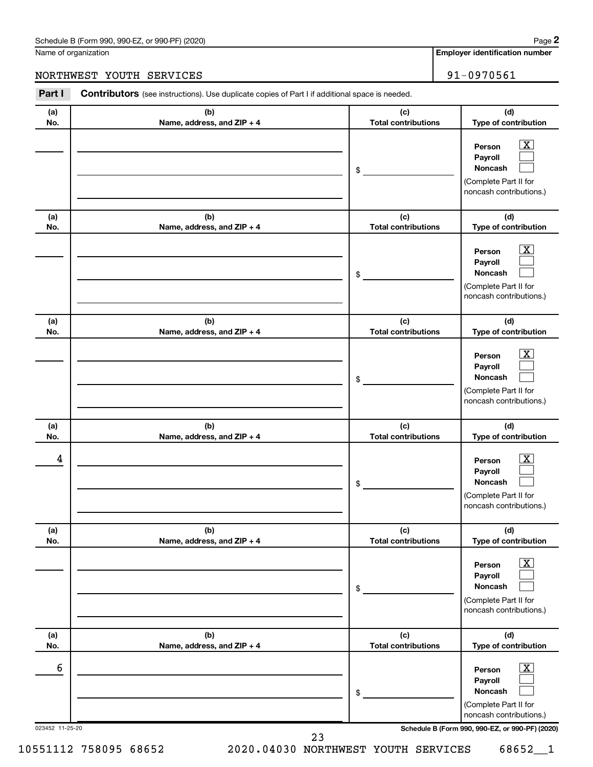Schedule B (Form 990, 990-EZ, or 990-PF) (2020) Page **2**

Name of organization | **Employer identification number**

NORTHWEST YOUTH SERVICES | 91-0970561

**Part I** **Contributors** (see instructions). Use duplicate copies of Part I if additional space is needed.

| (a) No. | (b) Name, address, and ZIP + 4 | (c) Total contributions | (d) Type of contribution |
|---|---|---|---|
| | | $ | Person [X] Payroll [ ] Noncash [ ] (Complete Part II for noncash contributions.) |
| | | $ | Person [X] Payroll [ ] Noncash [ ] (Complete Part II for noncash contributions.) |
| | | $ | Person [X] Payroll [ ] Noncash [ ] (Complete Part II for noncash contributions.) |
| 4 | | $ | Person [X] Payroll [ ] Noncash [ ] (Complete Part II for noncash contributions.) |
| | | $ | Person [X] Payroll [ ] Noncash [ ] (Complete Part II for noncash contributions.) |
| 6 | | $ | Person [X] Payroll [ ] Noncash [ ] (Complete Part II for noncash contributions.) |

023452 11-25-20 **Schedule B (Form 990, 990-EZ, or 990-PF) (2020)**

10551112 758095 68652 2020.04030 NORTHWEST YOUTH SERVICES 68652__1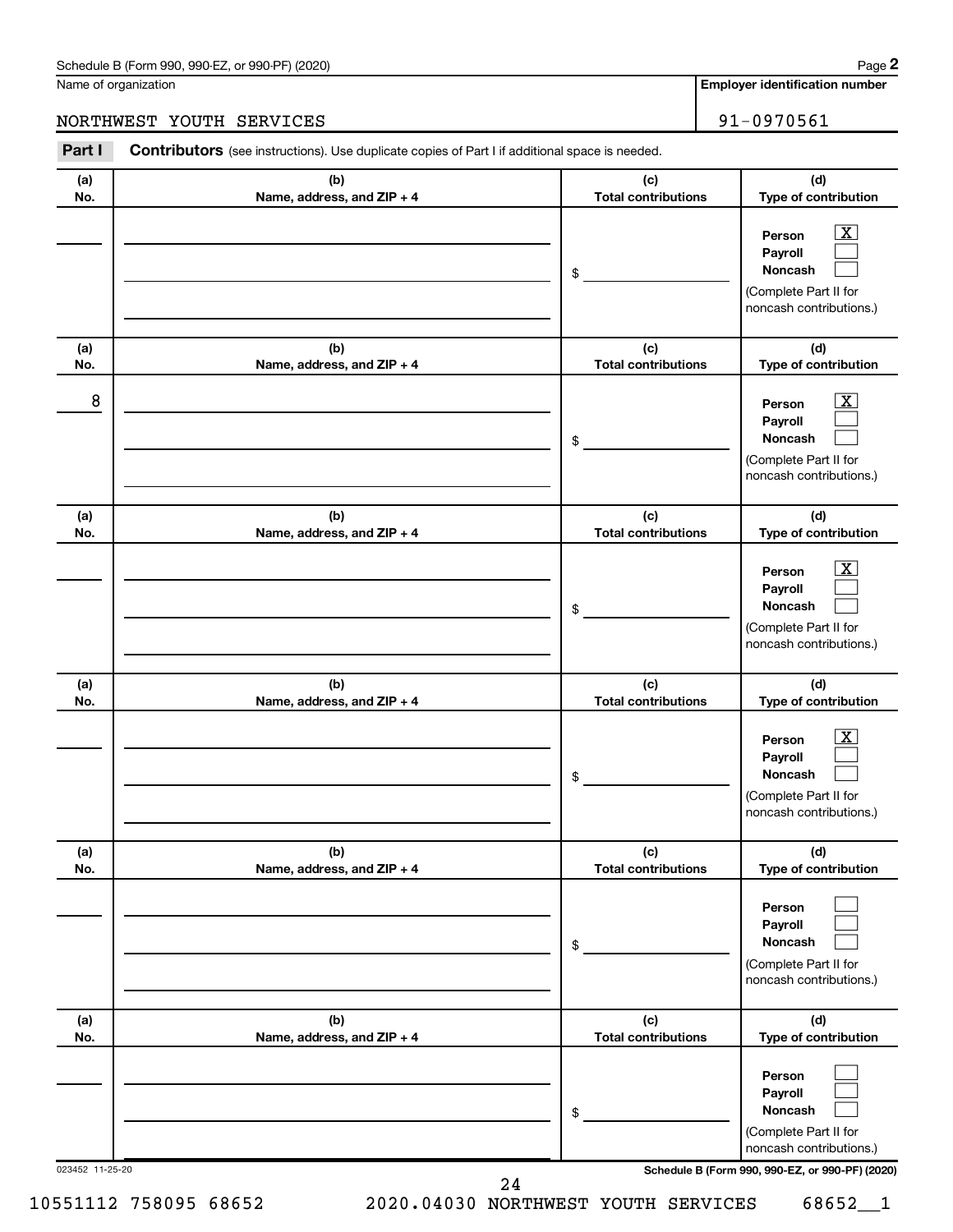Schedule B (Form 990, 990-EZ, or 990-PF) (2020)

Name of organization: NORTHWEST YOUTH SERVICES

Employer identification number: 91-0970561

**Part I** **Contributors** (see instructions). Use duplicate copies of Part I if additional space is needed.

| (a) No. | (b) Name, address, and ZIP + 4 | (c) Total contributions | (d) Type of contribution |
|---|---|---|---|
| | | $ | Person [X] Payroll [ ] Noncash [ ] (Complete Part II for noncash contributions.) |
| 8 | | $ | Person [X] Payroll [ ] Noncash [ ] (Complete Part II for noncash contributions.) |
| | | $ | Person [X] Payroll [ ] Noncash [ ] (Complete Part II for noncash contributions.) |
| | | $ | Person [X] Payroll [ ] Noncash [ ] (Complete Part II for noncash contributions.) |
| | | $ | Person [ ] Payroll [ ] Noncash [ ] (Complete Part II for noncash contributions.) |
| | | $ | Person [ ] Payroll [ ] Noncash [ ] (Complete Part II for noncash contributions.) |

023452 11-25-20

Schedule B (Form 990, 990-EZ, or 990-PF) (2020)

10551112 758095 68652 2020.04030 NORTHWEST YOUTH SERVICES 68652__1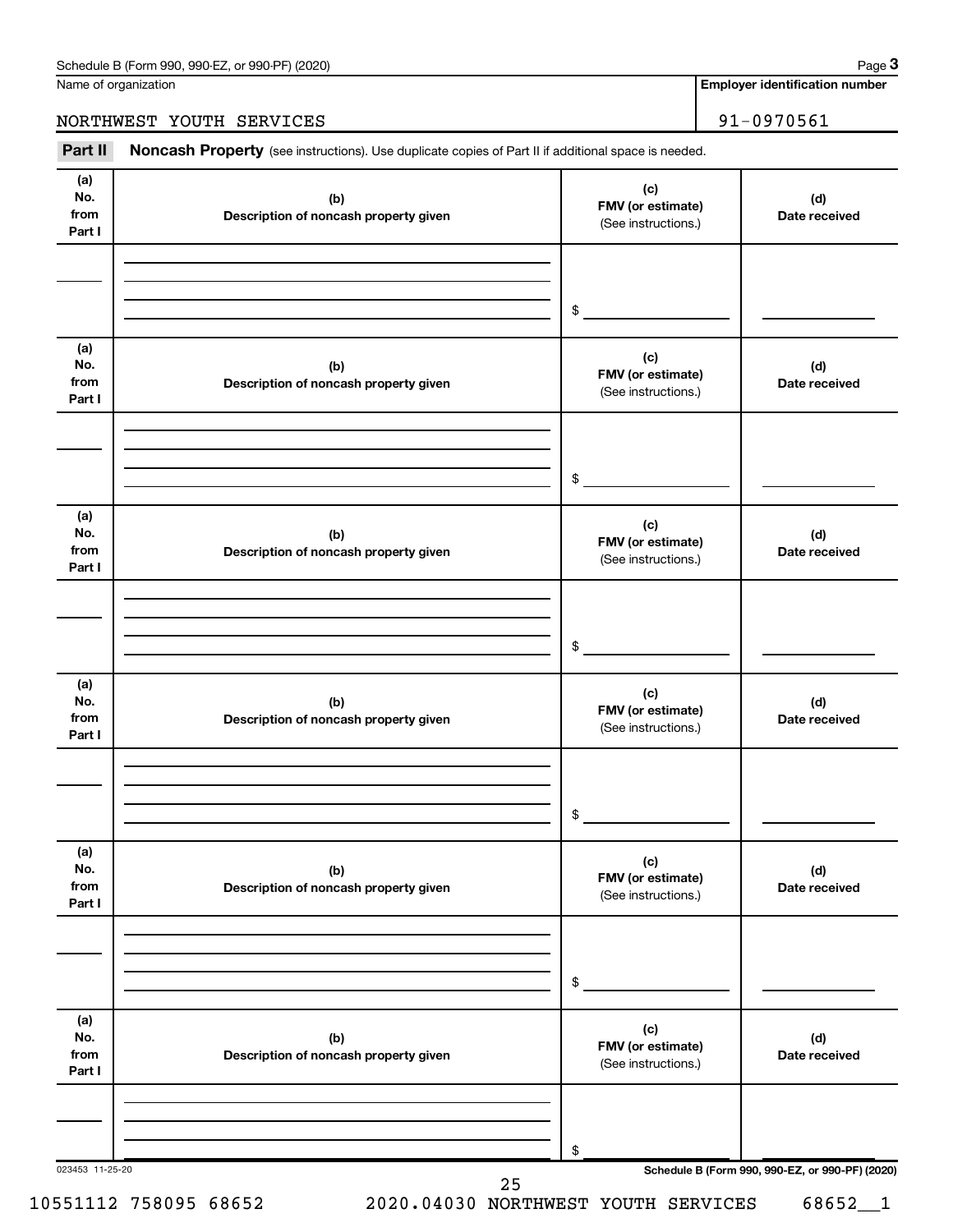Name of organization

NORTHWEST YOUTH SERVICES

**Employer identification number**

91-0970561

**Part II** **Noncash Property** (see instructions). Use duplicate copies of Part II if additional space is needed.

| (a) No. from Part I | (b) Description of noncash property given | (c) FMV (or estimate) (See instructions.) | (d) Date received |
|---|---|---|---|
| | | $ | |

| (a) No. from Part I | (b) Description of noncash property given | (c) FMV (or estimate) (See instructions.) | (d) Date received |
|---|---|---|---|
| | | $ | |

| (a) No. from Part I | (b) Description of noncash property given | (c) FMV (or estimate) (See instructions.) | (d) Date received |
|---|---|---|---|
| | | $ | |

| (a) No. from Part I | (b) Description of noncash property given | (c) FMV (or estimate) (See instructions.) | (d) Date received |
|---|---|---|---|
| | | $ | |

| (a) No. from Part I | (b) Description of noncash property given | (c) FMV (or estimate) (See instructions.) | (d) Date received |
|---|---|---|---|
| | | $ | |

| (a) No. from Part I | (b) Description of noncash property given | (c) FMV (or estimate) (See instructions.) | (d) Date received |
|---|---|---|---|
| | | $ | |

023453 11-25-20

**Schedule B (Form 990, 990-EZ, or 990-PF) (2020)**

10551112 758095 68652 2020.04030 NORTHWEST YOUTH SERVICES 68652__1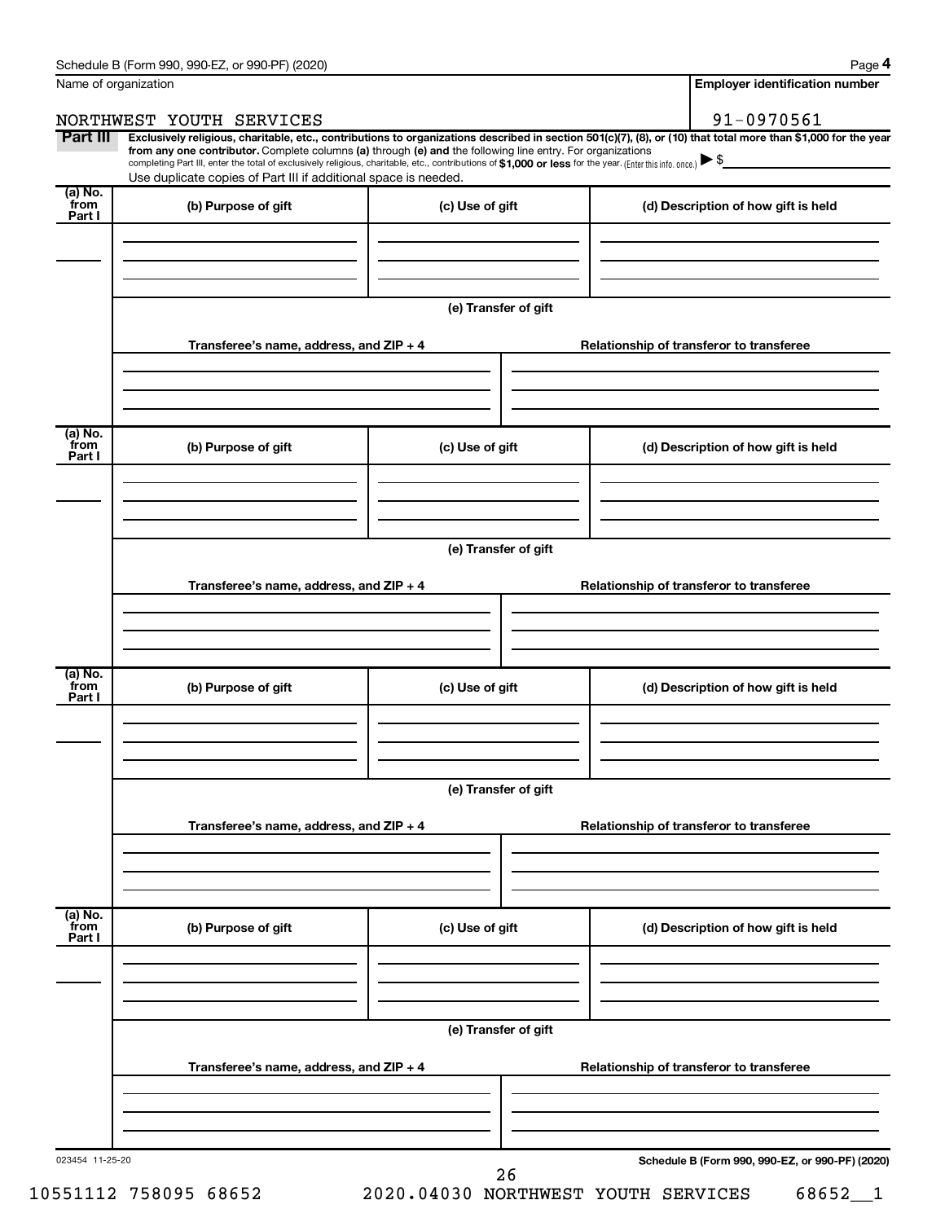Name of organization

NORTHWEST YOUTH SERVICES

**Employer identification number**

91-0970561

**Part III** **Exclusively religious, charitable, etc., contributions to organizations described in section 501(c)(7), (8), or (10) that total more than $1,000 for the year from any one contributor.** Complete columns **(a)** through **(e) and** the following line entry. For organizations completing Part III, enter the total of exclusively religious, charitable, etc., contributions of **$1,000 or less** for the year. (Enter this info. once.) ▶ $

Use duplicate copies of Part III if additional space is needed.

| (a) No. from Part I | (b) Purpose of gift | (c) Use of gift | (d) Description of how gift is held |
|---|---|---|---|
| | | | |

**(e) Transfer of gift**

| Transferee's name, address, and ZIP + 4 | Relationship of transferor to transferee |
|---|---|
| | |

| (a) No. from Part I | (b) Purpose of gift | (c) Use of gift | (d) Description of how gift is held |
|---|---|---|---|
| | | | |

**(e) Transfer of gift**

| Transferee's name, address, and ZIP + 4 | Relationship of transferor to transferee |
|---|---|
| | |

| (a) No. from Part I | (b) Purpose of gift | (c) Use of gift | (d) Description of how gift is held |
|---|---|---|---|
| | | | |

**(e) Transfer of gift**

| Transferee's name, address, and ZIP + 4 | Relationship of transferor to transferee |
|---|---|
| | |

| (a) No. from Part I | (b) Purpose of gift | (c) Use of gift | (d) Description of how gift is held |
|---|---|---|---|
| | | | |

**(e) Transfer of gift**

| Transferee's name, address, and ZIP + 4 | Relationship of transferor to transferee |
|---|---|
| | |

023454 11-25-20

**Schedule B (Form 990, 990-EZ, or 990-PF) (2020)**

10551112 758095 68652 2020.04030 NORTHWEST YOUTH SERVICES 68652__1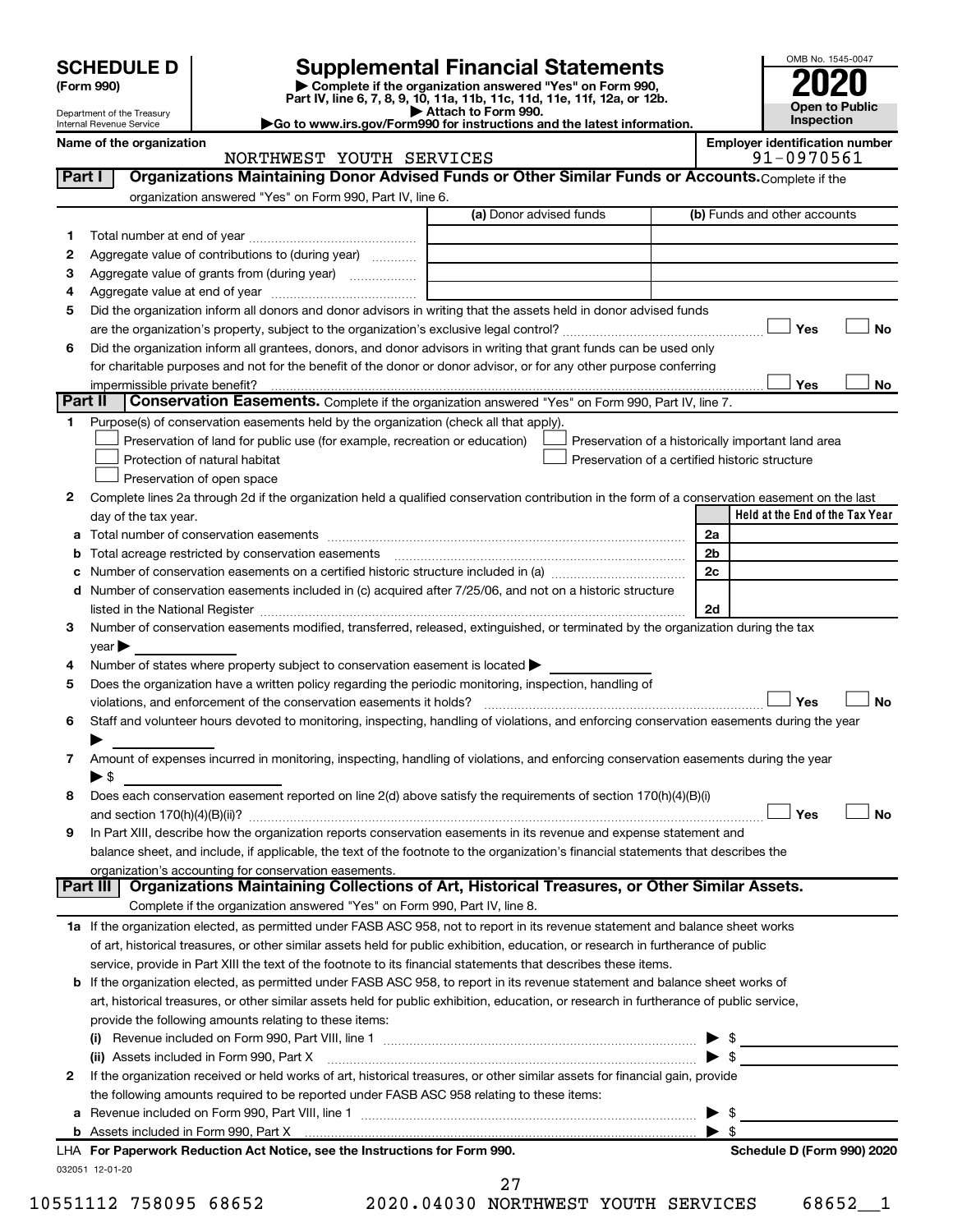# SCHEDULE D (Form 990)

Department of the Treasury
Internal Revenue Service

## Supplemental Financial Statements

▶ Complete if the organization answered "Yes" on Form 990, Part IV, line 6, 7, 8, 9, 10, 11a, 11b, 11c, 11d, 11e, 11f, 12a, or 12b.
▶ Attach to Form 990.
▶Go to www.irs.gov/Form990 for instructions and the latest information.

OMB No. 1545-0047

**2020**

**Open to Public Inspection**

**Name of the organization:** NORTHWEST YOUTH SERVICES

**Employer identification number:** 91-0970561

### Part I — Organizations Maintaining Donor Advised Funds or Other Similar Funds or Accounts.
Complete if the organization answered "Yes" on Form 990, Part IV, line 6.

| | | (a) Donor advised funds | (b) Funds and other accounts |
|---|---|---|---|
| 1 | Total number at end of year | | |
| 2 | Aggregate value of contributions to (during year) | | |
| 3 | Aggregate value of grants from (during year) | | |
| 4 | Aggregate value at end of year | | |

5 Did the organization inform all donors and donor advisors in writing that the assets held in donor advised funds are the organization's property, subject to the organization's exclusive legal control? ☐ Yes ☐ No

6 Did the organization inform all grantees, donors, and donor advisors in writing that grant funds can be used only for charitable purposes and not for the benefit of the donor or donor advisor, or for any other purpose conferring impermissible private benefit? ☐ Yes ☐ No

### Part II — Conservation Easements.
Complete if the organization answered "Yes" on Form 990, Part IV, line 7.

1 Purpose(s) of conservation easements held by the organization (check all that apply).

- ☐ Preservation of land for public use (for example, recreation or education)
- ☐ Protection of natural habitat
- ☐ Preservation of open space
- ☐ Preservation of a historically important land area
- ☐ Preservation of a certified historic structure

2 Complete lines 2a through 2d if the organization held a qualified conservation contribution in the form of a conservation easement on the last day of the tax year.

| | | | Held at the End of the Tax Year |
|---|---|---|---|
| a | Total number of conservation easements | 2a | |
| b | Total acreage restricted by conservation easements | 2b | |
| c | Number of conservation easements on a certified historic structure included in (a) | 2c | |
| d | Number of conservation easements included in (c) acquired after 7/25/06, and not on a historic structure listed in the National Register | 2d | |

3 Number of conservation easements modified, transferred, released, extinguished, or terminated by the organization during the tax year ▶

4 Number of states where property subject to conservation easement is located ▶

5 Does the organization have a written policy regarding the periodic monitoring, inspection, handling of violations, and enforcement of the conservation easements it holds? ☐ Yes ☐ No

6 Staff and volunteer hours devoted to monitoring, inspecting, handling of violations, and enforcing conservation easements during the year ▶

7 Amount of expenses incurred in monitoring, inspecting, handling of violations, and enforcing conservation easements during the year ▶ $

8 Does each conservation easement reported on line 2(d) above satisfy the requirements of section 170(h)(4)(B)(i) and section 170(h)(4)(B)(ii)? ☐ Yes ☐ No

9 In Part XIII, describe how the organization reports conservation easements in its revenue and expense statement and balance sheet, and include, if applicable, the text of the footnote to the organization's financial statements that describes the organization's accounting for conservation easements.

### Part III — Organizations Maintaining Collections of Art, Historical Treasures, or Other Similar Assets.
Complete if the organization answered "Yes" on Form 990, Part IV, line 8.

1a If the organization elected, as permitted under FASB ASC 958, not to report in its revenue statement and balance sheet works of art, historical treasures, or other similar assets held for public exhibition, education, or research in furtherance of public service, provide in Part XIII the text of the footnote to its financial statements that describes these items.

b If the organization elected, as permitted under FASB ASC 958, to report in its revenue statement and balance sheet works of art, historical treasures, or other similar assets held for public exhibition, education, or research in furtherance of public service, provide the following amounts relating to these items:

(i) Revenue included on Form 990, Part VIII, line 1 ▶ $

(ii) Assets included in Form 990, Part X ▶ $

2 If the organization received or held works of art, historical treasures, or other similar assets for financial gain, provide the following amounts required to be reported under FASB ASC 958 relating to these items:

a Revenue included on Form 990, Part VIII, line 1 ▶ $

b Assets included in Form 990, Part X ▶ $

LHA **For Paperwork Reduction Act Notice, see the Instructions for Form 990.** **Schedule D (Form 990) 2020**

032051 12-01-20

10551112 758095 68652 2020.04030 NORTHWEST YOUTH SERVICES 68652__1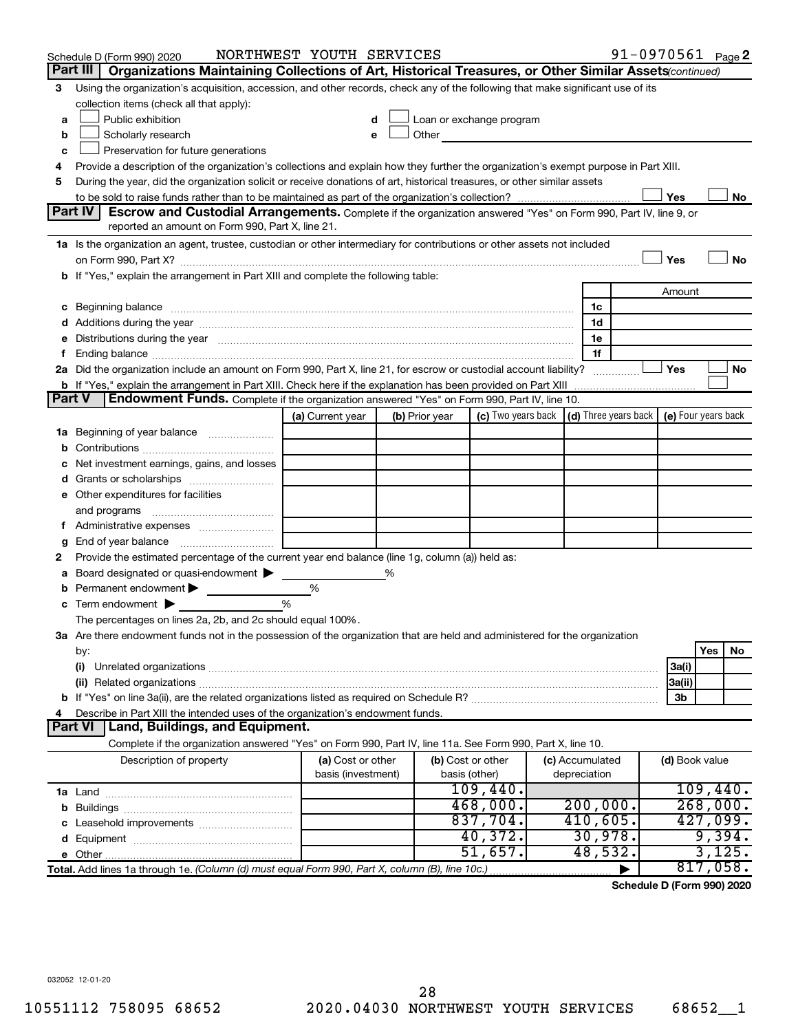Schedule D (Form 990) 2020 NORTHWEST YOUTH SERVICES 91-0970561 Page 2

## Part III Organizations Maintaining Collections of Art, Historical Treasures, or Other Similar Assets *(continued)*

3 Using the organization's acquisition, accession, and other records, check any of the following that make significant use of its collection items (check all that apply):

a ☐ Public exhibition
b ☐ Scholarly research
c ☐ Preservation for future generations
d ☐ Loan or exchange program
e ☐ Other

4 Provide a description of the organization's collections and explain how they further the organization's exempt purpose in Part XIII.

5 During the year, did the organization solicit or receive donations of art, historical treasures, or other similar assets to be sold to raise funds rather than to be maintained as part of the organization's collection? ☐ Yes ☐ No

## Part IV Escrow and Custodial Arrangements. 

Complete if the organization answered "Yes" on Form 990, Part IV, line 9, or reported an amount on Form 990, Part X, line 21.

1a Is the organization an agent, trustee, custodian or other intermediary for contributions or other assets not included on Form 990, Part X? ☐ Yes ☐ No

b If "Yes," explain the arrangement in Part XIII and complete the following table:

| | | Amount |
|---|---|---|
| c Beginning balance | 1c | |
| d Additions during the year | 1d | |
| e Distributions during the year | 1e | |
| f Ending balance | 1f | |

2a Did the organization include an amount on Form 990, Part X, line 21, for escrow or custodial account liability? ☐ Yes ☐ No

b If "Yes," explain the arrangement in Part XIII. Check here if the explanation has been provided on Part XIII ☐

## Part V Endowment Funds. 

Complete if the organization answered "Yes" on Form 990, Part IV, line 10.

| | (a) Current year | (b) Prior year | (c) Two years back | (d) Three years back | (e) Four years back |
|---|---|---|---|---|---|
| 1a Beginning of year balance | | | | | |
| b Contributions | | | | | |
| c Net investment earnings, gains, and losses | | | | | |
| d Grants or scholarships | | | | | |
| e Other expenditures for facilities and programs | | | | | |
| f Administrative expenses | | | | | |
| g End of year balance | | | | | |

2 Provide the estimated percentage of the current year end balance (line 1g, column (a)) held as:

a Board designated or quasi-endowment ▶ ______ %
b Permanent endowment ▶ ______ %
c Term endowment ▶ ______ %

The percentages on lines 2a, 2b, and 2c should equal 100%.

3a Are there endowment funds not in the possession of the organization that are held and administered for the organization by:

| | | Yes | No |
|---|---|---|---|
| (i) Unrelated organizations | 3a(i) | | |
| (ii) Related organizations | 3a(ii) | | |
| b If "Yes" on line 3a(ii), are the related organizations listed as required on Schedule R? | 3b | | |

4 Describe in Part XIII the intended uses of the organization's endowment funds.

## Part VI Land, Buildings, and Equipment.

Complete if the organization answered "Yes" on Form 990, Part IV, line 11a. See Form 990, Part X, line 10.

| Description of property | (a) Cost or other basis (investment) | (b) Cost or other basis (other) | (c) Accumulated depreciation | (d) Book value |
|---|---|---|---|---|
| 1a Land | | 109,440. | | 109,440. |
| b Buildings | | 468,000. | 200,000. | 268,000. |
| c Leasehold improvements | | 837,704. | 410,605. | 427,099. |
| d Equipment | | 40,372. | 30,978. | 9,394. |
| e Other | | 51,657. | 48,532. | 3,125. |
| **Total.** Add lines 1a through 1e. *(Column (d) must equal Form 990, Part X, column (B), line 10c.)* | | | ▶ | 817,058. |

**Schedule D (Form 990) 2020**

032052 12-01-20

10551112 758095 68652 2020.04030 NORTHWEST YOUTH SERVICES 68652__1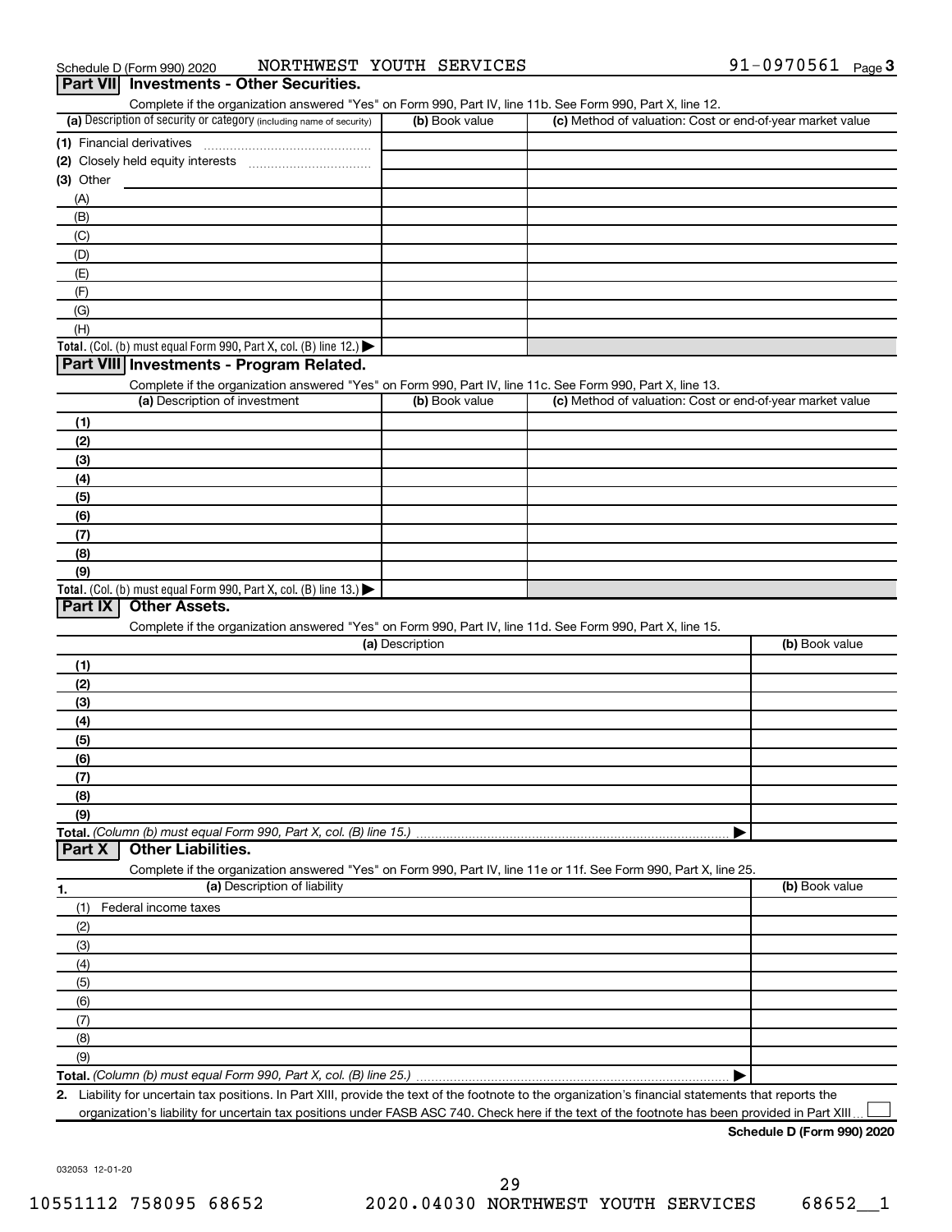Schedule D (Form 990) 2020 NORTHWEST YOUTH SERVICES 91-0970561 Page 3

## Part VII Investments - Other Securities.

Complete if the organization answered "Yes" on Form 990, Part IV, line 11b. See Form 990, Part X, line 12.

| (a) Description of security or category (including name of security) | (b) Book value | (c) Method of valuation: Cost or end-of-year market value |
|---|---|---|
| (1) Financial derivatives | | |
| (2) Closely held equity interests | | |
| (3) Other | | |
| (A) | | |
| (B) | | |
| (C) | | |
| (D) | | |
| (E) | | |
| (F) | | |
| (G) | | |
| (H) | | |
| **Total.** (Col. (b) must equal Form 990, Part X, col. (B) line 12.) ▶ | | |

## Part VIII Investments - Program Related.

Complete if the organization answered "Yes" on Form 990, Part IV, line 11c. See Form 990, Part X, line 13.

| (a) Description of investment | (b) Book value | (c) Method of valuation: Cost or end-of-year market value |
|---|---|---|
| (1) | | |
| (2) | | |
| (3) | | |
| (4) | | |
| (5) | | |
| (6) | | |
| (7) | | |
| (8) | | |
| (9) | | |
| **Total.** (Col. (b) must equal Form 990, Part X, col. (B) line 13.) ▶ | | |

## Part IX Other Assets.

Complete if the organization answered "Yes" on Form 990, Part IV, line 11d. See Form 990, Part X, line 15.

| (a) Description | (b) Book value |
|---|---|
| (1) | |
| (2) | |
| (3) | |
| (4) | |
| (5) | |
| (6) | |
| (7) | |
| (8) | |
| (9) | |
| **Total.** *(Column (b) must equal Form 990, Part X, col. (B) line 15.)* ▶ | |

## Part X Other Liabilities.

Complete if the organization answered "Yes" on Form 990, Part IV, line 11e or 11f. See Form 990, Part X, line 25.

| 1. (a) Description of liability | (b) Book value |
|---|---|
| (1) Federal income taxes | |
| (2) | |
| (3) | |
| (4) | |
| (5) | |
| (6) | |
| (7) | |
| (8) | |
| (9) | |
| **Total.** *(Column (b) must equal Form 990, Part X, col. (B) line 25.)* ▶ | |

2. Liability for uncertain tax positions. In Part XIII, provide the text of the footnote to the organization's financial statements that reports the organization's liability for uncertain tax positions under FASB ASC 740. Check here if the text of the footnote has been provided in Part XIII ☐

**Schedule D (Form 990) 2020**

032053 12-01-20

10551112 758095 68652 2020.04030 NORTHWEST YOUTH SERVICES 68652__1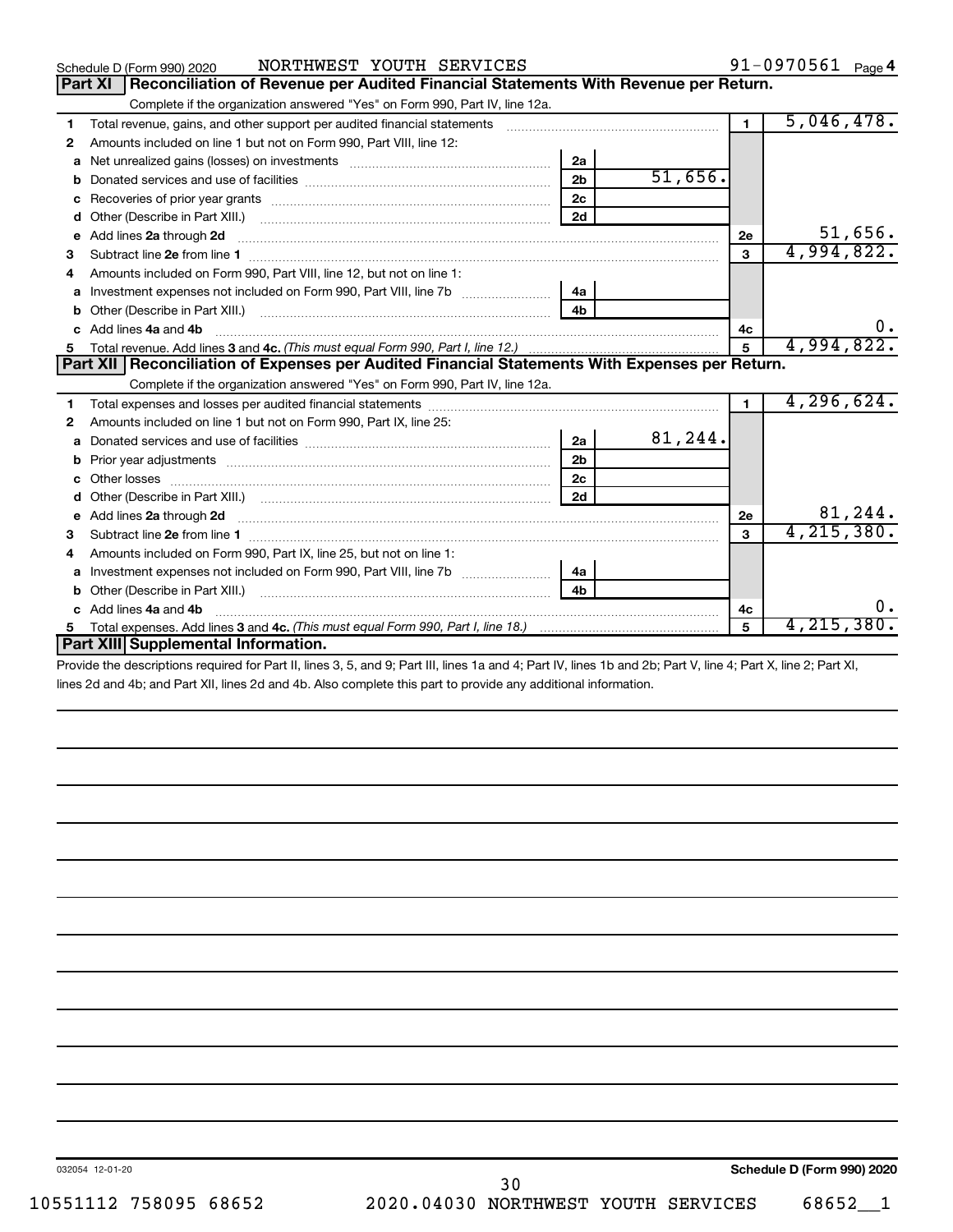Schedule D (Form 990) 2020 NORTHWEST YOUTH SERVICES 91-0970561 Page 4

## Part XI Reconciliation of Revenue per Audited Financial Statements With Revenue per Return.

Complete if the organization answered "Yes" on Form 990, Part IV, line 12a.

| Line | Description | | | | |
|---|---|---|---|---|---|
| 1 | Total revenue, gains, and other support per audited financial statements | | | 1 | 5,046,478. |
| 2 | Amounts included on line 1 but not on Form 990, Part VIII, line 12: | | | | |
| a | Net unrealized gains (losses) on investments | 2a | | | |
| b | Donated services and use of facilities | 2b | 51,656. | | |
| c | Recoveries of prior year grants | 2c | | | |
| d | Other (Describe in Part XIII.) | 2d | | | |
| e | Add lines **2a** through **2d** | | | 2e | 51,656. |
| 3 | Subtract line **2e** from line **1** | | | 3 | 4,994,822. |
| 4 | Amounts included on Form 990, Part VIII, line 12, but not on line 1: | | | | |
| a | Investment expenses not included on Form 990, Part VIII, line 7b | 4a | | | |
| b | Other (Describe in Part XIII.) | 4b | | | |
| c | Add lines **4a** and **4b** | | | 4c | 0. |
| 5 | Total revenue. Add lines **3** and **4c.** *(This must equal Form 990, Part I, line 12.)* | | | 5 | 4,994,822. |

## Part XII Reconciliation of Expenses per Audited Financial Statements With Expenses per Return.

Complete if the organization answered "Yes" on Form 990, Part IV, line 12a.

| Line | Description | | | | |
|---|---|---|---|---|---|
| 1 | Total expenses and losses per audited financial statements | | | 1 | 4,296,624. |
| 2 | Amounts included on line 1 but not on Form 990, Part IX, line 25: | | | | |
| a | Donated services and use of facilities | 2a | 81,244. | | |
| b | Prior year adjustments | 2b | | | |
| c | Other losses | 2c | | | |
| d | Other (Describe in Part XIII.) | 2d | | | |
| e | Add lines **2a** through **2d** | | | 2e | 81,244. |
| 3 | Subtract line **2e** from line **1** | | | 3 | 4,215,380. |
| 4 | Amounts included on Form 990, Part IX, line 25, but not on line 1: | | | | |
| a | Investment expenses not included on Form 990, Part VIII, line 7b | 4a | | | |
| b | Other (Describe in Part XIII.) | 4b | | | |
| c | Add lines **4a** and **4b** | | | 4c | 0. |
| 5 | Total expenses. Add lines **3** and **4c.** *(This must equal Form 990, Part I, line 18.)* | | | 5 | 4,215,380. |

## Part XIII Supplemental Information.

Provide the descriptions required for Part II, lines 3, 5, and 9; Part III, lines 1a and 4; Part IV, lines 1b and 2b; Part V, line 4; Part X, line 2; Part XI, lines 2d and 4b; and Part XII, lines 2d and 4b. Also complete this part to provide any additional information.

032054 12-01-20 **Schedule D (Form 990) 2020**

10551112 758095 68652 2020.04030 NORTHWEST YOUTH SERVICES 68652__1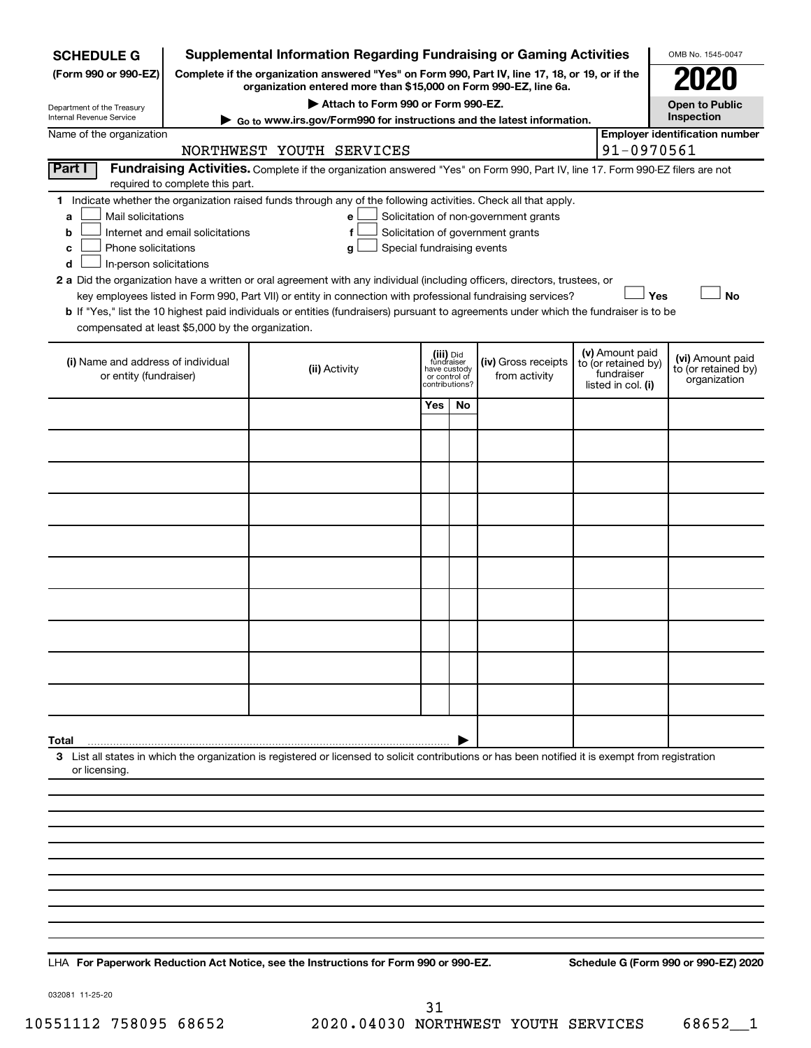**SCHEDULE G**
**(Form 990 or 990-EZ)**

Department of the Treasury
Internal Revenue Service

# Supplemental Information Regarding Fundraising or Gaming Activities

**Complete if the organization answered "Yes" on Form 990, Part IV, line 17, 18, or 19, or if the organization entered more than $15,000 on Form 990-EZ, line 6a.**

**▶ Attach to Form 990 or Form 990-EZ.**

**▶ Go to www.irs.gov/Form990 for instructions and the latest information.**

OMB No. 1545-0047

**2020**

**Open to Public Inspection**

Name of the organization: NORTHWEST YOUTH SERVICES

**Employer identification number:** 91-0970561

## Part I Fundraising Activities.

Complete if the organization answered "Yes" on Form 990, Part IV, line 17. Form 990-EZ filers are not required to complete this part.

**1** Indicate whether the organization raised funds through any of the following activities. Check all that apply.

- **a** ☐ Mail solicitations
- **b** ☐ Internet and email solicitations
- **c** ☐ Phone solicitations
- **d** ☐ In-person solicitations
- **e** ☐ Solicitation of non-government grants
- **f** ☐ Solicitation of government grants
- **g** ☐ Special fundraising events

**2 a** Did the organization have a written or oral agreement with any individual (including officers, directors, trustees, or key employees listed in Form 990, Part VII) or entity in connection with professional fundraising services? ☐ **Yes** ☐ **No**

**b** If "Yes," list the 10 highest paid individuals or entities (fundraisers) pursuant to agreements under which the fundraiser is to be compensated at least $5,000 by the organization.

| (i) Name and address of individual or entity (fundraiser) | (ii) Activity | (iii) Did fundraiser have custody or control of contributions? Yes | No | (iv) Gross receipts from activity | (v) Amount paid to (or retained by) fundraiser listed in col. (i) | (vi) Amount paid to (or retained by) organization |
|---|---|---|---|---|---|---|
| | | | | | | |
| | | | | | | |
| | | | | | | |
| | | | | | | |
| | | | | | | |
| | | | | | | |
| | | | | | | |
| | | | | | | |
| | | | | | | |
| | | | | | | |
| **Total** ▶ | | | | | | |

**3** List all states in which the organization is registered or licensed to solicit contributions or has been notified it is exempt from registration or licensing.

LHA **For Paperwork Reduction Act Notice, see the Instructions for Form 990 or 990-EZ.**

**Schedule G (Form 990 or 990-EZ) 2020**

032081 11-25-20

10551112 758095 68652 2020.04030 NORTHWEST YOUTH SERVICES 68652__1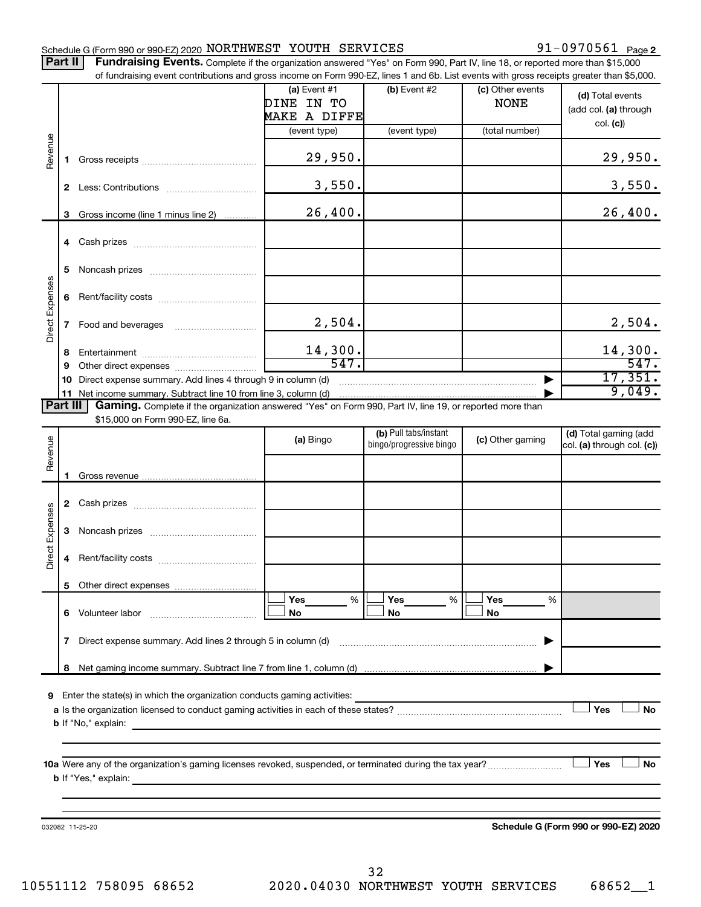Schedule G (Form 990 or 990-EZ) 2020 NORTHWEST YOUTH SERVICES 91-0970561 Page 2

**Part II** **Fundraising Events.** Complete if the organization answered "Yes" on Form 990, Part IV, line 18, or reported more than $15,000 of fundraising event contributions and gross income on Form 990-EZ, lines 1 and 6b. List events with gross receipts greater than $5,000.

| | | (a) Event #1 DINE IN TO MAKE A DIFFE (event type) | (b) Event #2 (event type) | (c) Other events NONE (total number) | (d) Total events (add col. (a) through col. (c)) |
|---|---|---|---|---|---|
| Revenue | 1 Gross receipts | 29,950. | | | 29,950. |
| | 2 Less: Contributions | 3,550. | | | 3,550. |
| | 3 Gross income (line 1 minus line 2) | 26,400. | | | 26,400. |
| Direct Expenses | 4 Cash prizes | | | | |
| | 5 Noncash prizes | | | | |
| | 6 Rent/facility costs | | | | |
| | 7 Food and beverages | 2,504. | | | 2,504. |
| | 8 Entertainment | 14,300. | | | 14,300. |
| | 9 Other direct expenses | 547. | | | 547. |
| | 10 Direct expense summary. Add lines 4 through 9 in column (d) | | | ▶ | 17,351. |
| | 11 Net income summary. Subtract line 10 from line 3, column (d) | | | ▶ | 9,049. |

**Part III** **Gaming.** Complete if the organization answered "Yes" on Form 990, Part IV, line 19, or reported more than $15,000 on Form 990-EZ, line 6a.

| | | (a) Bingo | (b) Pull tabs/instant bingo/progressive bingo | (c) Other gaming | (d) Total gaming (add col. (a) through col. (c)) |
|---|---|---|---|---|---|
| Revenue | 1 Gross revenue | | | | |
| Direct Expenses | 2 Cash prizes | | | | |
| | 3 Noncash prizes | | | | |
| | 4 Rent/facility costs | | | | |
| | 5 Other direct expenses | | | | |
| | 6 Volunteer labor | ☐ Yes ___ % ☐ No | ☐ Yes ___ % ☐ No | ☐ Yes ___ % ☐ No | |
| | 7 Direct expense summary. Add lines 2 through 5 in column (d) | | | ▶ | |
| | 8 Net gaming income summary. Subtract line 7 from line 1, column (d) | | | ▶ | |

9 Enter the state(s) in which the organization conducts gaming activities:

a Is the organization licensed to conduct gaming activities in each of these states? ☐ Yes ☐ No

b If "No," explain:

10a Were any of the organization's gaming licenses revoked, suspended, or terminated during the tax year? ☐ Yes ☐ No

b If "Yes," explain:

032082 11-25-20 **Schedule G (Form 990 or 990-EZ) 2020**

10551112 758095 68652 2020.04030 NORTHWEST YOUTH SERVICES 68652__1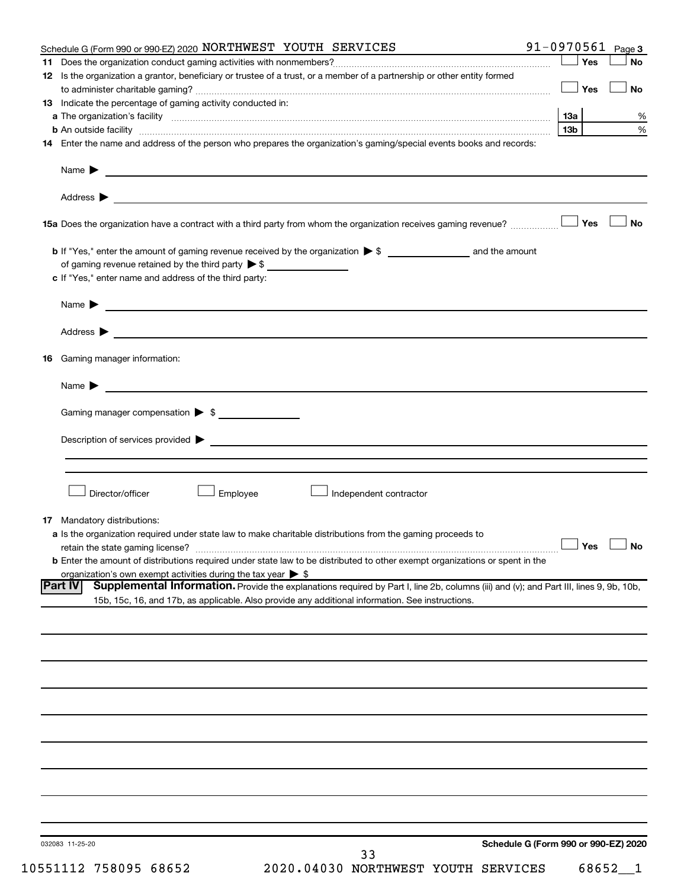Schedule G (Form 990 or 990-EZ) 2020 NORTHWEST YOUTH SERVICES 91-0970561 Page 3

**11** Does the organization conduct gaming activities with nonmembers? ☐ Yes ☐ No

**12** Is the organization a grantor, beneficiary or trustee of a trust, or a member of a partnership or other entity formed to administer charitable gaming? ☐ Yes ☐ No

**13** Indicate the percentage of gaming activity conducted in:

**a** The organization's facility **13a** %

**b** An outside facility **13b** %

**14** Enter the name and address of the person who prepares the organization's gaming/special events books and records:

Name ▶

Address ▶

**15a** Does the organization have a contract with a third party from whom the organization receives gaming revenue? ☐ Yes ☐ No

**b** If "Yes," enter the amount of gaming revenue received by the organization ▶ $ ______ and the amount of gaming revenue retained by the third party ▶ $ ______

**c** If "Yes," enter name and address of the third party:

Name ▶

Address ▶

**16** Gaming manager information:

Name ▶

Gaming manager compensation ▶ $

Description of services provided ▶

☐ Director/officer ☐ Employee ☐ Independent contractor

**17** Mandatory distributions:

**a** Is the organization required under state law to make charitable distributions from the gaming proceeds to retain the state gaming license? ☐ Yes ☐ No

**b** Enter the amount of distributions required under state law to be distributed to other exempt organizations or spent in the organization's own exempt activities during the tax year ▶ $

**Part IV** **Supplemental Information.** Provide the explanations required by Part I, line 2b, columns (iii) and (v); and Part III, lines 9, 9b, 10b, 15b, 15c, 16, and 17b, as applicable. Also provide any additional information. See instructions.

032083 11-25-20

**Schedule G (Form 990 or 990-EZ) 2020**

10551112 758095 68652 2020.04030 NORTHWEST YOUTH SERVICES 68652__1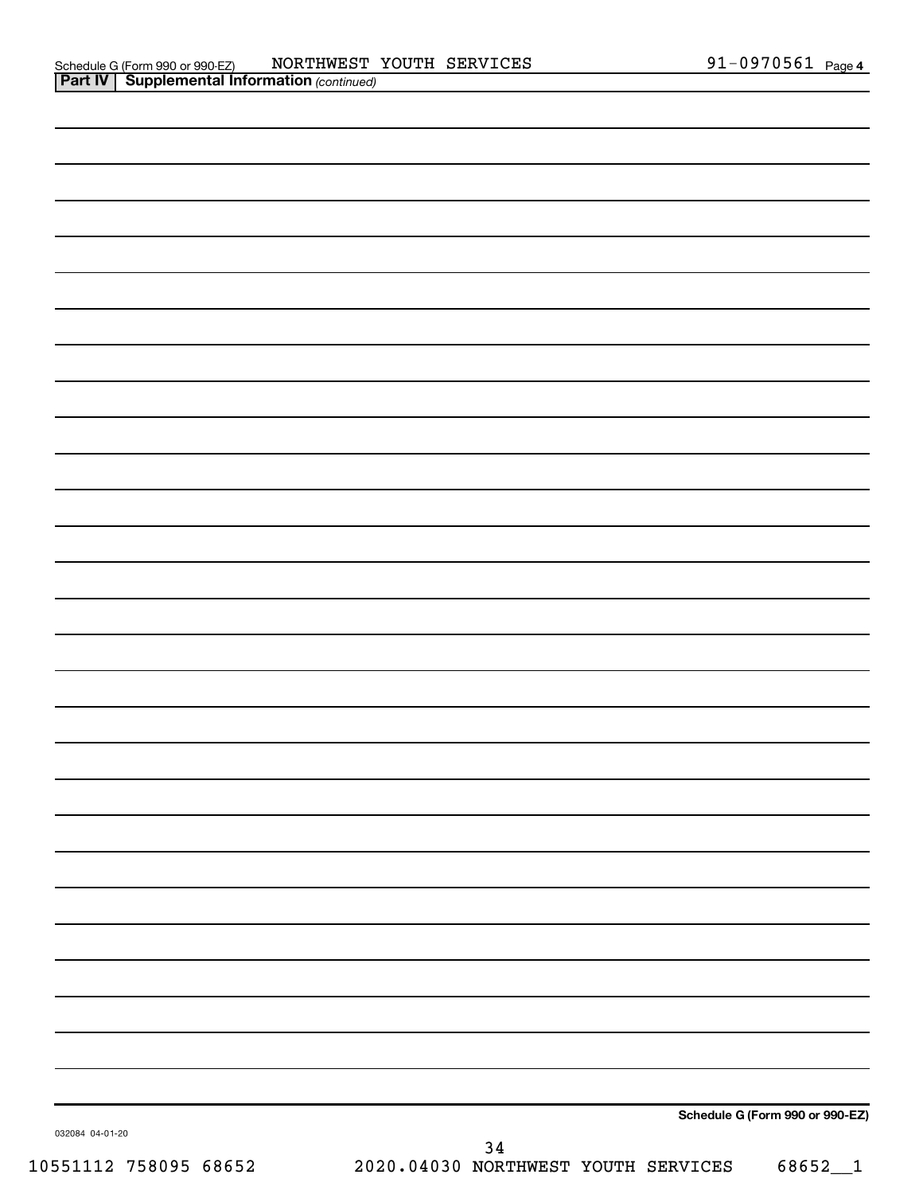Schedule G (Form 990 or 990-EZ) NORTHWEST YOUTH SERVICES 91-0970561 Page 4

**Part IV | Supplemental Information** *(continued)*

**Schedule G (Form 990 or 990-EZ)**

032084 04-01-20

10551112 758095 68652 2020.04030 NORTHWEST YOUTH SERVICES 68652__1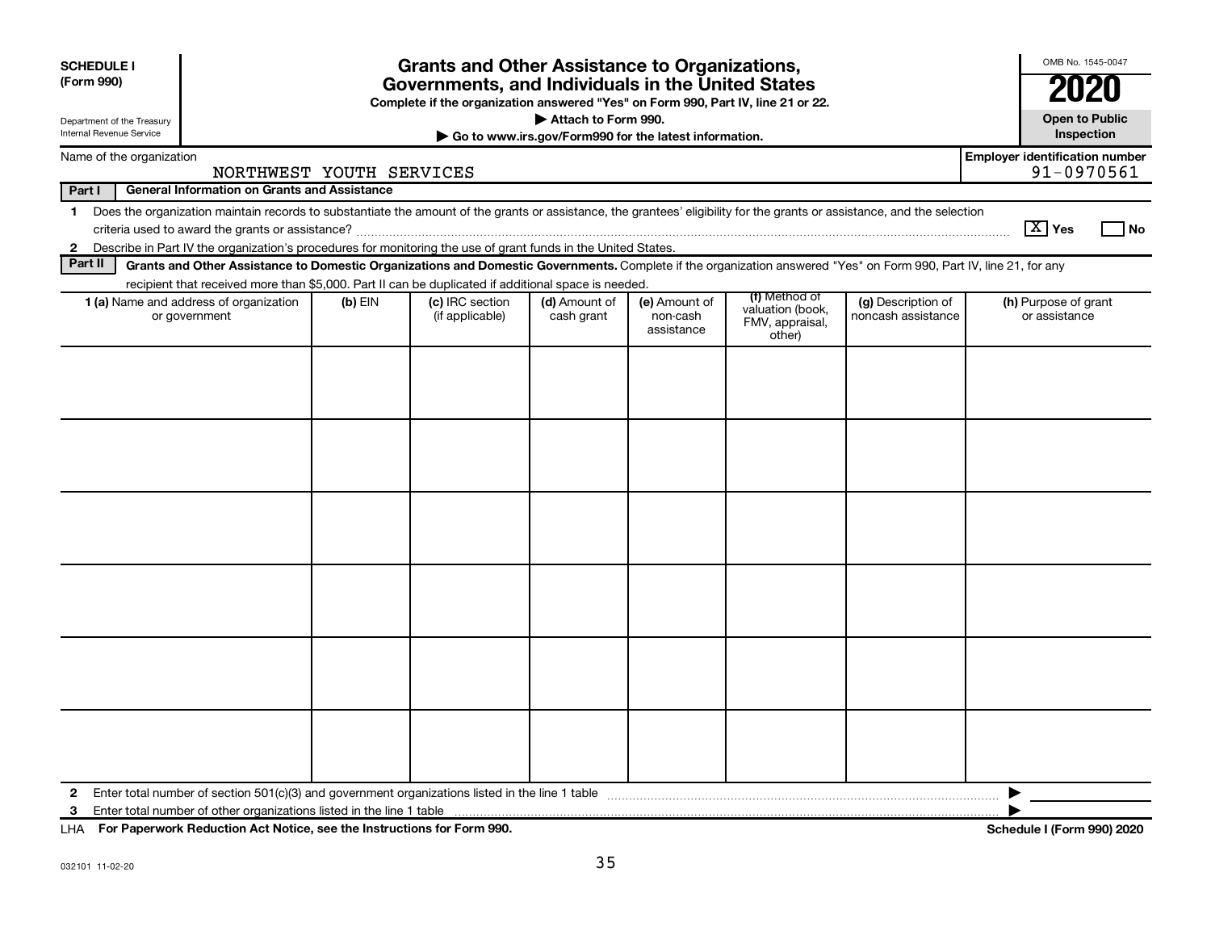**SCHEDULE I (Form 990)**

Department of the Treasury
Internal Revenue Service

# Grants and Other Assistance to Organizations, Governments, and Individuals in the United States

**Complete if the organization answered "Yes" on Form 990, Part IV, line 21 or 22.**

**▶ Attach to Form 990.**

**▶ Go to www.irs.gov/Form990 for the latest information.**

OMB No. 1545-0047

**2020**

**Open to Public Inspection**

Name of the organization: NORTHWEST YOUTH SERVICES

**Employer identification number:** 91-0970561

**Part I — General Information on Grants and Assistance**

1 Does the organization maintain records to substantiate the amount of the grants or assistance, the grantees' eligibility for the grants or assistance, and the selection criteria used to award the grants or assistance? [X] Yes [ ] No

2 Describe in Part IV the organization's procedures for monitoring the use of grant funds in the United States.

**Part II — Grants and Other Assistance to Domestic Organizations and Domestic Governments.** Complete if the organization answered "Yes" on Form 990, Part IV, line 21, for any recipient that received more than $5,000. Part II can be duplicated if additional space is needed.

| 1 (a) Name and address of organization or government | (b) EIN | (c) IRC section (if applicable) | (d) Amount of cash grant | (e) Amount of non-cash assistance | (f) Method of valuation (book, FMV, appraisal, other) | (g) Description of noncash assistance | (h) Purpose of grant or assistance |
|---|---|---|---|---|---|---|---|
| | | | | | | | |
| | | | | | | | |
| | | | | | | | |
| | | | | | | | |
| | | | | | | | |
| | | | | | | | |

2 Enter total number of section 501(c)(3) and government organizations listed in the line 1 table ▶

3 Enter total number of other organizations listed in the line 1 table ▶

LHA **For Paperwork Reduction Act Notice, see the Instructions for Form 990.** **Schedule I (Form 990) 2020**

032101 11-02-20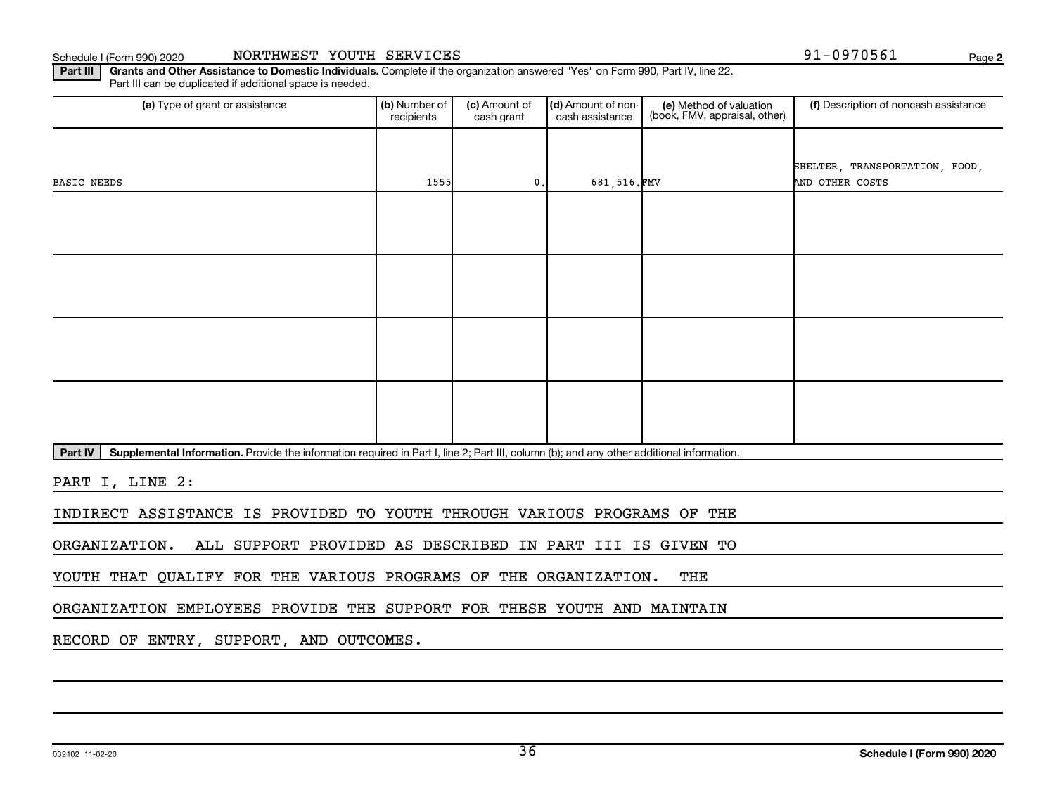Schedule I (Form 990) 2020 NORTHWEST YOUTH SERVICES 91-0970561 Page 2

**Part III** **Grants and Other Assistance to Domestic Individuals.** Complete if the organization answered "Yes" on Form 990, Part IV, line 22. Part III can be duplicated if additional space is needed.

| (a) Type of grant or assistance | (b) Number of recipients | (c) Amount of cash grant | (d) Amount of non-cash assistance | (e) Method of valuation (book, FMV, appraisal, other) | (f) Description of noncash assistance |
|---|---|---|---|---|---|
| BASIC NEEDS | 1555 | 0. | 681,516. | FMV | SHELTER, TRANSPORTATION, FOOD, AND OTHER COSTS |
| | | | | | |
| | | | | | |
| | | | | | |
| | | | | | |

**Part IV** **Supplemental Information.** Provide the information required in Part I, line 2; Part III, column (b); and any other additional information.

PART I, LINE 2:

INDIRECT ASSISTANCE IS PROVIDED TO YOUTH THROUGH VARIOUS PROGRAMS OF THE ORGANIZATION. ALL SUPPORT PROVIDED AS DESCRIBED IN PART III IS GIVEN TO YOUTH THAT QUALIFY FOR THE VARIOUS PROGRAMS OF THE ORGANIZATION. THE ORGANIZATION EMPLOYEES PROVIDE THE SUPPORT FOR THESE YOUTH AND MAINTAIN RECORD OF ENTRY, SUPPORT, AND OUTCOMES.

032102 11-02-20 **Schedule I (Form 990) 2020**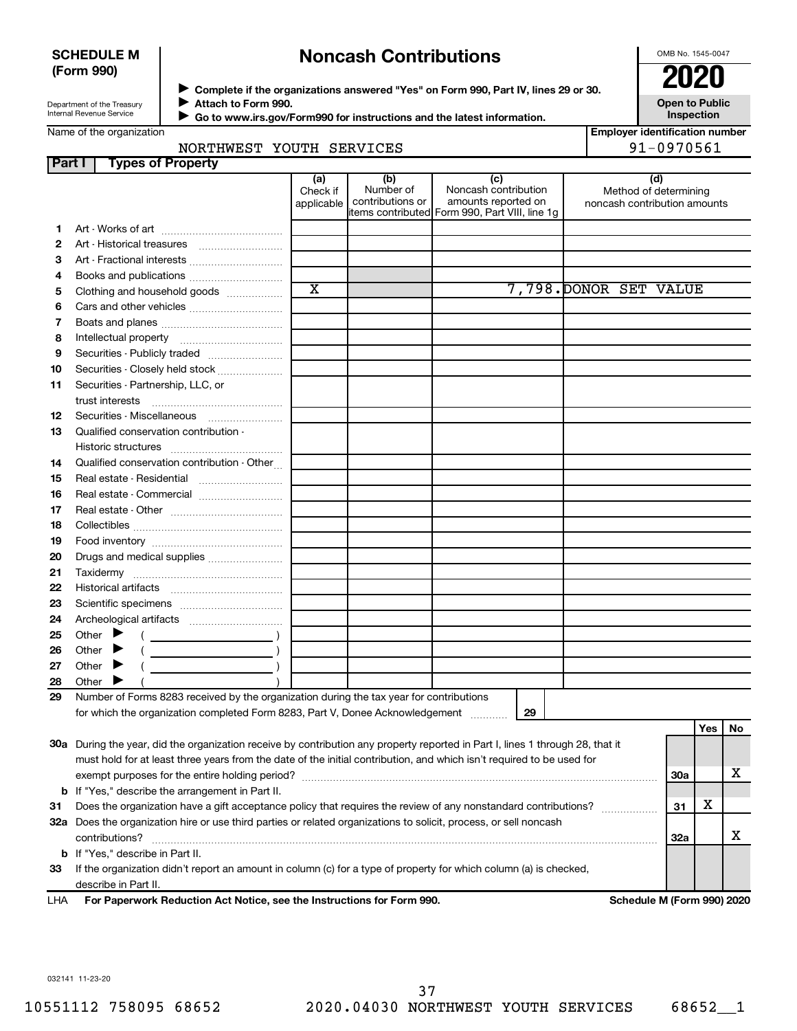**SCHEDULE M (Form 990)**

Department of the Treasury
Internal Revenue Service

# Noncash Contributions

▶ Complete if the organizations answered "Yes" on Form 990, Part IV, lines 29 or 30.
▶ Attach to Form 990.
▶ Go to www.irs.gov/Form990 for instructions and the latest information.

OMB No. 1545-0047

**2020**

**Open to Public Inspection**

Name of the organization: NORTHWEST YOUTH SERVICES

Employer identification number: 91-0970561

## Part I Types of Property

| | | (a) Check if applicable | (b) Number of contributions or items contributed | (c) Noncash contribution amounts reported on Form 990, Part VIII, line 1g | (d) Method of determining noncash contribution amounts |
|---|---|---|---|---|---|
| 1 | Art - Works of art | | | | |
| 2 | Art - Historical treasures | | | | |
| 3 | Art - Fractional interests | | | | |
| 4 | Books and publications | | | | |
| 5 | Clothing and household goods | X | | 7,798. | DONOR SET VALUE |
| 6 | Cars and other vehicles | | | | |
| 7 | Boats and planes | | | | |
| 8 | Intellectual property | | | | |
| 9 | Securities - Publicly traded | | | | |
| 10 | Securities - Closely held stock | | | | |
| 11 | Securities - Partnership, LLC, or trust interests | | | | |
| 12 | Securities - Miscellaneous | | | | |
| 13 | Qualified conservation contribution - Historic structures | | | | |
| 14 | Qualified conservation contribution - Other | | | | |
| 15 | Real estate - Residential | | | | |
| 16 | Real estate - Commercial | | | | |
| 17 | Real estate - Other | | | | |
| 18 | Collectibles | | | | |
| 19 | Food inventory | | | | |
| 20 | Drugs and medical supplies | | | | |
| 21 | Taxidermy | | | | |
| 22 | Historical artifacts | | | | |
| 23 | Scientific specimens | | | | |
| 24 | Archeological artifacts | | | | |
| 25 | Other ▶ ( ) | | | | |
| 26 | Other ▶ ( ) | | | | |
| 27 | Other ▶ ( ) | | | | |
| 28 | Other ▶ ( ) | | | | |

29 Number of Forms 8283 received by the organization during the tax year for contributions for which the organization completed Form 8283, Part V, Donee Acknowledgement ..... **29**

| | | | Yes | No |
|---|---|---|---|---|
| 30a | During the year, did the organization receive by contribution any property reported in Part I, lines 1 through 28, that it must hold for at least three years from the date of the initial contribution, and which isn't required to be used for exempt purposes for the entire holding period? | 30a | | X |
| b | If "Yes," describe the arrangement in Part II. | | | |
| 31 | Does the organization have a gift acceptance policy that requires the review of any nonstandard contributions? | 31 | X | |
| 32a | Does the organization hire or use third parties or related organizations to solicit, process, or sell noncash contributions? | 32a | | X |
| b | If "Yes," describe in Part II. | | | |
| 33 | If the organization didn't report an amount in column (c) for a type of property for which column (a) is checked, describe in Part II. | | | |

LHA **For Paperwork Reduction Act Notice, see the Instructions for Form 990.** **Schedule M (Form 990) 2020**

032141 11-23-20

10551112 758095 68652 2020.04030 NORTHWEST YOUTH SERVICES 68652__1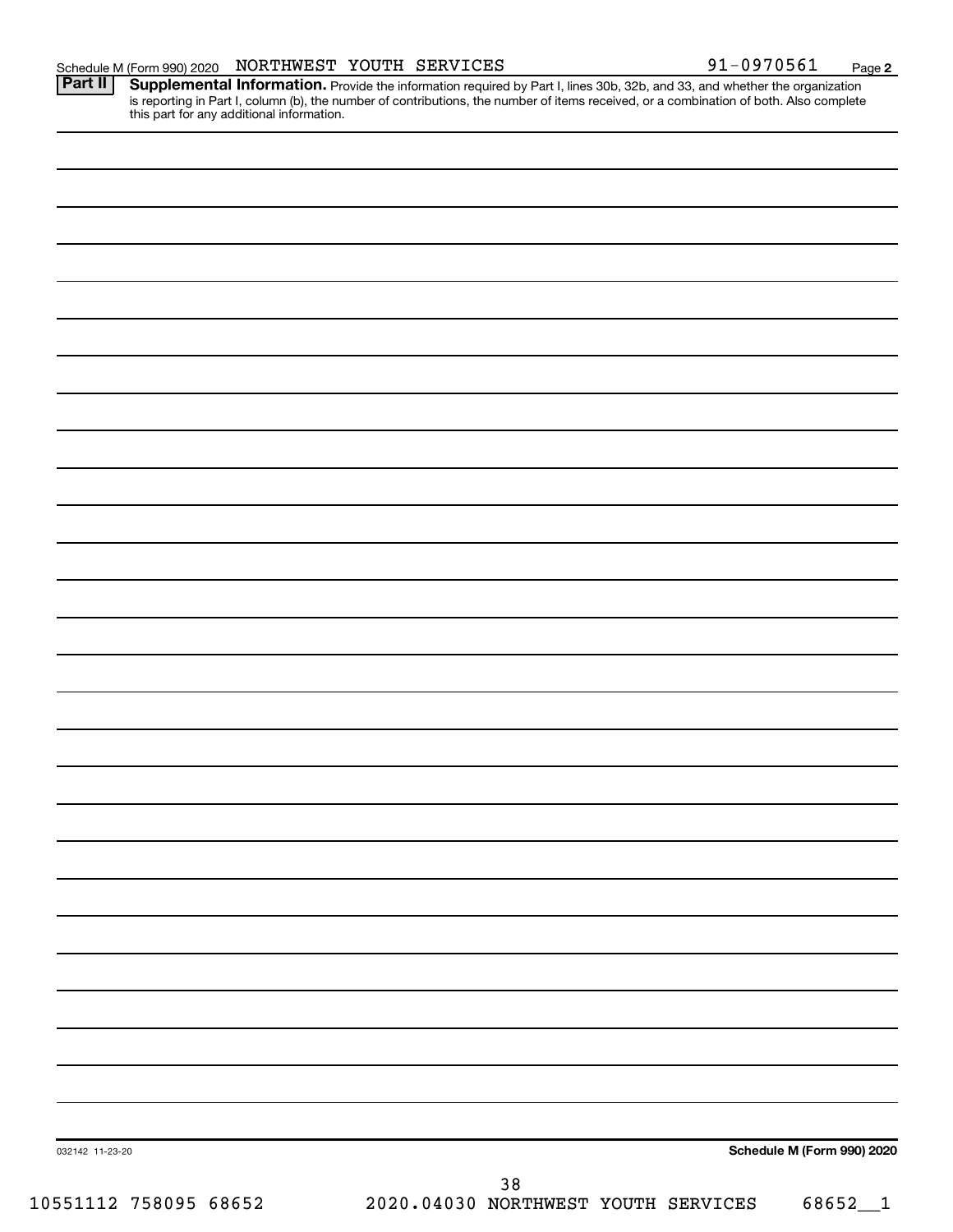Schedule M (Form 990) 2020 NORTHWEST YOUTH SERVICES 91-0970561 Page 2

**Part II** **Supplemental Information.** Provide the information required by Part I, lines 30b, 32b, and 33, and whether the organization is reporting in Part I, column (b), the number of contributions, the number of items received, or a combination of both. Also complete this part for any additional information.

032142 11-23-20

**Schedule M (Form 990) 2020**

10551112 758095 68652 2020.04030 NORTHWEST YOUTH SERVICES 68652__1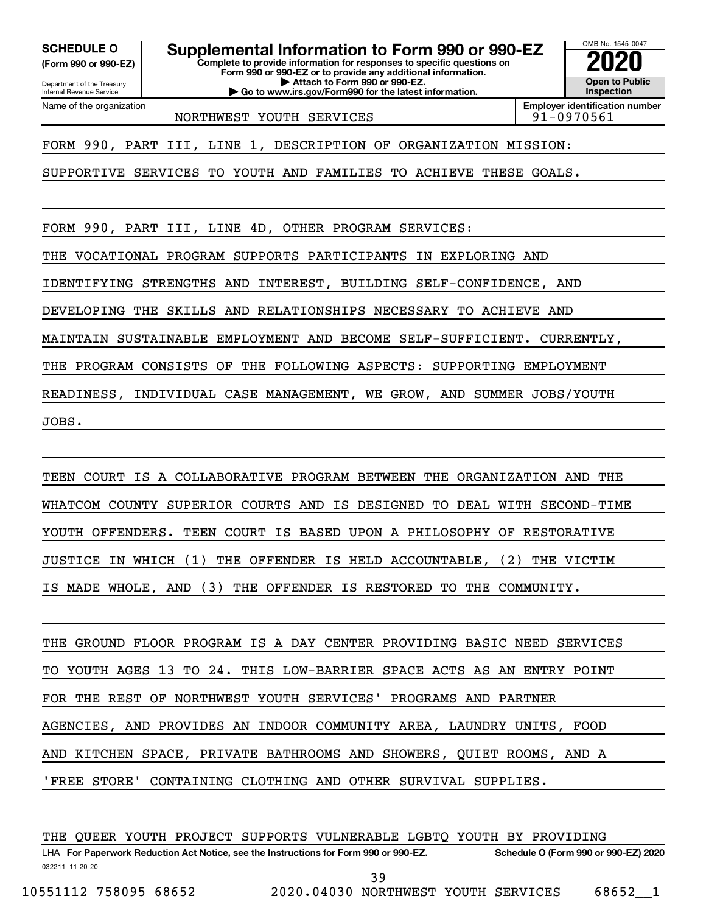**SCHEDULE O (Form 990 or 990-EZ)**

Department of the Treasury
Internal Revenue Service

# Supplemental Information to Form 990 or 990-EZ

**Complete to provide information for responses to specific questions on Form 990 or 990-EZ or to provide any additional information.**
**▶ Attach to Form 990 or 990-EZ.**
**▶ Go to www.irs.gov/Form990 for the latest information.**

OMB No. 1545-0047
**2020**
**Open to Public Inspection**

Name of the organization: NORTHWEST YOUTH SERVICES

**Employer identification number:** 91-0970561

FORM 990, PART III, LINE 1, DESCRIPTION OF ORGANIZATION MISSION:

SUPPORTIVE SERVICES TO YOUTH AND FAMILIES TO ACHIEVE THESE GOALS.

FORM 990, PART III, LINE 4D, OTHER PROGRAM SERVICES:

THE VOCATIONAL PROGRAM SUPPORTS PARTICIPANTS IN EXPLORING AND IDENTIFYING STRENGTHS AND INTEREST, BUILDING SELF-CONFIDENCE, AND DEVELOPING THE SKILLS AND RELATIONSHIPS NECESSARY TO ACHIEVE AND MAINTAIN SUSTAINABLE EMPLOYMENT AND BECOME SELF-SUFFICIENT. CURRENTLY, THE PROGRAM CONSISTS OF THE FOLLOWING ASPECTS: SUPPORTING EMPLOYMENT READINESS, INDIVIDUAL CASE MANAGEMENT, WE GROW, AND SUMMER JOBS/YOUTH JOBS.

TEEN COURT IS A COLLABORATIVE PROGRAM BETWEEN THE ORGANIZATION AND THE WHATCOM COUNTY SUPERIOR COURTS AND IS DESIGNED TO DEAL WITH SECOND-TIME YOUTH OFFENDERS. TEEN COURT IS BASED UPON A PHILOSOPHY OF RESTORATIVE JUSTICE IN WHICH (1) THE OFFENDER IS HELD ACCOUNTABLE, (2) THE VICTIM IS MADE WHOLE, AND (3) THE OFFENDER IS RESTORED TO THE COMMUNITY.

THE GROUND FLOOR PROGRAM IS A DAY CENTER PROVIDING BASIC NEED SERVICES TO YOUTH AGES 13 TO 24. THIS LOW-BARRIER SPACE ACTS AS AN ENTRY POINT FOR THE REST OF NORTHWEST YOUTH SERVICES' PROGRAMS AND PARTNER AGENCIES, AND PROVIDES AN INDOOR COMMUNITY AREA, LAUNDRY UNITS, FOOD AND KITCHEN SPACE, PRIVATE BATHROOMS AND SHOWERS, QUIET ROOMS, AND A 'FREE STORE' CONTAINING CLOTHING AND OTHER SURVIVAL SUPPLIES.

THE QUEER YOUTH PROJECT SUPPORTS VULNERABLE LGBTQ YOUTH BY PROVIDING

LHA **For Paperwork Reduction Act Notice, see the Instructions for Form 990 or 990-EZ.** **Schedule O (Form 990 or 990-EZ) 2020**
032211 11-20-20

10551112 758095 68652 2020.04030 NORTHWEST YOUTH SERVICES 68652__1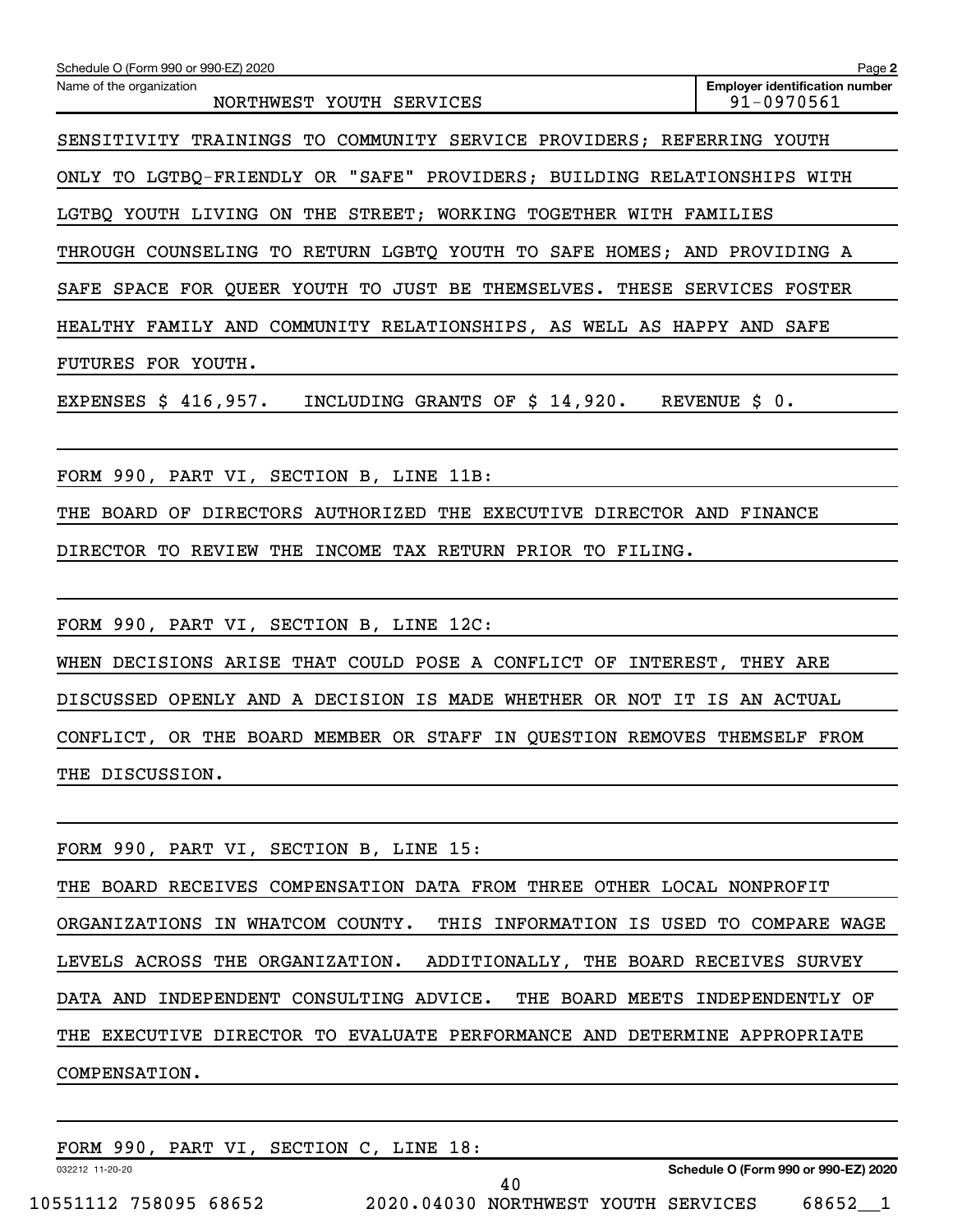SENSITIVITY TRAININGS TO COMMUNITY SERVICE PROVIDERS; REFERRING YOUTH ONLY TO LGTBQ-FRIENDLY OR "SAFE" PROVIDERS; BUILDING RELATIONSHIPS WITH LGTBQ YOUTH LIVING ON THE STREET; WORKING TOGETHER WITH FAMILIES THROUGH COUNSELING TO RETURN LGBTQ YOUTH TO SAFE HOMES; AND PROVIDING A SAFE SPACE FOR QUEER YOUTH TO JUST BE THEMSELVES. THESE SERVICES FOSTER HEALTHY FAMILY AND COMMUNITY RELATIONSHIPS, AS WELL AS HAPPY AND SAFE FUTURES FOR YOUTH.

EXPENSES $ 416,957. INCLUDING GRANTS OF $ 14,920. REVENUE $ 0.

FORM 990, PART VI, SECTION B, LINE 11B:

THE BOARD OF DIRECTORS AUTHORIZED THE EXECUTIVE DIRECTOR AND FINANCE DIRECTOR TO REVIEW THE INCOME TAX RETURN PRIOR TO FILING.

FORM 990, PART VI, SECTION B, LINE 12C:

WHEN DECISIONS ARISE THAT COULD POSE A CONFLICT OF INTEREST, THEY ARE DISCUSSED OPENLY AND A DECISION IS MADE WHETHER OR NOT IT IS AN ACTUAL CONFLICT, OR THE BOARD MEMBER OR STAFF IN QUESTION REMOVES THEMSELF FROM THE DISCUSSION.

FORM 990, PART VI, SECTION B, LINE 15:

THE BOARD RECEIVES COMPENSATION DATA FROM THREE OTHER LOCAL NONPROFIT ORGANIZATIONS IN WHATCOM COUNTY. THIS INFORMATION IS USED TO COMPARE WAGE LEVELS ACROSS THE ORGANIZATION. ADDITIONALLY, THE BOARD RECEIVES SURVEY DATA AND INDEPENDENT CONSULTING ADVICE. THE BOARD MEETS INDEPENDENTLY OF THE EXECUTIVE DIRECTOR TO EVALUATE PERFORMANCE AND DETERMINE APPROPRIATE COMPENSATION.

FORM 990, PART VI, SECTION C, LINE 18: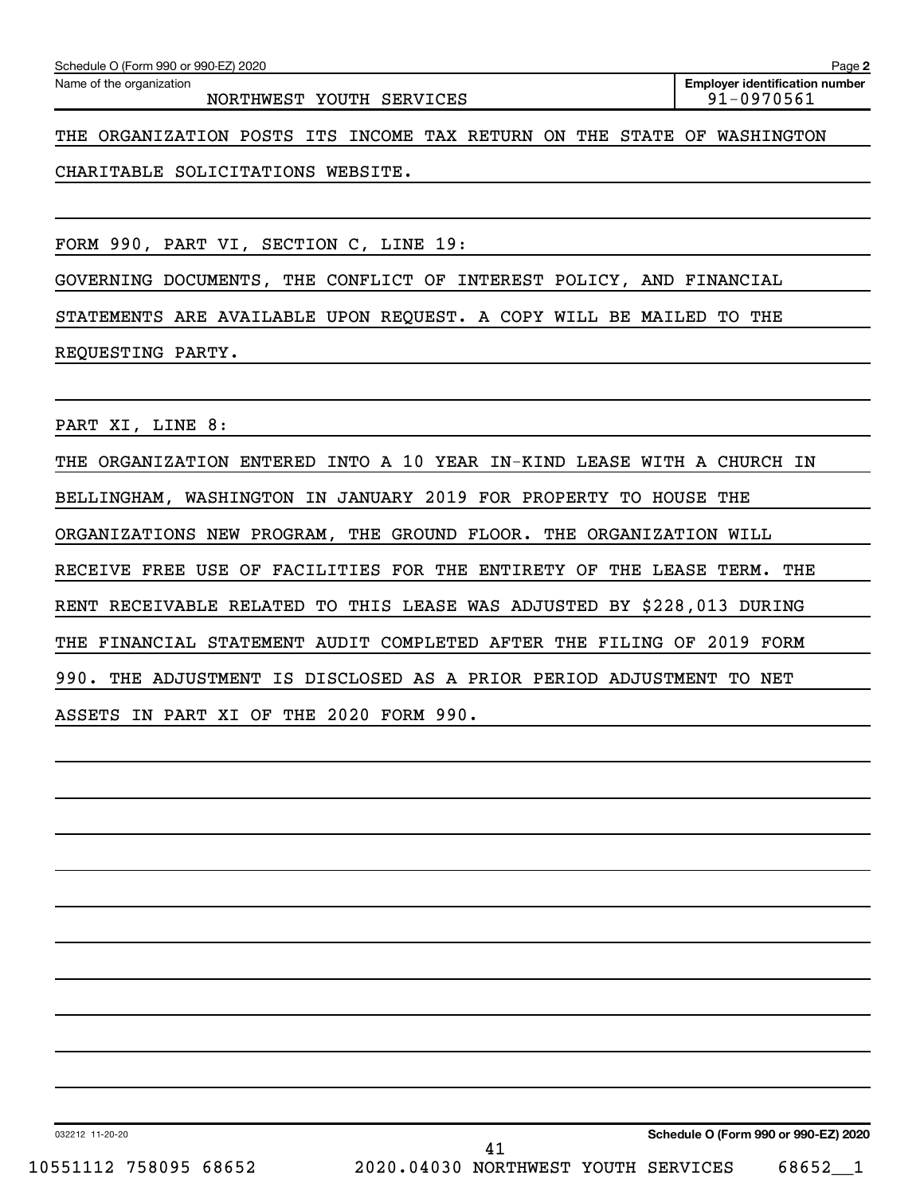Schedule O (Form 990 or 990-EZ) 2020

Name of the organization: NORTHWEST YOUTH SERVICES

Employer identification number: 91-0970561

THE ORGANIZATION POSTS ITS INCOME TAX RETURN ON THE STATE OF WASHINGTON CHARITABLE SOLICITATIONS WEBSITE.

FORM 990, PART VI, SECTION C, LINE 19:

GOVERNING DOCUMENTS, THE CONFLICT OF INTEREST POLICY, AND FINANCIAL STATEMENTS ARE AVAILABLE UPON REQUEST. A COPY WILL BE MAILED TO THE REQUESTING PARTY.

PART XI, LINE 8:

THE ORGANIZATION ENTERED INTO A 10 YEAR IN-KIND LEASE WITH A CHURCH IN BELLINGHAM, WASHINGTON IN JANUARY 2019 FOR PROPERTY TO HOUSE THE ORGANIZATIONS NEW PROGRAM, THE GROUND FLOOR. THE ORGANIZATION WILL RECEIVE FREE USE OF FACILITIES FOR THE ENTIRETY OF THE LEASE TERM. THE RENT RECEIVABLE RELATED TO THIS LEASE WAS ADJUSTED BY $228,013 DURING THE FINANCIAL STATEMENT AUDIT COMPLETED AFTER THE FILING OF 2019 FORM 990. THE ADJUSTMENT IS DISCLOSED AS A PRIOR PERIOD ADJUSTMENT TO NET ASSETS IN PART XI OF THE 2020 FORM 990.

Schedule O (Form 990 or 990-EZ) 2020